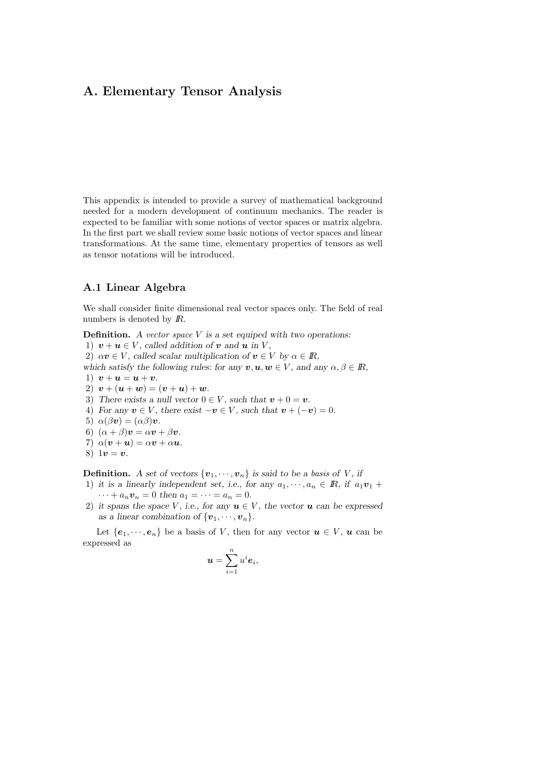# A. Elementary Tensor Analysis

This appendix is intended to provide a survey of mathematical background needed for a modern development of continuum mechanics. The reader is expected to be familiar with some notions of vector spaces or matrix algebra. In the first part we shall review some basic notions of vector spaces and linear transformations. At the same time, elementary properties of tensors as well as tensor notations will be introduced.

## A.1 Linear Algebra

We shall consider finite dimensional real vector spaces only. The field of real numbers is denoted by $I\!R$.

**Definition.** *A vector space $V$ is a set equiped with two operations:*

1) $\boldsymbol{v} + \boldsymbol{u} \in V$*, called addition of* $\boldsymbol{v}$ *and* $\boldsymbol{u}$ *in* $V$*,*
2) $\alpha\boldsymbol{v} \in V$*, called scalar multiplication of* $\boldsymbol{v} \in V$ *by* $\alpha \in I\!R$*,*

*which satisfy the following rules: for any* $\boldsymbol{v}, \boldsymbol{u}, \boldsymbol{w} \in V$*, and any* $\alpha, \beta \in I\!R$*,*

1) $\boldsymbol{v} + \boldsymbol{u} = \boldsymbol{u} + \boldsymbol{v}$.
2) $\boldsymbol{v} + (\boldsymbol{u} + \boldsymbol{w}) = (\boldsymbol{v} + \boldsymbol{u}) + \boldsymbol{w}$.
3) *There exists a null vector* $0 \in V$*, such that* $\boldsymbol{v} + 0 = \boldsymbol{v}$.
4) *For any* $\boldsymbol{v} \in V$*, there exist* $-\boldsymbol{v} \in V$*, such that* $\boldsymbol{v} + (-\boldsymbol{v}) = 0$.
5) $\alpha(\beta\boldsymbol{v}) = (\alpha\beta)\boldsymbol{v}$.
6) $(\alpha + \beta)\boldsymbol{v} = \alpha\boldsymbol{v} + \beta\boldsymbol{v}$.
7) $\alpha(\boldsymbol{v} + \boldsymbol{u}) = \alpha\boldsymbol{v} + \alpha\boldsymbol{u}$.
8) $1\boldsymbol{v} = \boldsymbol{v}$.

**Definition.** *A set of vectors* $\{\boldsymbol{v}_1, \cdots, \boldsymbol{v}_n\}$ *is said to be a basis of* $V$*, if*

1) *it is a linearly independent set, i.e., for any* $a_1, \cdots, a_n \in I\!R$*, if* $a_1\boldsymbol{v}_1 + \cdots + a_n\boldsymbol{v}_n = 0$ *then* $a_1 = \cdots = a_n = 0$.
2) *it spans the space* $V$*, i.e., for any* $\boldsymbol{u} \in V$*, the vector* $\boldsymbol{u}$ *can be expressed as a linear combination of* $\{\boldsymbol{v}_1, \cdots, \boldsymbol{v}_n\}$.

Let $\{\boldsymbol{e}_1, \cdots, \boldsymbol{e}_n\}$ be a basis of $V$, then for any vector $\boldsymbol{u} \in V$, $\boldsymbol{u}$ can be expressed as

$$\boldsymbol{u} = \sum_{i=1}^{n} u^i \boldsymbol{e}_i,$$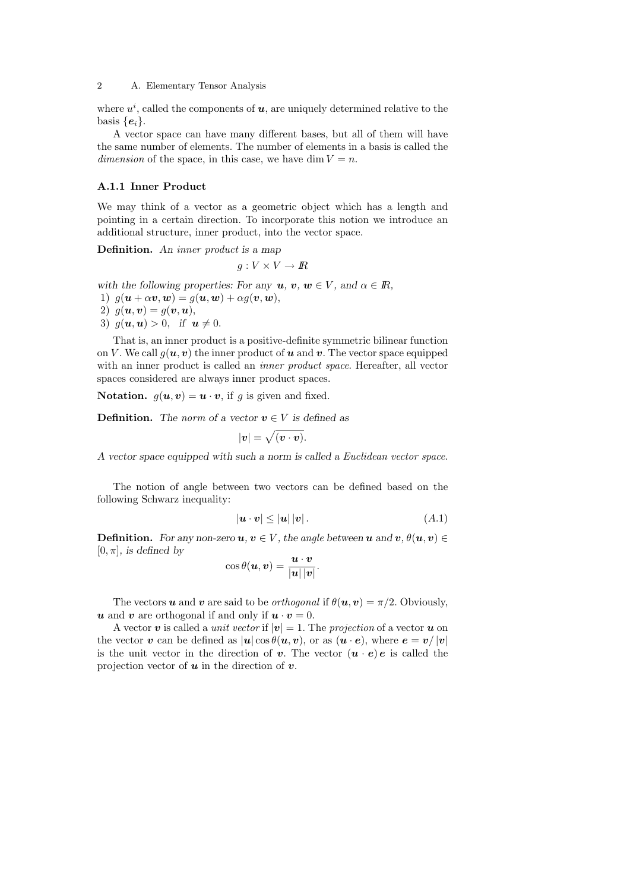where $u^i$, called the components of $\boldsymbol{u}$, are uniquely determined relative to the basis $\{\boldsymbol{e}_i\}$.

A vector space can have many different bases, but all of them will have the same number of elements. The number of elements in a basis is called the *dimension* of the space, in this case, we have $\dim V = n$.

### A.1.1 Inner Product

We may think of a vector as a geometric object which has a length and pointing in a certain direction. To incorporate this notion we introduce an additional structure, inner product, into the vector space.

**Definition.** *An inner product is a map*

$$g : V \times V \to I\!R$$

*with the following properties: For any* $\boldsymbol{u}$, $\boldsymbol{v}$, $\boldsymbol{w} \in V$, *and* $\alpha \in I\!R$,

1) $g(\boldsymbol{u} + \alpha\boldsymbol{v}, \boldsymbol{w}) = g(\boldsymbol{u}, \boldsymbol{w}) + \alpha g(\boldsymbol{v}, \boldsymbol{w})$,
2) $g(\boldsymbol{u}, \boldsymbol{v}) = g(\boldsymbol{v}, \boldsymbol{u})$,
3) $g(\boldsymbol{u}, \boldsymbol{u}) > 0$, *if* $\boldsymbol{u} \neq 0$.

That is, an inner product is a positive-definite symmetric bilinear function on $V$. We call $g(\boldsymbol{u}, \boldsymbol{v})$ the inner product of $\boldsymbol{u}$ and $\boldsymbol{v}$. The vector space equipped with an inner product is called an *inner product space*. Hereafter, all vector spaces considered are always inner product spaces.

**Notation.** $g(\boldsymbol{u}, \boldsymbol{v}) = \boldsymbol{u} \cdot \boldsymbol{v}$, if $g$ is given and fixed.

**Definition.** *The norm of a vector* $\boldsymbol{v} \in V$ *is defined as*

$$|\boldsymbol{v}| = \sqrt{(\boldsymbol{v} \cdot \boldsymbol{v})}.$$

*A vector space equipped with such a norm is called a Euclidean vector space.*

The notion of angle between two vectors can be defined based on the following Schwarz inequality:

$$|\boldsymbol{u} \cdot \boldsymbol{v}| \leq |\boldsymbol{u}|\,|\boldsymbol{v}|\,. \tag{A.1}$$

**Definition.** *For any non-zero* $\boldsymbol{u}, \boldsymbol{v} \in V$, *the angle between* $\boldsymbol{u}$ *and* $\boldsymbol{v}$, $\theta(\boldsymbol{u}, \boldsymbol{v}) \in [0, \pi]$, *is defined by*

$$\cos\theta(\boldsymbol{u}, \boldsymbol{v}) = \frac{\boldsymbol{u} \cdot \boldsymbol{v}}{|\boldsymbol{u}|\,|\boldsymbol{v}|}.$$

The vectors $\boldsymbol{u}$ and $\boldsymbol{v}$ are said to be *orthogonal* if $\theta(\boldsymbol{u}, \boldsymbol{v}) = \pi/2$. Obviously, $\boldsymbol{u}$ and $\boldsymbol{v}$ are orthogonal if and only if $\boldsymbol{u} \cdot \boldsymbol{v} = 0$.

A vector $\boldsymbol{v}$ is called a *unit vector* if $|\boldsymbol{v}| = 1$. The *projection* of a vector $\boldsymbol{u}$ on the vector $\boldsymbol{v}$ can be defined as $|\boldsymbol{u}| \cos\theta(\boldsymbol{u}, \boldsymbol{v})$, or as $(\boldsymbol{u} \cdot \boldsymbol{e})$, where $\boldsymbol{e} = \boldsymbol{v}/\,|\boldsymbol{v}|$ is the unit vector in the direction of $\boldsymbol{v}$. The vector $(\boldsymbol{u} \cdot \boldsymbol{e})\,\boldsymbol{e}$ is called the projection vector of $\boldsymbol{u}$ in the direction of $\boldsymbol{v}$.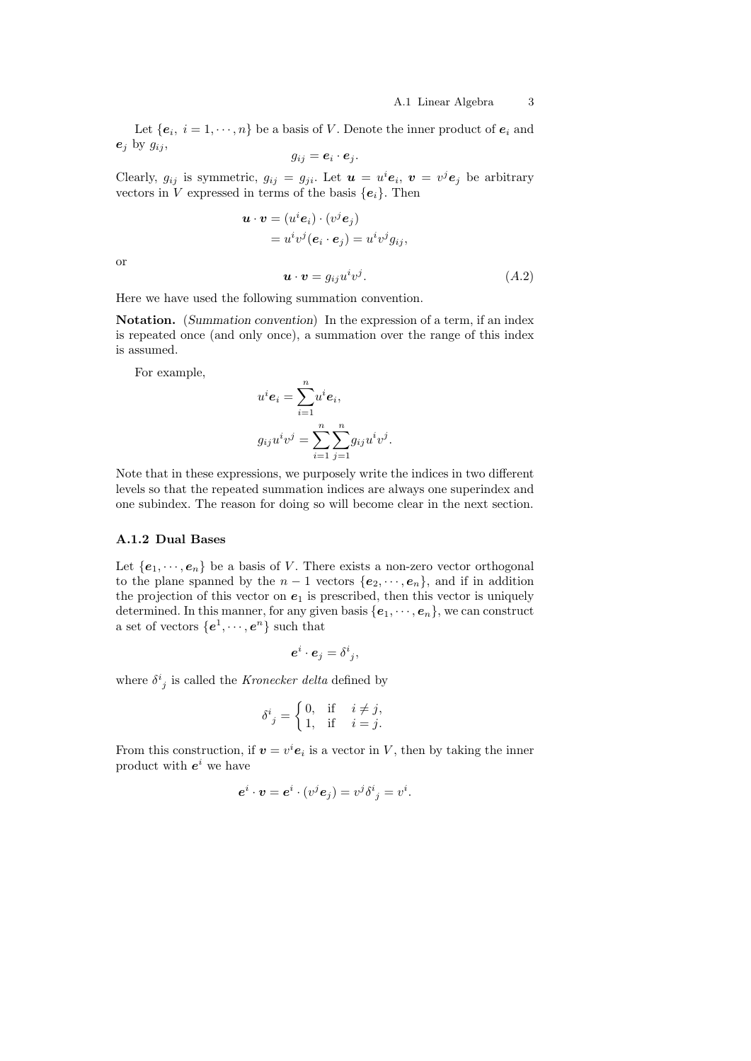Let $\{\boldsymbol{e}_i,\ i = 1, \cdots, n\}$ be a basis of $V$. Denote the inner product of $\boldsymbol{e}_i$ and $\boldsymbol{e}_j$ by $g_{ij}$,

$$g_{ij} = \boldsymbol{e}_i \cdot \boldsymbol{e}_j.$$

Clearly, $g_{ij}$ is symmetric, $g_{ij} = g_{ji}$. Let $\boldsymbol{u} = u^i \boldsymbol{e}_i$, $\boldsymbol{v} = v^j \boldsymbol{e}_j$ be arbitrary vectors in $V$ expressed in terms of the basis $\{\boldsymbol{e}_i\}$. Then

$$\begin{aligned}
\boldsymbol{u} \cdot \boldsymbol{v} &= (u^i \boldsymbol{e}_i) \cdot (v^j \boldsymbol{e}_j) \\
&= u^i v^j (\boldsymbol{e}_i \cdot \boldsymbol{e}_j) = u^i v^j g_{ij},
\end{aligned}$$

or

$$\boldsymbol{u} \cdot \boldsymbol{v} = g_{ij} u^i v^j. \tag{A.2}$$

Here we have used the following summation convention.

**Notation.** (*Summation convention*) In the expression of a term, if an index is repeated once (and only once), a summation over the range of this index is assumed.

For example,

$$u^i \boldsymbol{e}_i = \sum_{i=1}^{n} u^i \boldsymbol{e}_i,$$

$$g_{ij} u^i v^j = \sum_{i=1}^{n} \sum_{j=1}^{n} g_{ij} u^i v^j.$$

Note that in these expressions, we purposely write the indices in two different levels so that the repeated summation indices are always one superindex and one subindex. The reason for doing so will become clear in the next section.

### A.1.2 Dual Bases

Let $\{\boldsymbol{e}_1, \cdots, \boldsymbol{e}_n\}$ be a basis of $V$. There exists a non-zero vector orthogonal to the plane spanned by the $n-1$ vectors $\{\boldsymbol{e}_2, \cdots, \boldsymbol{e}_n\}$, and if in addition the projection of this vector on $\boldsymbol{e}_1$ is prescribed, then this vector is uniquely determined. In this manner, for any given basis $\{\boldsymbol{e}_1, \cdots, \boldsymbol{e}_n\}$, we can construct a set of vectors $\{\boldsymbol{e}^1, \cdots, \boldsymbol{e}^n\}$ such that

$$\boldsymbol{e}^i \cdot \boldsymbol{e}_j = \delta^i{}_j,$$

where $\delta^i{}_j$ is called the *Kronecker delta* defined by

$$\delta^i{}_j = \begin{cases} 0, & \text{if} \quad i \neq j, \\ 1, & \text{if} \quad i = j. \end{cases}$$

From this construction, if $\boldsymbol{v} = v^i \boldsymbol{e}_i$ is a vector in $V$, then by taking the inner product with $\boldsymbol{e}^i$ we have

$$\boldsymbol{e}^i \cdot \boldsymbol{v} = \boldsymbol{e}^i \cdot (v^j \boldsymbol{e}_j) = v^j \delta^i{}_j = v^i.$$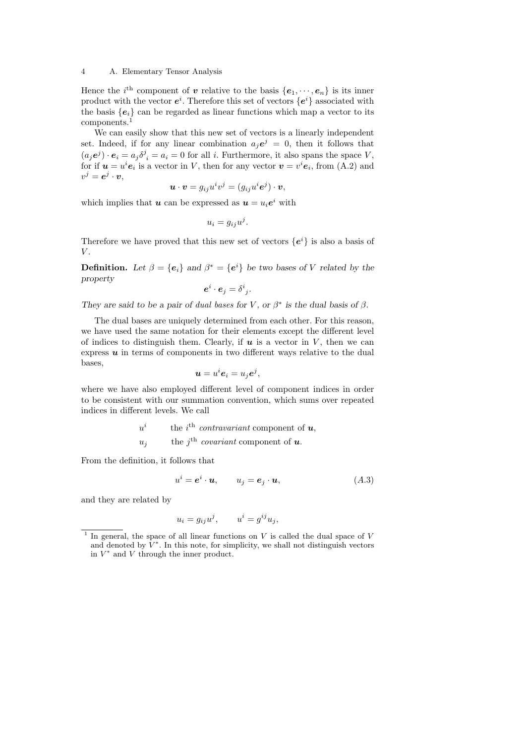Hence the $i^{\text{th}}$ component of $\boldsymbol{v}$ relative to the basis $\{\boldsymbol{e}_1, \cdots, \boldsymbol{e}_n\}$ is its inner product with the vector $\boldsymbol{e}^i$. Therefore this set of vectors $\{\boldsymbol{e}^i\}$ associated with the basis $\{\boldsymbol{e}_i\}$ can be regarded as linear functions which map a vector to its components.[1]

We can easily show that this new set of vectors is a linearly independent set. Indeed, if for any linear combination $a_j \boldsymbol{e}^j = 0$, then it follows that $(a_j \boldsymbol{e}^j) \cdot \boldsymbol{e}_i = a_j \delta^j{}_i = a_i = 0$ for all $i$. Furthermore, it also spans the space $V$, for if $\boldsymbol{u} = u^i \boldsymbol{e}_i$ is a vector in $V$, then for any vector $\boldsymbol{v} = v^i \boldsymbol{e}_i$, from (A.2) and $v^j = \boldsymbol{e}^j \cdot \boldsymbol{v}$,

$$\boldsymbol{u} \cdot \boldsymbol{v} = g_{ij} u^i v^j = (g_{ij} u^i \boldsymbol{e}^j) \cdot \boldsymbol{v},$$

which implies that $\boldsymbol{u}$ can be expressed as $\boldsymbol{u} = u_i \boldsymbol{e}^i$ with

$$u_i = g_{ij} u^j.$$

Therefore we have proved that this new set of vectors $\{\boldsymbol{e}^i\}$ is also a basis of $V$.

**Definition.** *Let $\beta = \{\boldsymbol{e}_i\}$ and $\beta^* = \{\boldsymbol{e}^i\}$ be two bases of $V$ related by the property*

$$\boldsymbol{e}^i \cdot \boldsymbol{e}_j = \delta^i{}_j.$$

*They are said to be a pair of dual bases for $V$, or $\beta^*$ is the dual basis of $\beta$.*

The dual bases are uniquely determined from each other. For this reason, we have used the same notation for their elements except the different level of indices to distinguish them. Clearly, if $\boldsymbol{u}$ is a vector in $V$, then we can express $\boldsymbol{u}$ in terms of components in two different ways relative to the dual bases,

$$\boldsymbol{u} = u^i \boldsymbol{e}_i = u_j \boldsymbol{e}^j,$$

where we have also employed different level of component indices in order to be consistent with our summation convention, which sums over repeated indices in different levels. We call

$u^i$ &nbsp;&nbsp;&nbsp; the $i^{\text{th}}$ *contravariant* component of $\boldsymbol{u}$,

$u_j$ &nbsp;&nbsp;&nbsp; the $j^{\text{th}}$ *covariant* component of $\boldsymbol{u}$.

From the definition, it follows that

$$u^i = \boldsymbol{e}^i \cdot \boldsymbol{u}, \qquad u_j = \boldsymbol{e}_j \cdot \boldsymbol{u}, \tag{A.3}$$

and they are related by

$$u_i = g_{ij} u^j, \qquad u^i = g^{ij} u_j,$$

[1] In general, the space of all linear functions on $V$ is called the dual space of $V$ and denoted by $V^*$. In this note, for simplicity, we shall not distinguish vectors in $V^*$ and $V$ through the inner product.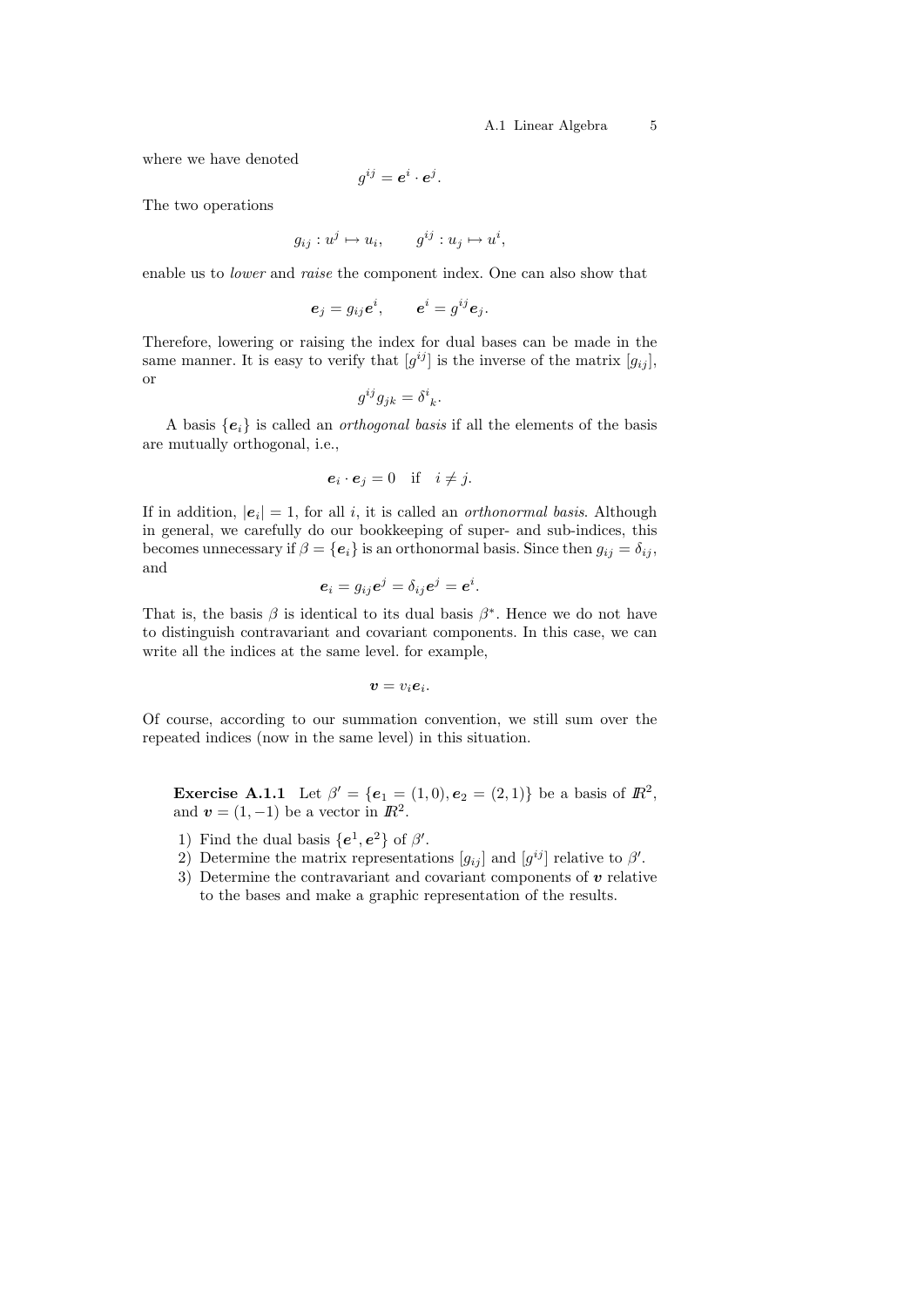where we have denoted

$$g^{ij} = \boldsymbol{e}^i \cdot \boldsymbol{e}^j.$$

The two operations

$$g_{ij} : u^j \mapsto u_i, \qquad g^{ij} : u_j \mapsto u^i,$$

enable us to *lower* and *raise* the component index. One can also show that

$$\boldsymbol{e}_j = g_{ij}\boldsymbol{e}^i, \qquad \boldsymbol{e}^i = g^{ij}\boldsymbol{e}_j.$$

Therefore, lowering or raising the index for dual bases can be made in the same manner. It is easy to verify that $[g^{ij}]$ is the inverse of the matrix $[g_{ij}]$, or

$$g^{ij}g_{jk} = \delta^i{}_k.$$

A basis $\{\boldsymbol{e}_i\}$ is called an *orthogonal basis* if all the elements of the basis are mutually orthogonal, i.e.,

$$\boldsymbol{e}_i \cdot \boldsymbol{e}_j = 0 \quad \text{if} \quad i \neq j.$$

If in addition, $|\boldsymbol{e}_i| = 1$, for all $i$, it is called an *orthonormal basis*. Although in general, we carefully do our bookkeeping of super- and sub-indices, this becomes unnecessary if $\beta = \{\boldsymbol{e}_i\}$ is an orthonormal basis. Since then $g_{ij} = \delta_{ij}$, and

$$\boldsymbol{e}_i = g_{ij}\boldsymbol{e}^j = \delta_{ij}\boldsymbol{e}^j = \boldsymbol{e}^i.$$

That is, the basis $\beta$ is identical to its dual basis $\beta^*$. Hence we do not have to distinguish contravariant and covariant components. In this case, we can write all the indices at the same level. for example,

$$\boldsymbol{v} = v_i\boldsymbol{e}_i.$$

Of course, according to our summation convention, we still sum over the repeated indices (now in the same level) in this situation.

**Exercise A.1.1** Let $\beta' = \{\boldsymbol{e}_1 = (1, 0), \boldsymbol{e}_2 = (2, 1)\}$ be a basis of $I\!R^2$, and $\boldsymbol{v} = (1, -1)$ be a vector in $I\!R^2$.

1) Find the dual basis $\{\boldsymbol{e}^1, \boldsymbol{e}^2\}$ of $\beta'$.
2) Determine the matrix representations $[g_{ij}]$ and $[g^{ij}]$ relative to $\beta'$.
3) Determine the contravariant and covariant components of $\boldsymbol{v}$ relative to the bases and make a graphic representation of the results.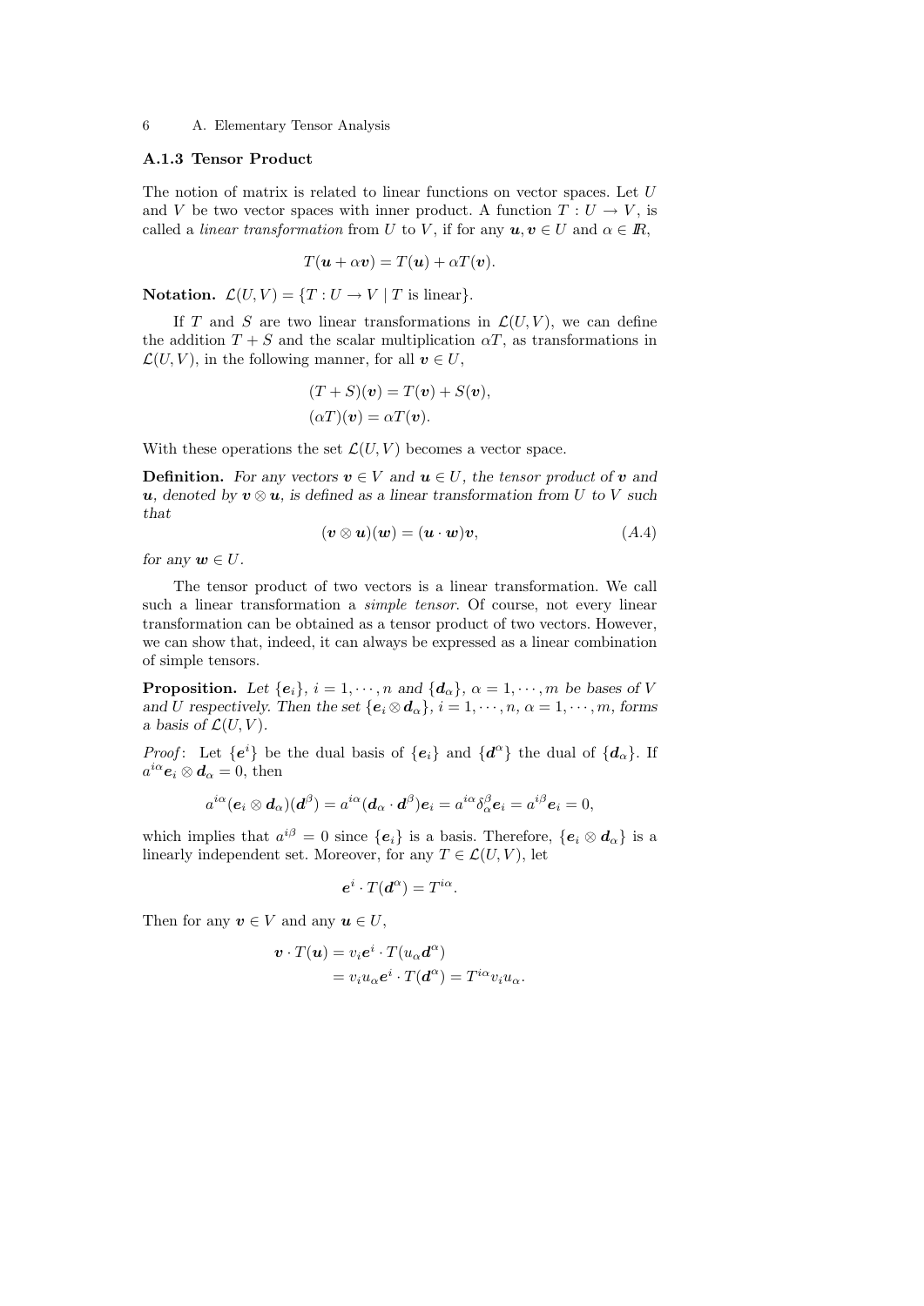### A.1.3 Tensor Product

The notion of matrix is related to linear functions on vector spaces. Let $U$ and $V$ be two vector spaces with inner product. A function $T : U \to V$, is called a *linear transformation* from $U$ to $V$, if for any $\boldsymbol{u}, \boldsymbol{v} \in U$ and $\alpha \in I\!R$,

$$T(\boldsymbol{u} + \alpha \boldsymbol{v}) = T(\boldsymbol{u}) + \alpha T(\boldsymbol{v}).$$

**Notation.** $\mathcal{L}(U, V) = \{T : U \to V \mid T \text{ is linear}\}$.

If $T$ and $S$ are two linear transformations in $\mathcal{L}(U, V)$, we can define the addition $T + S$ and the scalar multiplication $\alpha T$, as transformations in $\mathcal{L}(U, V)$, in the following manner, for all $\boldsymbol{v} \in U$,

$$(T + S)(\boldsymbol{v}) = T(\boldsymbol{v}) + S(\boldsymbol{v}),$$
$$(\alpha T)(\boldsymbol{v}) = \alpha T(\boldsymbol{v}).$$

With these operations the set $\mathcal{L}(U, V)$ becomes a vector space.

**Definition.** *For any vectors $\boldsymbol{v} \in V$ and $\boldsymbol{u} \in U$, the tensor product of $\boldsymbol{v}$ and $\boldsymbol{u}$, denoted by $\boldsymbol{v} \otimes \boldsymbol{u}$, is defined as a linear transformation from $U$ to $V$ such that*

$$(\boldsymbol{v} \otimes \boldsymbol{u})(\boldsymbol{w}) = (\boldsymbol{u} \cdot \boldsymbol{w})\boldsymbol{v}, \tag{A.4}$$

*for any $\boldsymbol{w} \in U$.*

The tensor product of two vectors is a linear transformation. We call such a linear transformation a *simple tensor*. Of course, not every linear transformation can be obtained as a tensor product of two vectors. However, we can show that, indeed, it can always be expressed as a linear combination of simple tensors.

**Proposition.** *Let $\{\boldsymbol{e}_i\}$, $i = 1, \cdots, n$ and $\{\boldsymbol{d}_\alpha\}$, $\alpha = 1, \cdots, m$ be bases of $V$ and $U$ respectively. Then the set $\{\boldsymbol{e}_i \otimes \boldsymbol{d}_\alpha\}$, $i = 1, \cdots, n$, $\alpha = 1, \cdots, m$, forms a basis of $\mathcal{L}(U, V)$.*

*Proof*: Let $\{\boldsymbol{e}^i\}$ be the dual basis of $\{\boldsymbol{e}_i\}$ and $\{\boldsymbol{d}^\alpha\}$ the dual of $\{\boldsymbol{d}_\alpha\}$. If $a^{i\alpha}\boldsymbol{e}_i \otimes \boldsymbol{d}_\alpha = 0$, then

$$a^{i\alpha}(\boldsymbol{e}_i \otimes \boldsymbol{d}_\alpha)(\boldsymbol{d}^\beta) = a^{i\alpha}(\boldsymbol{d}_\alpha \cdot \boldsymbol{d}^\beta)\boldsymbol{e}_i = a^{i\alpha}\delta_\alpha^\beta \boldsymbol{e}_i = a^{i\beta}\boldsymbol{e}_i = 0,$$

which implies that $a^{i\beta} = 0$ since $\{\boldsymbol{e}_i\}$ is a basis. Therefore, $\{\boldsymbol{e}_i \otimes \boldsymbol{d}_\alpha\}$ is a linearly independent set. Moreover, for any $T \in \mathcal{L}(U, V)$, let

$$\boldsymbol{e}^i \cdot T(\boldsymbol{d}^\alpha) = T^{i\alpha}.$$

Then for any $\boldsymbol{v} \in V$ and any $\boldsymbol{u} \in U$,

$$\begin{aligned}
\boldsymbol{v} \cdot T(\boldsymbol{u}) &= v_i \boldsymbol{e}^i \cdot T(u_\alpha \boldsymbol{d}^\alpha) \\
&= v_i u_\alpha \boldsymbol{e}^i \cdot T(\boldsymbol{d}^\alpha) = T^{i\alpha} v_i u_\alpha.
\end{aligned}$$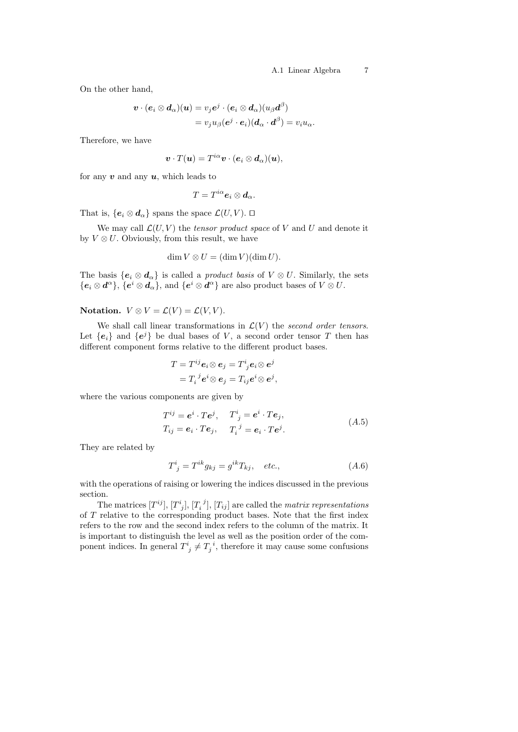On the other hand,

$$
\begin{aligned}
\boldsymbol{v}\cdot(\boldsymbol{e}_i\otimes\boldsymbol{d}_\alpha)(\boldsymbol{u}) &= v_j\boldsymbol{e}^j\cdot(\boldsymbol{e}_i\otimes\boldsymbol{d}_\alpha)(u_\beta\boldsymbol{d}^\beta)\\
&= v_j u_\beta(\boldsymbol{e}^j\cdot\boldsymbol{e}_i)(\boldsymbol{d}_\alpha\cdot\boldsymbol{d}^\beta) = v_i u_\alpha.
\end{aligned}
$$

Therefore, we have

$$
\boldsymbol{v}\cdot T(\boldsymbol{u}) = T^{i\alpha}\boldsymbol{v}\cdot(\boldsymbol{e}_i\otimes\boldsymbol{d}_\alpha)(\boldsymbol{u}),
$$

for any $\boldsymbol{v}$ and any $\boldsymbol{u}$, which leads to

$$
T = T^{i\alpha}\boldsymbol{e}_i\otimes\boldsymbol{d}_\alpha.
$$

That is, $\{\boldsymbol{e}_i\otimes\boldsymbol{d}_\alpha\}$ spans the space $\mathcal{L}(U,V)$. □

We may call $\mathcal{L}(U,V)$ the *tensor product space* of $V$ and $U$ and denote it by $V\otimes U$. Obviously, from this result, we have

$$
\dim V\otimes U = (\dim V)(\dim U).
$$

The basis $\{\boldsymbol{e}_i\otimes\boldsymbol{d}_\alpha\}$ is called a *product basis* of $V\otimes U$. Similarly, the sets $\{\boldsymbol{e}_i\otimes\boldsymbol{d}^\alpha\}$, $\{\boldsymbol{e}^i\otimes\boldsymbol{d}_\alpha\}$, and $\{\boldsymbol{e}^i\otimes\boldsymbol{d}^\alpha\}$ are also product bases of $V\otimes U$.

**Notation.** $V\otimes V = \mathcal{L}(V) = \mathcal{L}(V,V)$.

We shall call linear transformations in $\mathcal{L}(V)$ the *second order tensors*. Let $\{\boldsymbol{e}_i\}$ and $\{\boldsymbol{e}^j\}$ be dual bases of $V$, a second order tensor $T$ then has different component forms relative to the different product bases.

$$
\begin{aligned}
T &= T^{ij}\boldsymbol{e}_i\otimes\boldsymbol{e}_j = T^i{}_j\boldsymbol{e}_i\otimes\boldsymbol{e}^j\\
&= T_i{}^j\boldsymbol{e}^i\otimes\boldsymbol{e}_j = T_{ij}\boldsymbol{e}^i\otimes\boldsymbol{e}^j,
\end{aligned}
$$

where the various components are given by

$$
\begin{aligned}
T^{ij} &= \boldsymbol{e}^i\cdot T\boldsymbol{e}^j, \quad & T^i{}_j &= \boldsymbol{e}^i\cdot T\boldsymbol{e}_j,\\
T_{ij} &= \boldsymbol{e}_i\cdot T\boldsymbol{e}_j, \quad & T_i{}^j &= \boldsymbol{e}_i\cdot T\boldsymbol{e}^j.
\end{aligned}
\tag{A.5}
$$

They are related by

$$
T^i{}_j = T^{ik}g_{kj} = g^{ik}T_{kj}, \quad etc., \tag{A.6}
$$

with the operations of raising or lowering the indices discussed in the previous section.

The matrices $[T^{ij}]$, $[T^i{}_j]$, $[T_i{}^j]$, $[T_{ij}]$ are called the *matrix representations* of $T$ relative to the corresponding product bases. Note that the first index refers to the row and the second index refers to the column of the matrix. It is important to distinguish the level as well as the position order of the component indices. In general $T^i{}_j \neq T_j{}^i$, therefore it may cause some confusions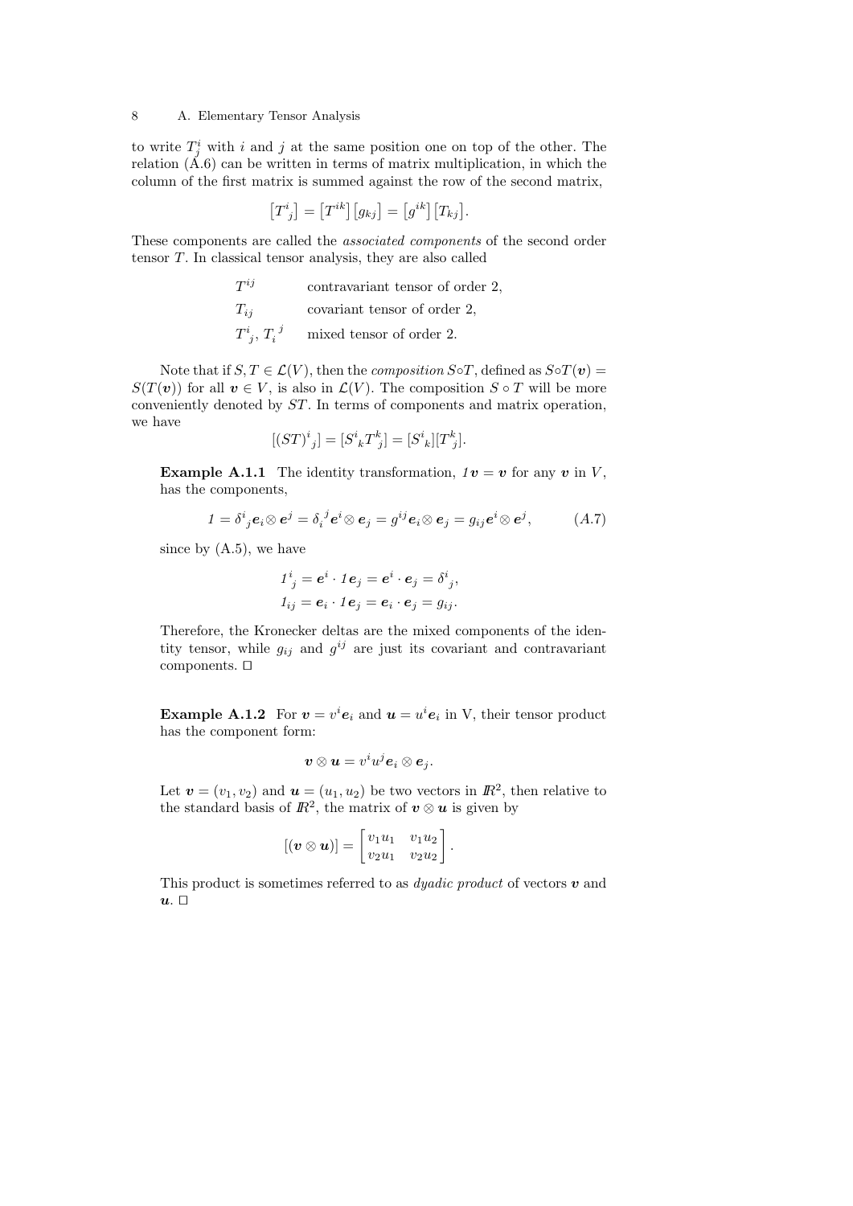to write $T_j^i$ with $i$ and $j$ at the same position one on top of the other. The relation (A.6) can be written in terms of matrix multiplication, in which the column of the first matrix is summed against the row of the second matrix,

$$\left[T^i{}_j\right] = \left[T^{ik}\right]\left[g_{kj}\right] = \left[g^{ik}\right]\left[T_{kj}\right].$$

These components are called the *associated components* of the second order tensor $T$. In classical tensor analysis, they are also called

| | |
|---|---|
| $T^{ij}$ | contravariant tensor of order 2, |
| $T_{ij}$ | covariant tensor of order 2, |
| $T^i{}_j$, $T_i{}^j$ | mixed tensor of order 2. |

Note that if $S, T \in \mathcal{L}(V)$, then the *composition* $S \circ T$, defined as $S \circ T(\boldsymbol{v}) = S(T(\boldsymbol{v}))$ for all $\boldsymbol{v} \in V$, is also in $\mathcal{L}(V)$. The composition $S \circ T$ will be more conveniently denoted by $ST$. In terms of components and matrix operation, we have

$$[(ST)^i{}_j] = [S^i{}_k T^k{}_j] = [S^i{}_k][T^k{}_j].$$

**Example A.1.1** The identity transformation, $1\boldsymbol{v} = \boldsymbol{v}$ for any $\boldsymbol{v}$ in $V$, has the components,

$$1 = \delta^i{}_j \boldsymbol{e}_i \otimes \boldsymbol{e}^j = \delta_i{}^j \boldsymbol{e}^i \otimes \boldsymbol{e}_j = g^{ij} \boldsymbol{e}_i \otimes \boldsymbol{e}_j = g_{ij} \boldsymbol{e}^i \otimes \boldsymbol{e}^j, \qquad (A.7)$$

since by (A.5), we have

$$1^i{}_j = \boldsymbol{e}^i \cdot 1\boldsymbol{e}_j = \boldsymbol{e}^i \cdot \boldsymbol{e}_j = \delta^i{}_j,$$
$$1_{ij} = \boldsymbol{e}_i \cdot 1\boldsymbol{e}_j = \boldsymbol{e}_i \cdot \boldsymbol{e}_j = g_{ij}.$$

Therefore, the Kronecker deltas are the mixed components of the identity tensor, while $g_{ij}$ and $g^{ij}$ are just its covariant and contravariant components. □

**Example A.1.2** For $\boldsymbol{v} = v^i \boldsymbol{e}_i$ and $\boldsymbol{u} = u^i \boldsymbol{e}_i$ in V, their tensor product has the component form:

$$\boldsymbol{v} \otimes \boldsymbol{u} = v^i u^j \boldsymbol{e}_i \otimes \boldsymbol{e}_j.$$

Let $\boldsymbol{v} = (v_1, v_2)$ and $\boldsymbol{u} = (u_1, u_2)$ be two vectors in $\mathbb{R}^2$, then relative to the standard basis of $\mathbb{R}^2$, the matrix of $\boldsymbol{v} \otimes \boldsymbol{u}$ is given by

$$[(\boldsymbol{v} \otimes \boldsymbol{u})] = \begin{bmatrix} v_1 u_1 & v_1 u_2 \\ v_2 u_1 & v_2 u_2 \end{bmatrix}.$$

This product is sometimes referred to as *dyadic product* of vectors $\boldsymbol{v}$ and $\boldsymbol{u}$. □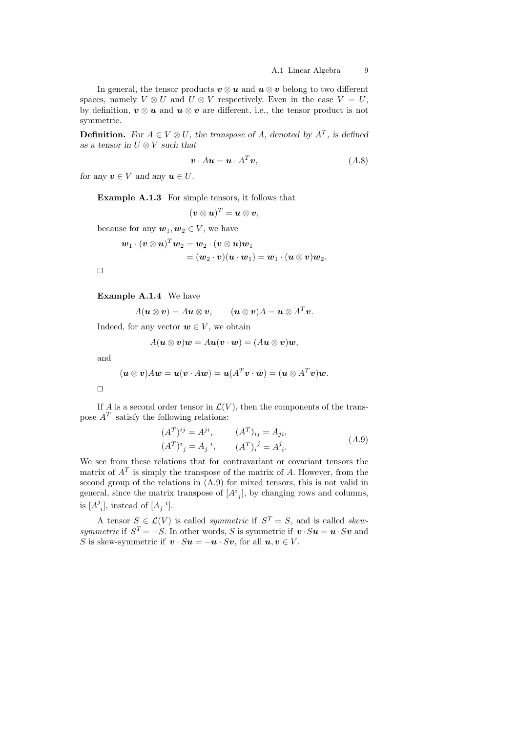In general, the tensor products $\boldsymbol{v} \otimes \boldsymbol{u}$ and $\boldsymbol{u} \otimes \boldsymbol{v}$ belong to two different spaces, namely $V \otimes U$ and $U \otimes V$ respectively. Even in the case $V = U$, by definition, $\boldsymbol{v} \otimes \boldsymbol{u}$ and $\boldsymbol{u} \otimes \boldsymbol{v}$ are different, i.e., the tensor product is not symmetric.

**Definition.** *For $A \in V \otimes U$, the transpose of $A$, denoted by $A^T$, is defined as a tensor in $U \otimes V$ such that*

$$\boldsymbol{v} \cdot A\boldsymbol{u} = \boldsymbol{u} \cdot A^T\boldsymbol{v}, \tag{A.8}$$

*for any $\boldsymbol{v} \in V$ and any $\boldsymbol{u} \in U$.*

**Example A.1.3** For simple tensors, it follows that

$$(\boldsymbol{v} \otimes \boldsymbol{u})^T = \boldsymbol{u} \otimes \boldsymbol{v},$$

because for any $\boldsymbol{w}_1, \boldsymbol{w}_2 \in V$, we have

$$\begin{aligned} \boldsymbol{w}_1 \cdot (\boldsymbol{v} \otimes \boldsymbol{u})^T \boldsymbol{w}_2 &= \boldsymbol{w}_2 \cdot (\boldsymbol{v} \otimes \boldsymbol{u}) \boldsymbol{w}_1 \\ &= (\boldsymbol{w}_2 \cdot \boldsymbol{v})(\boldsymbol{u} \cdot \boldsymbol{w}_1) = \boldsymbol{w}_1 \cdot (\boldsymbol{u} \otimes \boldsymbol{v}) \boldsymbol{w}_2. \end{aligned}$$

□

**Example A.1.4** We have

$$A(\boldsymbol{u} \otimes \boldsymbol{v}) = A\boldsymbol{u} \otimes \boldsymbol{v}, \qquad (\boldsymbol{u} \otimes \boldsymbol{v})A = \boldsymbol{u} \otimes A^T\boldsymbol{v}.$$

Indeed, for any vector $\boldsymbol{w} \in V$, we obtain

$$A(\boldsymbol{u} \otimes \boldsymbol{v})\boldsymbol{w} = A\boldsymbol{u}(\boldsymbol{v} \cdot \boldsymbol{w}) = (A\boldsymbol{u} \otimes \boldsymbol{v})\boldsymbol{w},$$

and

$$(\boldsymbol{u} \otimes \boldsymbol{v})A\boldsymbol{w} = \boldsymbol{u}(\boldsymbol{v} \cdot A\boldsymbol{w}) = \boldsymbol{u}(A^T\boldsymbol{v} \cdot \boldsymbol{w}) = (\boldsymbol{u} \otimes A^T\boldsymbol{v})\boldsymbol{w}.$$

□

If $A$ is a second order tensor in $\mathcal{L}(V)$, then the components of the transpose $A^T$ satisfy the following relations:

$$\begin{aligned} (A^T)^{ij} &= A^{ji}, \qquad & (A^T)_{ij} &= A_{ji}, \\ (A^T)^i{}_j &= A_j{}^i, \qquad & (A^T)_i{}^j &= A^j{}_i. \end{aligned} \tag{A.9}$$

We see from these relations that for contravariant or covariant tensors the matrix of $A^T$ is simply the transpose of the matrix of $A$. However, from the second group of the relations in (A.9) for mixed tensors, this is not valid in general, since the matrix transpose of $[A^i{}_j]$, by changing rows and columns, is $[A^j{}_i]$, instead of $[A_j{}^i]$.

A tensor $S \in \mathcal{L}(V)$ is called *symmetric* if $S^T = S$, and is called *skew-symmetric* if $S^T = -S$. In other words, $S$ is symmetric if $\boldsymbol{v} \cdot S\boldsymbol{u} = \boldsymbol{u} \cdot S\boldsymbol{v}$ and $S$ is skew-symmetric if $\boldsymbol{v} \cdot S\boldsymbol{u} = -\boldsymbol{u} \cdot S\boldsymbol{v}$, for all $\boldsymbol{u}, \boldsymbol{v} \in V$.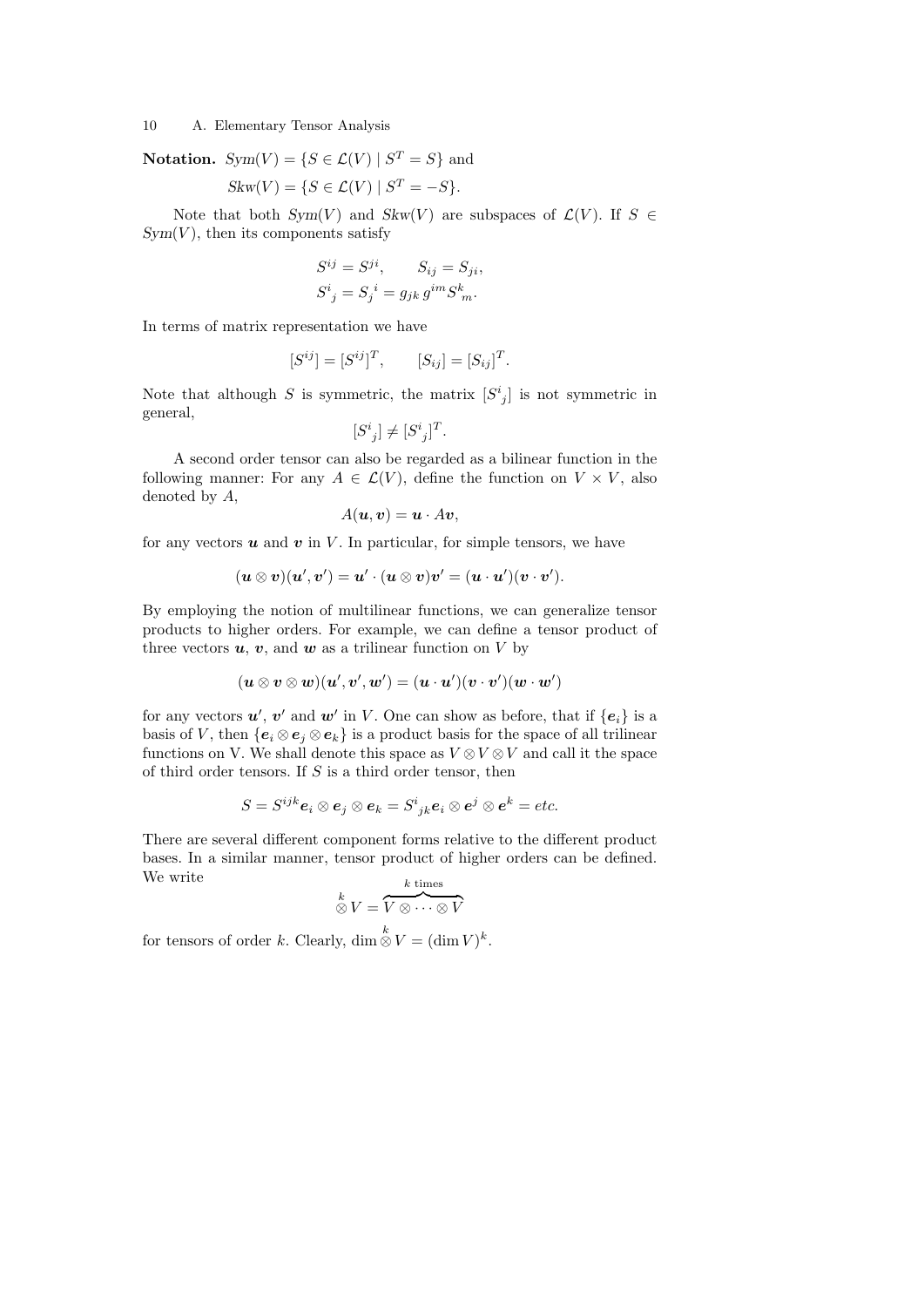**Notation.** $Sym(V) = \{S \in \mathcal{L}(V) \mid S^T = S\}$ and

$$Skw(V) = \{S \in \mathcal{L}(V) \mid S^T = -S\}.$$

Note that both $Sym(V)$ and $Skw(V)$ are subspaces of $\mathcal{L}(V)$. If $S \in Sym(V)$, then its components satisfy

$$S^{ij} = S^{ji}, \qquad S_{ij} = S_{ji},$$
$$S^i{}_j = S_j{}^i = g_{jk}\, g^{im} S^k{}_m.$$

In terms of matrix representation we have

$$[S^{ij}] = [S^{ij}]^T, \qquad [S_{ij}] = [S_{ij}]^T.$$

Note that although $S$ is symmetric, the matrix $[S^i{}_j]$ is not symmetric in general,

$$[S^i{}_j] \neq [S^i{}_j]^T.$$

A second order tensor can also be regarded as a bilinear function in the following manner: For any $A \in \mathcal{L}(V)$, define the function on $V \times V$, also denoted by $A$,

$$A(\boldsymbol{u}, \boldsymbol{v}) = \boldsymbol{u} \cdot A\boldsymbol{v},$$

for any vectors $\boldsymbol{u}$ and $\boldsymbol{v}$ in $V$. In particular, for simple tensors, we have

$$(\boldsymbol{u} \otimes \boldsymbol{v})(\boldsymbol{u}', \boldsymbol{v}') = \boldsymbol{u}' \cdot (\boldsymbol{u} \otimes \boldsymbol{v})\boldsymbol{v}' = (\boldsymbol{u} \cdot \boldsymbol{u}')(\boldsymbol{v} \cdot \boldsymbol{v}').$$

By employing the notion of multilinear functions, we can generalize tensor products to higher orders. For example, we can define a tensor product of three vectors $\boldsymbol{u}$, $\boldsymbol{v}$, and $\boldsymbol{w}$ as a trilinear function on $V$ by

$$(\boldsymbol{u} \otimes \boldsymbol{v} \otimes \boldsymbol{w})(\boldsymbol{u}', \boldsymbol{v}', \boldsymbol{w}') = (\boldsymbol{u} \cdot \boldsymbol{u}')(\boldsymbol{v} \cdot \boldsymbol{v}')(\boldsymbol{w} \cdot \boldsymbol{w}')$$

for any vectors $\boldsymbol{u}'$, $\boldsymbol{v}'$ and $\boldsymbol{w}'$ in $V$. One can show as before, that if $\{\boldsymbol{e}_i\}$ is a basis of $V$, then $\{\boldsymbol{e}_i \otimes \boldsymbol{e}_j \otimes \boldsymbol{e}_k\}$ is a product basis for the space of all trilinear functions on V. We shall denote this space as $V \otimes V \otimes V$ and call it the space of third order tensors. If $S$ is a third order tensor, then

$$S = S^{ijk} \boldsymbol{e}_i \otimes \boldsymbol{e}_j \otimes \boldsymbol{e}_k = S^i{}_{jk} \boldsymbol{e}_i \otimes \boldsymbol{e}^j \otimes \boldsymbol{e}^k = etc.$$

There are several different component forms relative to the different product bases. In a similar manner, tensor product of higher orders can be defined. We write

$$\overset{k}{\otimes} V = \overbrace{V \otimes \cdots \otimes V}^{k \text{ times}}$$

for tensors of order $k$. Clearly, $\dim \overset{k}{\otimes} V = (\dim V)^k$.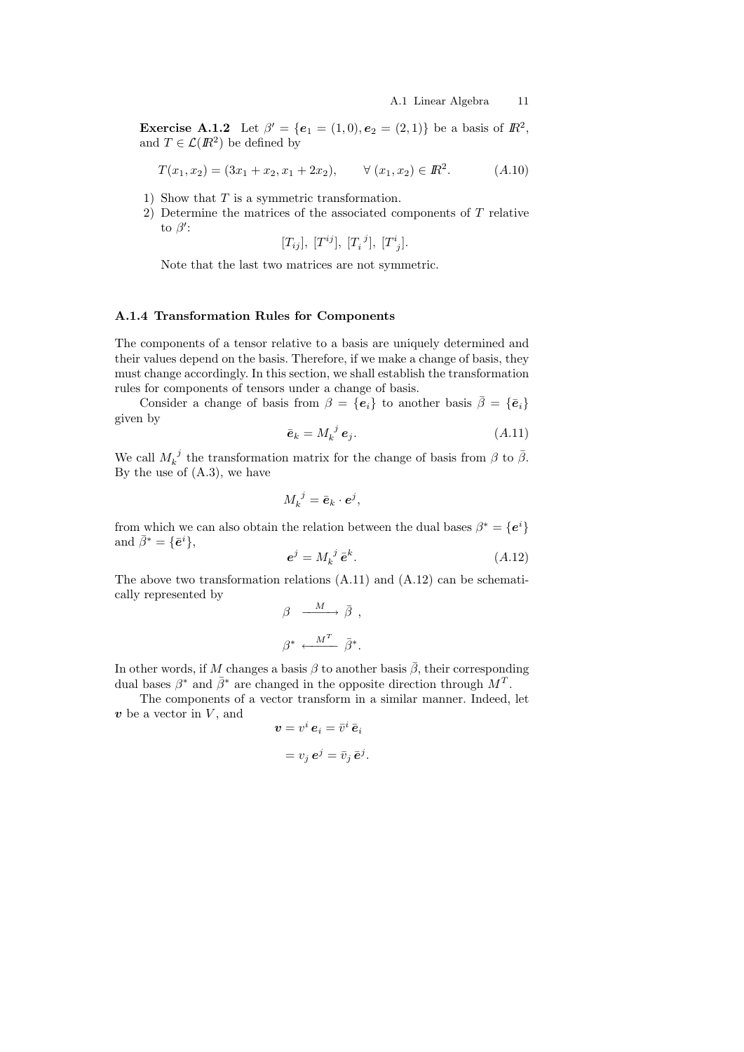**Exercise A.1.2** Let $\beta' = \{\boldsymbol{e}_1 = (1,0), \boldsymbol{e}_2 = (2,1)\}$ be a basis of $I\!R^2$, and $T \in \mathcal{L}(I\!R^2)$ be defined by

$$T(x_1, x_2) = (3x_1 + x_2, x_1 + 2x_2), \qquad \forall\, (x_1, x_2) \in I\!R^2. \tag{A.10}$$

1) Show that $T$ is a symmetric transformation.
2) Determine the matrices of the associated components of $T$ relative to $\beta'$:

$$[T_{ij}],\ [T^{ij}],\ [T_i^{\ j}],\ [T^i_{\ j}].$$

Note that the last two matrices are not symmetric.

### A.1.4 Transformation Rules for Components

The components of a tensor relative to a basis are uniquely determined and their values depend on the basis. Therefore, if we make a change of basis, they must change accordingly. In this section, we shall establish the transformation rules for components of tensors under a change of basis.

Consider a change of basis from $\beta = \{\boldsymbol{e}_i\}$ to another basis $\bar{\beta} = \{\bar{\boldsymbol{e}}_i\}$ given by

$$\bar{\boldsymbol{e}}_k = M_k^{\ j}\, \boldsymbol{e}_j. \tag{A.11}$$

We call $M_k^{\ j}$ the transformation matrix for the change of basis from $\beta$ to $\bar{\beta}$. By the use of (A.3), we have

$$M_k^{\ j} = \bar{\boldsymbol{e}}_k \cdot \boldsymbol{e}^j,$$

from which we can also obtain the relation between the dual bases $\beta^* = \{\boldsymbol{e}^i\}$ and $\bar{\beta}^* = \{\bar{\boldsymbol{e}}^i\}$,

$$\boldsymbol{e}^j = M_k^{\ j}\, \bar{\boldsymbol{e}}^k. \tag{A.12}$$

The above two transformation relations (A.11) and (A.12) can be schematically represented by

$$\beta \quad \xrightarrow{\ \ M\ \ } \ \bar{\beta}\ ,$$

$$\beta^* \ \xleftarrow{\ \ M^T\ \ } \ \bar{\beta}^*.$$

In other words, if $M$ changes a basis $\beta$ to another basis $\bar{\beta}$, their corresponding dual bases $\beta^*$ and $\bar{\beta}^*$ are changed in the opposite direction through $M^T$.

The components of a vector transform in a similar manner. Indeed, let $\boldsymbol{v}$ be a vector in $V$, and

$$\begin{aligned} \boldsymbol{v} &= v^i\, \boldsymbol{e}_i = \bar{v}^i\, \bar{\boldsymbol{e}}_i \\ &= v_j\, \boldsymbol{e}^j = \bar{v}_j\, \bar{\boldsymbol{e}}^j. \end{aligned}$$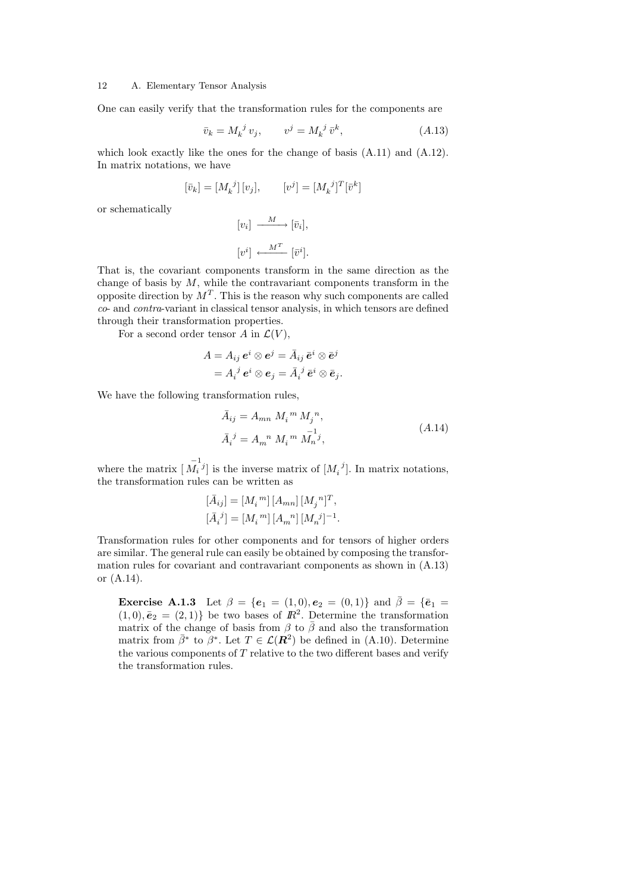One can easily verify that the transformation rules for the components are

$$\bar{v}_k = M_k^{\ j}\, v_j, \qquad v^j = M_k^{\ j}\, \bar{v}^k, \tag{A.13}$$

which look exactly like the ones for the change of basis (A.11) and (A.12). In matrix notations, we have

$$[\bar{v}_k] = [M_k^{\ j}]\,[v_j], \qquad [v^j] = [M_k^{\ j}]^T [\bar{v}^k]$$

or schematically

$$[v_i] \xrightarrow{\ M\ } [\bar{v}_i],$$

$$[v^i] \xleftarrow{\ M^T\ } [\bar{v}^i].$$

That is, the covariant components transform in the same direction as the change of basis by $M$, while the contravariant components transform in the opposite direction by $M^T$. This is the reason why such components are called *co-* and *contra*-variant in classical tensor analysis, in which tensors are defined through their transformation properties.

For a second order tensor $A$ in $\mathcal{L}(V)$,

$$\begin{aligned} A &= A_{ij}\, \boldsymbol{e}^i \otimes \boldsymbol{e}^j = \bar{A}_{ij}\, \bar{\boldsymbol{e}}^i \otimes \bar{\boldsymbol{e}}^j \\ &= A_i^{\ j}\, \boldsymbol{e}^i \otimes \boldsymbol{e}_j = \bar{A}_i^{\ j}\, \bar{\boldsymbol{e}}^i \otimes \bar{\boldsymbol{e}}_j. \end{aligned}$$

We have the following transformation rules,

$$\begin{aligned} \bar{A}_{ij} &= A_{mn}\ M_i^{\ m}\, M_j^{\ n}, \\ \bar{A}_i^{\ j} &= A_m^{\ n}\ M_i^{\ m}\, \overset{-1}{M_n^{\ j}}, \end{aligned} \tag{A.14}$$

where the matrix $[\,\overset{-1}{M_i^{\ j}}]$ is the inverse matrix of $[M_i^{\ j}]$. In matrix notations, the transformation rules can be written as

$$\begin{aligned} [\bar{A}_{ij}] &= [M_i^{\ m}]\,[A_{mn}]\,[M_j^{\ n}]^T, \\ [\bar{A}_i^{\ j}] &= [M_i^{\ m}]\,[A_m^{\ n}]\,[M_n^{\ j}]^{-1}. \end{aligned}$$

Transformation rules for other components and for tensors of higher orders are similar. The general rule can easily be obtained by composing the transformation rules for covariant and contravariant components as shown in (A.13) or (A.14).

> **Exercise A.1.3** Let $\beta = \{\boldsymbol{e}_1 = (1,0), \boldsymbol{e}_2 = (0,1)\}$ and $\bar{\beta} = \{\bar{\boldsymbol{e}}_1 = (1,0), \bar{\boldsymbol{e}}_2 = (2,1)\}$ be two bases of $\mathbb{R}^2$. Determine the transformation matrix of the change of basis from $\beta$ to $\bar{\beta}$ and also the transformation matrix from $\bar{\beta}^*$ to $\beta^*$. Let $T \in \mathcal{L}(\boldsymbol{R}^2)$ be defined in (A.10). Determine the various components of $T$ relative to the two different bases and verify the transformation rules.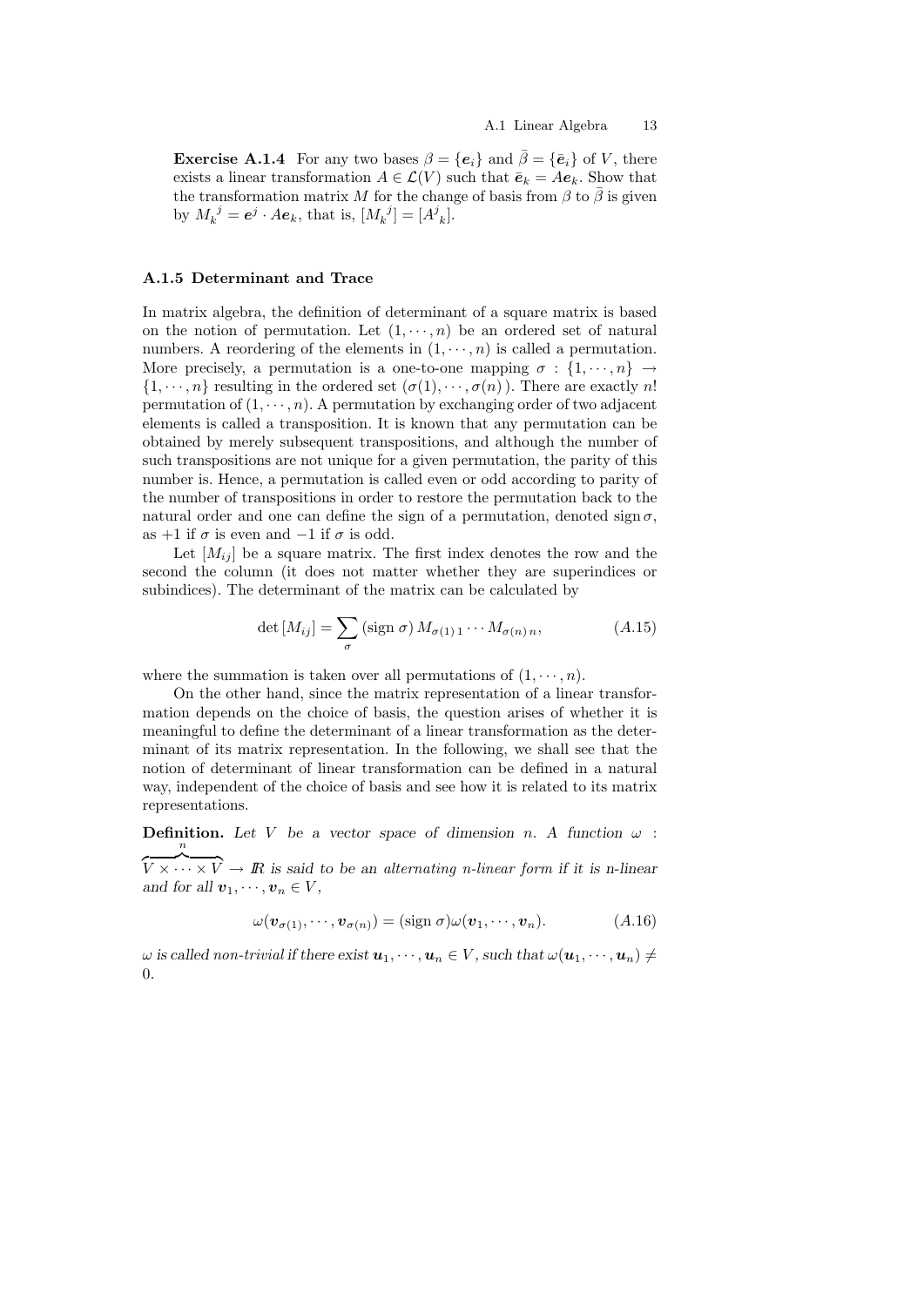**Exercise A.1.4** For any two bases $\beta = \{\boldsymbol{e}_i\}$ and $\bar{\beta} = \{\bar{\boldsymbol{e}}_i\}$ of $V$, there exists a linear transformation $A \in \mathcal{L}(V)$ such that $\bar{\boldsymbol{e}}_k = A\boldsymbol{e}_k$. Show that the transformation matrix $M$ for the change of basis from $\beta$ to $\bar{\beta}$ is given by $M_k^{\ j} = \boldsymbol{e}^j \cdot A\boldsymbol{e}_k$, that is, $[M_k^{\ j}] = [A^j_{\ k}]$.

### A.1.5 Determinant and Trace

In matrix algebra, the definition of determinant of a square matrix is based on the notion of permutation. Let $(1, \cdots, n)$ be an ordered set of natural numbers. A reordering of the elements in $(1, \cdots, n)$ is called a permutation. More precisely, a permutation is a one-to-one mapping $\sigma : \{1, \cdots, n\} \to \{1, \cdots, n\}$ resulting in the ordered set $(\sigma(1), \cdots, \sigma(n))$. There are exactly $n!$ permutation of $(1, \cdots, n)$. A permutation by exchanging order of two adjacent elements is called a transposition. It is known that any permutation can be obtained by merely subsequent transpositions, and although the number of such transpositions are not unique for a given permutation, the parity of this number is. Hence, a permutation is called even or odd according to parity of the number of transpositions in order to restore the permutation back to the natural order and one can define the sign of a permutation, denoted $\operatorname{sign}\sigma$, as $+1$ if $\sigma$ is even and $-1$ if $\sigma$ is odd.

Let $[M_{ij}]$ be a square matrix. The first index denotes the row and the second the column (it does not matter whether they are superindices or subindices). The determinant of the matrix can be calculated by

$$\det [M_{ij}] = \sum_{\sigma} (\operatorname{sign} \sigma)\, M_{\sigma(1)\,1} \cdots M_{\sigma(n)\,n}, \tag{A.15}$$

where the summation is taken over all permutations of $(1, \cdots, n)$.

On the other hand, since the matrix representation of a linear transformation depends on the choice of basis, the question arises of whether it is meaningful to define the determinant of a linear transformation as the determinant of its matrix representation. In the following, we shall see that the notion of determinant of linear transformation can be defined in a natural way, independent of the choice of basis and see how it is related to its matrix representations.

**Definition.** *Let $V$ be a vector space of dimension $n$. A function $\omega : \overbrace{V \times \cdots \times V}^{n} \to I\!R$ is said to be an alternating $n$-linear form if it is $n$-linear and for all $\boldsymbol{v}_1, \cdots, \boldsymbol{v}_n \in V$,*

$$\omega(\boldsymbol{v}_{\sigma(1)}, \cdots, \boldsymbol{v}_{\sigma(n)}) = (\operatorname{sign} \sigma)\omega(\boldsymbol{v}_1, \cdots, \boldsymbol{v}_n). \tag{A.16}$$

*$\omega$ is called non-trivial if there exist $\boldsymbol{u}_1, \cdots, \boldsymbol{u}_n \in V$, such that $\omega(\boldsymbol{u}_1, \cdots, \boldsymbol{u}_n) \neq 0$.*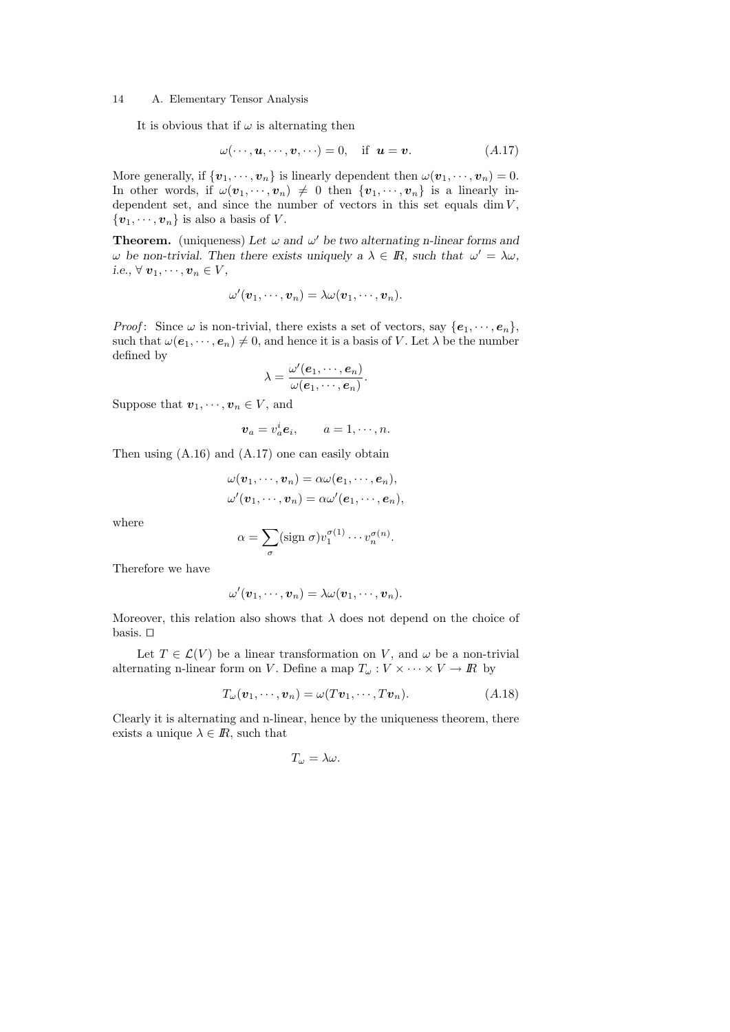It is obvious that if $\omega$ is alternating then

$$\omega(\cdots, \boldsymbol{u}, \cdots, \boldsymbol{v}, \cdots) = 0, \quad \text{if } \boldsymbol{u} = \boldsymbol{v}. \tag{A.17}$$

More generally, if $\{\boldsymbol{v}_1, \cdots, \boldsymbol{v}_n\}$ is linearly dependent then $\omega(\boldsymbol{v}_1, \cdots, \boldsymbol{v}_n) = 0$. In other words, if $\omega(\boldsymbol{v}_1, \cdots, \boldsymbol{v}_n) \neq 0$ then $\{\boldsymbol{v}_1, \cdots, \boldsymbol{v}_n\}$ is a linearly independent set, and since the number of vectors in this set equals $\dim V$, $\{\boldsymbol{v}_1, \cdots, \boldsymbol{v}_n\}$ is also a basis of $V$.

**Theorem.** (uniqueness) *Let $\omega$ and $\omega'$ be two alternating n-linear forms and $\omega$ be non-trivial. Then there exists uniquely a $\lambda \in I\!R$, such that $\omega' = \lambda\omega$, i.e., $\forall\, \boldsymbol{v}_1, \cdots, \boldsymbol{v}_n \in V$,*

$$\omega'(\boldsymbol{v}_1, \cdots, \boldsymbol{v}_n) = \lambda\omega(\boldsymbol{v}_1, \cdots, \boldsymbol{v}_n).$$

*Proof*: Since $\omega$ is non-trivial, there exists a set of vectors, say $\{\boldsymbol{e}_1, \cdots, \boldsymbol{e}_n\}$, such that $\omega(\boldsymbol{e}_1, \cdots, \boldsymbol{e}_n) \neq 0$, and hence it is a basis of $V$. Let $\lambda$ be the number defined by

$$\lambda = \frac{\omega'(\boldsymbol{e}_1, \cdots, \boldsymbol{e}_n)}{\omega(\boldsymbol{e}_1, \cdots, \boldsymbol{e}_n)}.$$

Suppose that $\boldsymbol{v}_1, \cdots, \boldsymbol{v}_n \in V$, and

$$\boldsymbol{v}_a = v_a^i \boldsymbol{e}_i, \qquad a = 1, \cdots, n.$$

Then using (A.16) and (A.17) one can easily obtain

$$\omega(\boldsymbol{v}_1, \cdots, \boldsymbol{v}_n) = \alpha\omega(\boldsymbol{e}_1, \cdots, \boldsymbol{e}_n),$$
$$\omega'(\boldsymbol{v}_1, \cdots, \boldsymbol{v}_n) = \alpha\omega'(\boldsymbol{e}_1, \cdots, \boldsymbol{e}_n),$$

where

$$\alpha = \sum_{\sigma} (\text{sign } \sigma) v_1^{\sigma(1)} \cdots v_n^{\sigma(n)}.$$

Therefore we have

$$\omega'(\boldsymbol{v}_1, \cdots, \boldsymbol{v}_n) = \lambda\omega(\boldsymbol{v}_1, \cdots, \boldsymbol{v}_n).$$

Moreover, this relation also shows that $\lambda$ does not depend on the choice of basis. □

Let $T \in \mathcal{L}(V)$ be a linear transformation on $V$, and $\omega$ be a non-trivial alternating n-linear form on $V$. Define a map $T_\omega : V \times \cdots \times V \to I\!R$ by

$$T_\omega(\boldsymbol{v}_1, \cdots, \boldsymbol{v}_n) = \omega(T\boldsymbol{v}_1, \cdots, T\boldsymbol{v}_n). \tag{A.18}$$

Clearly it is alternating and n-linear, hence by the uniqueness theorem, there exists a unique $\lambda \in I\!R$, such that

$$T_\omega = \lambda\omega.$$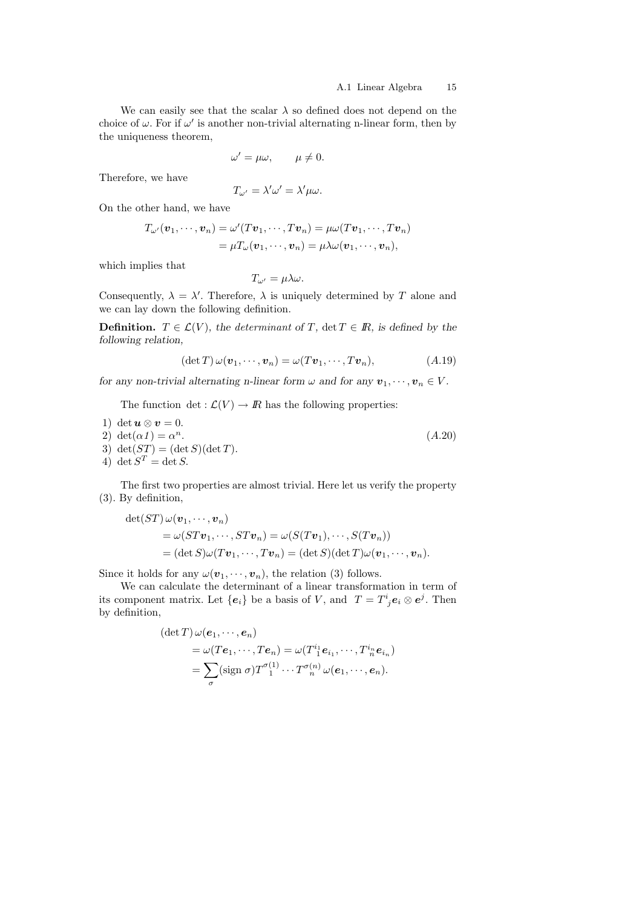We can easily see that the scalar $\lambda$ so defined does not depend on the choice of $\omega$. For if $\omega'$ is another non-trivial alternating n-linear form, then by the uniqueness theorem,

$$\omega' = \mu\omega, \qquad \mu \neq 0.$$

Therefore, we have

$$T_{\omega'} = \lambda'\omega' = \lambda'\mu\omega.$$

On the other hand, we have

$$\begin{aligned} T_{\omega'}(\boldsymbol{v}_1, \cdots, \boldsymbol{v}_n) &= \omega'(T\boldsymbol{v}_1, \cdots, T\boldsymbol{v}_n) = \mu\omega(T\boldsymbol{v}_1, \cdots, T\boldsymbol{v}_n) \\ &= \mu T_\omega(\boldsymbol{v}_1, \cdots, \boldsymbol{v}_n) = \mu\lambda\omega(\boldsymbol{v}_1, \cdots, \boldsymbol{v}_n), \end{aligned}$$

which implies that

$$T_{\omega'} = \mu\lambda\omega.$$

Consequently, $\lambda = \lambda'$. Therefore, $\lambda$ is uniquely determined by $T$ alone and we can lay down the following definition.

**Definition.** *$T \in \mathcal{L}(V)$, the determinant of $T$, $\det T \in I\!R$, is defined by the following relation,*

$$(\det T)\, \omega(\boldsymbol{v}_1, \cdots, \boldsymbol{v}_n) = \omega(T\boldsymbol{v}_1, \cdots, T\boldsymbol{v}_n), \tag{A.19}$$

*for any non-trivial alternating n-linear form $\omega$ and for any $\boldsymbol{v}_1, \cdots, \boldsymbol{v}_n \in V$.*

The function $\det : \mathcal{L}(V) \to I\!R$ has the following properties:

$$\begin{aligned} &1)\ \det \boldsymbol{u} \otimes \boldsymbol{v} = 0. \\ &2)\ \det(\alpha 1) = \alpha^n. \\ &3)\ \det(ST) = (\det S)(\det T). \\ &4)\ \det S^T = \det S. \end{aligned} \tag{A.20}$$

The first two properties are almost trivial. Here let us verify the property (3). By definition,

$$\begin{aligned} &\det(ST)\, \omega(\boldsymbol{v}_1, \cdots, \boldsymbol{v}_n) \\ &\qquad = \omega(ST\boldsymbol{v}_1, \cdots, ST\boldsymbol{v}_n) = \omega(S(T\boldsymbol{v}_1), \cdots, S(T\boldsymbol{v}_n)) \\ &\qquad = (\det S)\omega(T\boldsymbol{v}_1, \cdots, T\boldsymbol{v}_n) = (\det S)(\det T)\omega(\boldsymbol{v}_1, \cdots, \boldsymbol{v}_n). \end{aligned}$$

Since it holds for any $\omega(\boldsymbol{v}_1, \cdots, \boldsymbol{v}_n)$, the relation (3) follows.

We can calculate the determinant of a linear transformation in term of its component matrix. Let $\{\boldsymbol{e}_i\}$ be a basis of $V$, and $T = T^i{}_j \boldsymbol{e}_i \otimes \boldsymbol{e}^j$. Then by definition,

$$\begin{aligned} &(\det T)\, \omega(\boldsymbol{e}_1, \cdots, \boldsymbol{e}_n) \\ &\qquad = \omega(T\boldsymbol{e}_1, \cdots, T\boldsymbol{e}_n) = \omega(T^{i_1}_{\ 1}\boldsymbol{e}_{i_1}, \cdots, T^{i_n}_{\ n}\boldsymbol{e}_{i_n}) \\ &\qquad = \sum_\sigma (\text{sign}\ \sigma) T^{\sigma(1)}_{\ \ 1} \cdots T^{\sigma(n)}_{\ \ n}\, \omega(\boldsymbol{e}_1, \cdots, \boldsymbol{e}_n). \end{aligned}$$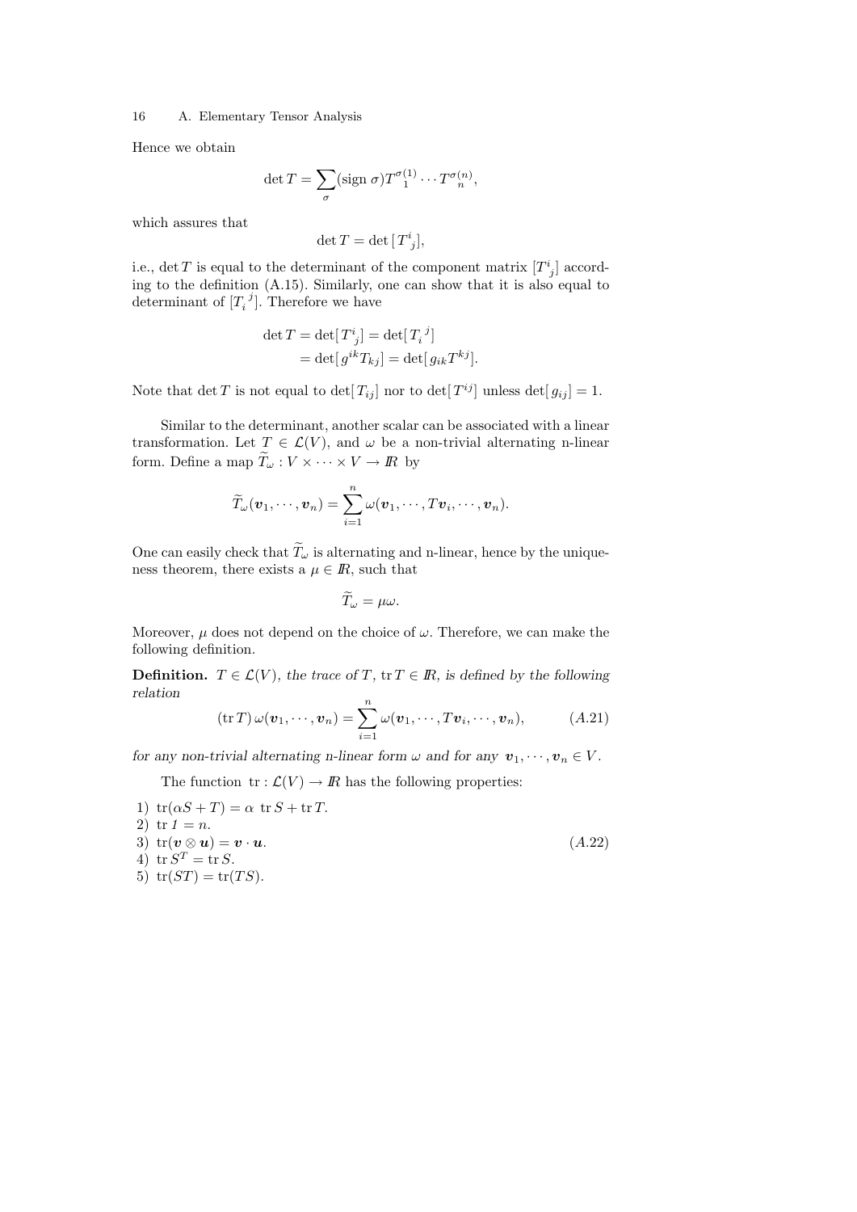Hence we obtain

$$\det T = \sum_{\sigma} (\text{sign } \sigma) T^{\sigma(1)}_{\ \ 1} \cdots T^{\sigma(n)}_{\ \ n},$$

which assures that

$$\det T = \det [T^i_{\ j}],$$

i.e., $\det T$ is equal to the determinant of the component matrix $[T^i_{\ j}]$ according to the definition (A.15). Similarly, one can show that it is also equal to determinant of $[T_i^{\ j}]$. Therefore we have

$$\begin{aligned} \det T &= \det[T^i_{\ j}] = \det[T_i^{\ j}] \\ &= \det[g^{ik} T_{kj}] = \det[g_{ik} T^{kj}]. \end{aligned}$$

Note that $\det T$ is not equal to $\det[T_{ij}]$ nor to $\det[T^{ij}]$ unless $\det[g_{ij}] = 1$.

Similar to the determinant, another scalar can be associated with a linear transformation. Let $T \in \mathcal{L}(V)$, and $\omega$ be a non-trivial alternating n-linear form. Define a map $\widetilde{T}_\omega : V \times \cdots \times V \to I\!R$ by

$$\widetilde{T}_\omega(\boldsymbol{v}_1, \cdots, \boldsymbol{v}_n) = \sum_{i=1}^{n} \omega(\boldsymbol{v}_1, \cdots, T\boldsymbol{v}_i, \cdots, \boldsymbol{v}_n).$$

One can easily check that $\widetilde{T}_\omega$ is alternating and n-linear, hence by the uniqueness theorem, there exists a $\mu \in I\!R$, such that

$$\widetilde{T}_\omega = \mu\omega.$$

Moreover, $\mu$ does not depend on the choice of $\omega$. Therefore, we can make the following definition.

**Definition.** *$T \in \mathcal{L}(V)$, the trace of $T$, $\operatorname{tr} T \in I\!R$, is defined by the following relation*

$$(\operatorname{tr} T)\, \omega(\boldsymbol{v}_1, \cdots, \boldsymbol{v}_n) = \sum_{i=1}^{n} \omega(\boldsymbol{v}_1, \cdots, T\boldsymbol{v}_i, \cdots, \boldsymbol{v}_n), \qquad (A.21)$$

*for any non-trivial alternating n-linear form $\omega$ and for any $\boldsymbol{v}_1, \cdots, \boldsymbol{v}_n \in V$.*

The function $\operatorname{tr} : \mathcal{L}(V) \to I\!R$ has the following properties:

$$\begin{aligned} &1)\ \operatorname{tr}(\alpha S + T) = \alpha\ \operatorname{tr} S + \operatorname{tr} T. \\ &2)\ \operatorname{tr} 1 = n. \\ &3)\ \operatorname{tr}(\boldsymbol{v} \otimes \boldsymbol{u}) = \boldsymbol{v} \cdot \boldsymbol{u}. \qquad (A.22) \\ &4)\ \operatorname{tr} S^T = \operatorname{tr} S. \\ &5)\ \operatorname{tr}(ST) = \operatorname{tr}(TS). \end{aligned}$$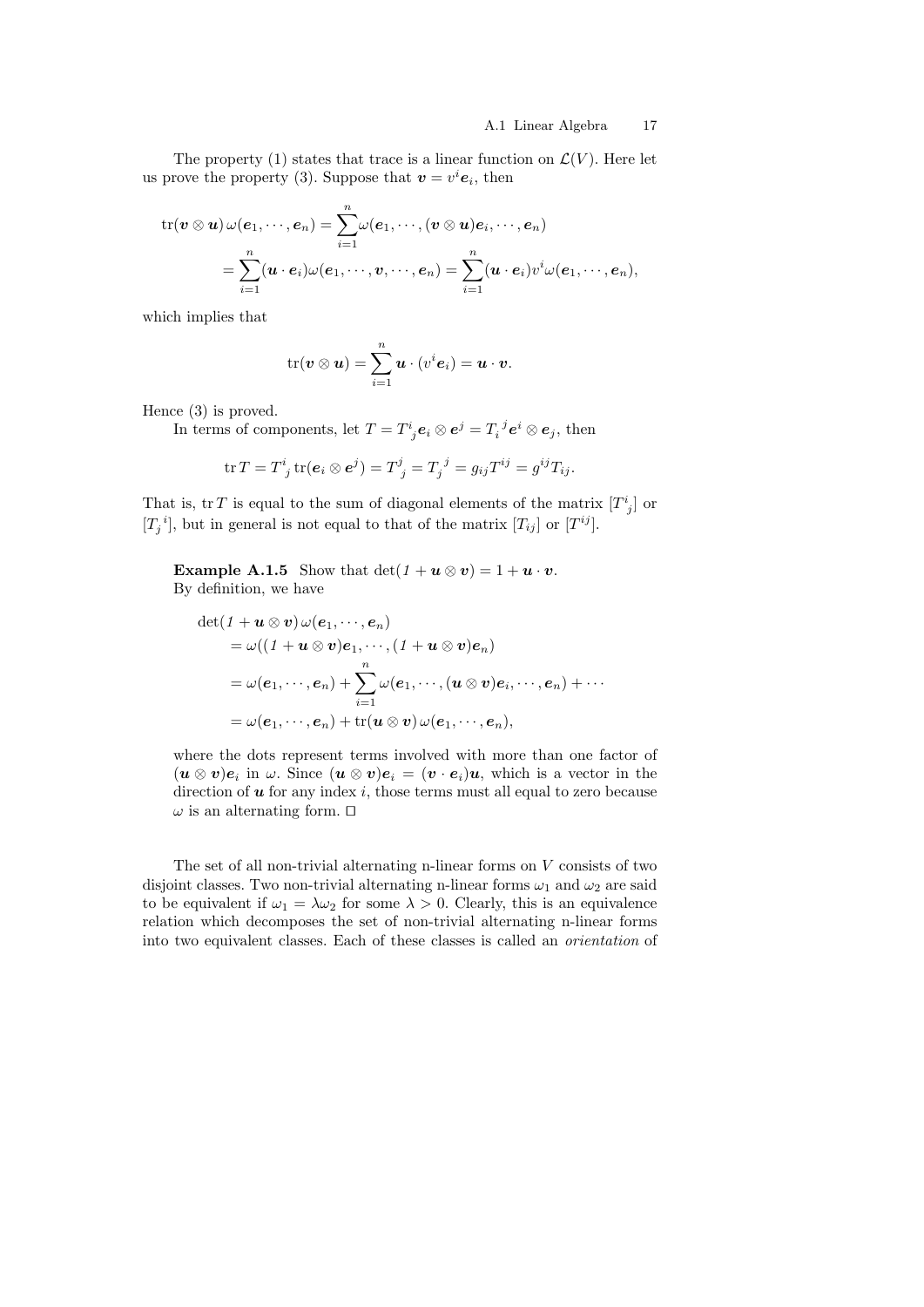The property (1) states that trace is a linear function on $\mathcal{L}(V)$. Here let us prove the property (3). Suppose that $\boldsymbol{v} = v^i \boldsymbol{e}_i$, then

$$
\begin{aligned}
\operatorname{tr}(\boldsymbol{v} \otimes \boldsymbol{u})\, \omega(\boldsymbol{e}_1, \cdots, \boldsymbol{e}_n) &= \sum_{i=1}^{n} \omega(\boldsymbol{e}_1, \cdots, (\boldsymbol{v} \otimes \boldsymbol{u})\boldsymbol{e}_i, \cdots, \boldsymbol{e}_n) \\
&= \sum_{i=1}^{n} (\boldsymbol{u} \cdot \boldsymbol{e}_i) \omega(\boldsymbol{e}_1, \cdots, \boldsymbol{v}, \cdots, \boldsymbol{e}_n) = \sum_{i=1}^{n} (\boldsymbol{u} \cdot \boldsymbol{e}_i) v^i \omega(\boldsymbol{e}_1, \cdots, \boldsymbol{e}_n),
\end{aligned}
$$

which implies that

$$
\operatorname{tr}(\boldsymbol{v} \otimes \boldsymbol{u}) = \sum_{i=1}^{n} \boldsymbol{u} \cdot (v^i \boldsymbol{e}_i) = \boldsymbol{u} \cdot \boldsymbol{v}.
$$

Hence (3) is proved.

In terms of components, let $T = T^i{}_j \boldsymbol{e}_i \otimes \boldsymbol{e}^j = T_i{}^j \boldsymbol{e}^i \otimes \boldsymbol{e}_j$, then

$$
\operatorname{tr} T = T^i{}_j \operatorname{tr}(\boldsymbol{e}_i \otimes \boldsymbol{e}^j) = T^j{}_j = T_j{}^j = g_{ij} T^{ij} = g^{ij} T_{ij}.
$$

That is, $\operatorname{tr} T$ is equal to the sum of diagonal elements of the matrix $[T^i{}_j]$ or $[T_j{}^i]$, but in general is not equal to that of the matrix $[T_{ij}]$ or $[T^{ij}]$.

**Example A.1.5** Show that $\det(1 + \boldsymbol{u} \otimes \boldsymbol{v}) = 1 + \boldsymbol{u} \cdot \boldsymbol{v}$.

By definition, we have

$$
\begin{aligned}
&\det(1 + \boldsymbol{u} \otimes \boldsymbol{v})\, \omega(\boldsymbol{e}_1, \cdots, \boldsymbol{e}_n) \\
&\quad = \omega((1 + \boldsymbol{u} \otimes \boldsymbol{v})\boldsymbol{e}_1, \cdots, (1 + \boldsymbol{u} \otimes \boldsymbol{v})\boldsymbol{e}_n) \\
&\quad = \omega(\boldsymbol{e}_1, \cdots, \boldsymbol{e}_n) + \sum_{i=1}^{n} \omega(\boldsymbol{e}_1, \cdots, (\boldsymbol{u} \otimes \boldsymbol{v})\boldsymbol{e}_i, \cdots, \boldsymbol{e}_n) + \cdots \\
&\quad = \omega(\boldsymbol{e}_1, \cdots, \boldsymbol{e}_n) + \operatorname{tr}(\boldsymbol{u} \otimes \boldsymbol{v})\, \omega(\boldsymbol{e}_1, \cdots, \boldsymbol{e}_n),
\end{aligned}
$$

where the dots represent terms involved with more than one factor of $(\boldsymbol{u} \otimes \boldsymbol{v})\boldsymbol{e}_i$ in $\omega$. Since $(\boldsymbol{u} \otimes \boldsymbol{v})\boldsymbol{e}_i = (\boldsymbol{v} \cdot \boldsymbol{e}_i)\boldsymbol{u}$, which is a vector in the direction of $\boldsymbol{u}$ for any index $i$, those terms must all equal to zero because $\omega$ is an alternating form. □

The set of all non-trivial alternating n-linear forms on $V$ consists of two disjoint classes. Two non-trivial alternating n-linear forms $\omega_1$ and $\omega_2$ are said to be equivalent if $\omega_1 = \lambda \omega_2$ for some $\lambda > 0$. Clearly, this is an equivalence relation which decomposes the set of non-trivial alternating n-linear forms into two equivalent classes. Each of these classes is called an *orientation* of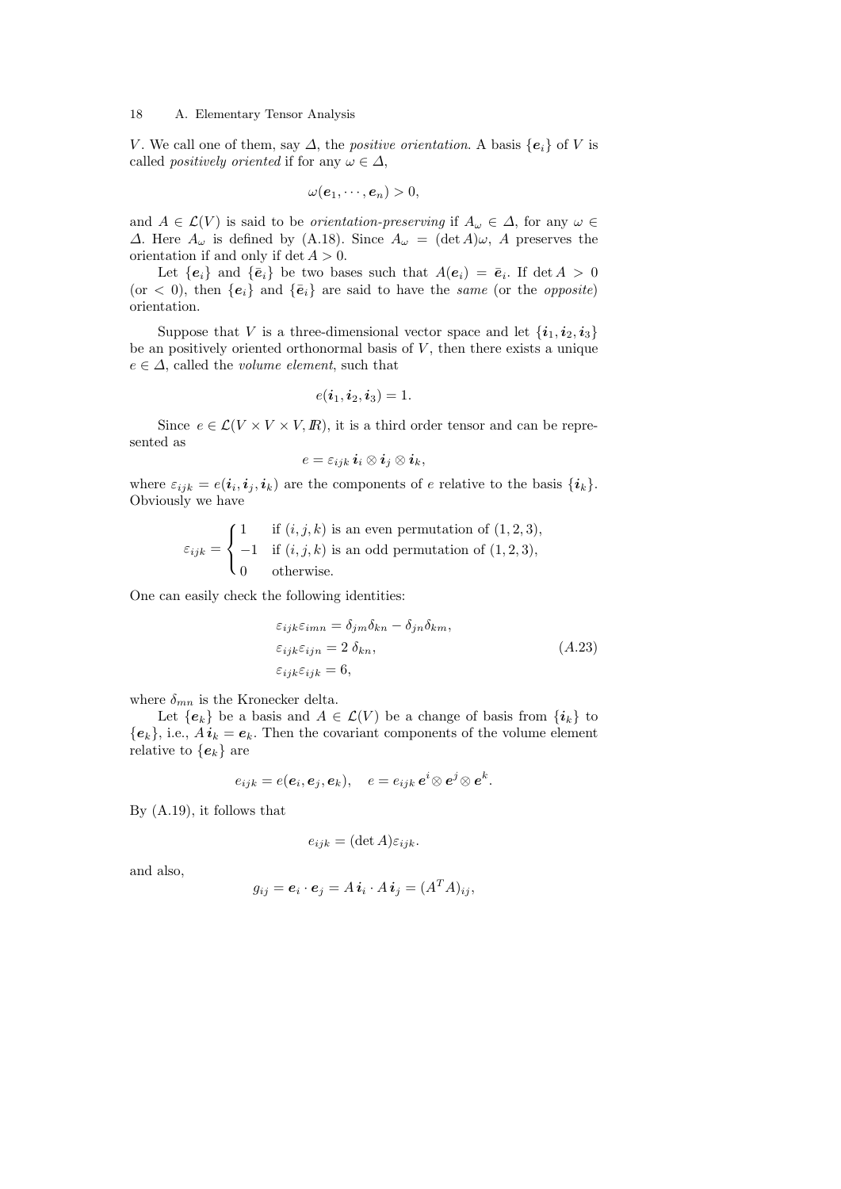$V$. We call one of them, say $\Delta$, the *positive orientation*. A basis $\{\boldsymbol{e}_i\}$ of $V$ is called *positively oriented* if for any $\omega \in \Delta$,

$$\omega(\boldsymbol{e}_1, \cdots, \boldsymbol{e}_n) > 0,$$

and $A \in \mathcal{L}(V)$ is said to be *orientation-preserving* if $A_\omega \in \Delta$, for any $\omega \in \Delta$. Here $A_\omega$ is defined by (A.18). Since $A_\omega = (\det A)\omega$, $A$ preserves the orientation if and only if $\det A > 0$.

Let $\{\boldsymbol{e}_i\}$ and $\{\bar{\boldsymbol{e}}_i\}$ be two bases such that $A(\boldsymbol{e}_i) = \bar{\boldsymbol{e}}_i$. If $\det A > 0$ (or $< 0$), then $\{\boldsymbol{e}_i\}$ and $\{\bar{\boldsymbol{e}}_i\}$ are said to have the *same* (or the *opposite*) orientation.

Suppose that $V$ is a three-dimensional vector space and let $\{\boldsymbol{i}_1, \boldsymbol{i}_2, \boldsymbol{i}_3\}$ be an positively oriented orthonormal basis of $V$, then there exists a unique $e \in \Delta$, called the *volume element*, such that

$$e(\boldsymbol{i}_1, \boldsymbol{i}_2, \boldsymbol{i}_3) = 1.$$

Since $e \in \mathcal{L}(V \times V \times V, I\!R)$, it is a third order tensor and can be represented as

$$e = \varepsilon_{ijk}\, \boldsymbol{i}_i \otimes \boldsymbol{i}_j \otimes \boldsymbol{i}_k,$$

where $\varepsilon_{ijk} = e(\boldsymbol{i}_i, \boldsymbol{i}_j, \boldsymbol{i}_k)$ are the components of $e$ relative to the basis $\{\boldsymbol{i}_k\}$. Obviously we have

$$\varepsilon_{ijk} = \begin{cases} 1 & \text{if } (i,j,k) \text{ is an even permutation of } (1,2,3), \\ -1 & \text{if } (i,j,k) \text{ is an odd permutation of } (1,2,3), \\ 0 & \text{otherwise.} \end{cases}$$

One can easily check the following identities:

$$\begin{aligned} &\varepsilon_{ijk}\varepsilon_{imn} = \delta_{jm}\delta_{kn} - \delta_{jn}\delta_{km}, \\ &\varepsilon_{ijk}\varepsilon_{ijn} = 2\,\delta_{kn}, \\ &\varepsilon_{ijk}\varepsilon_{ijk} = 6, \end{aligned} \tag{A.23}$$

where $\delta_{mn}$ is the Kronecker delta.

Let $\{\boldsymbol{e}_k\}$ be a basis and $A \in \mathcal{L}(V)$ be a change of basis from $\{\boldsymbol{i}_k\}$ to $\{\boldsymbol{e}_k\}$, i.e., $A\,\boldsymbol{i}_k = \boldsymbol{e}_k$. Then the covariant components of the volume element relative to $\{\boldsymbol{e}_k\}$ are

$$e_{ijk} = e(\boldsymbol{e}_i, \boldsymbol{e}_j, \boldsymbol{e}_k), \quad e = e_{ijk}\, \boldsymbol{e}^i \otimes \boldsymbol{e}^j \otimes \boldsymbol{e}^k.$$

By (A.19), it follows that

$$e_{ijk} = (\det A)\varepsilon_{ijk}.$$

and also,

$$g_{ij} = \boldsymbol{e}_i \cdot \boldsymbol{e}_j = A\,\boldsymbol{i}_i \cdot A\,\boldsymbol{i}_j = (A^T A)_{ij},$$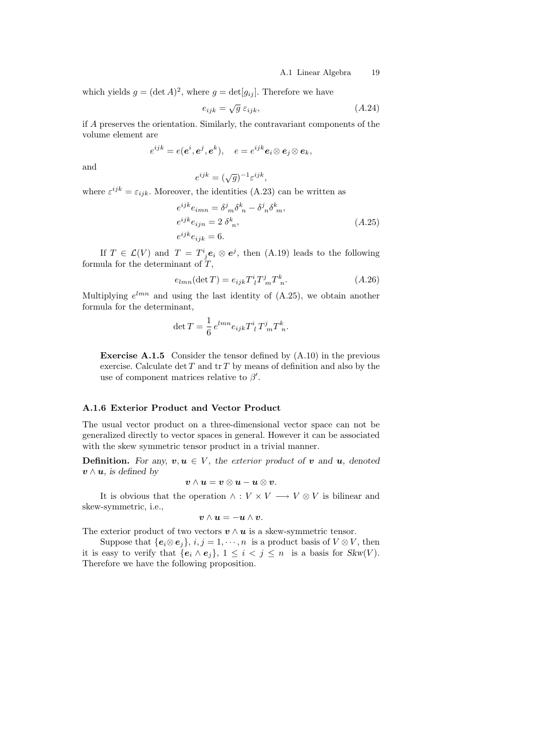which yields $g = (\det A)^2$, where $g = \det[g_{ij}]$. Therefore we have

$$e_{ijk} = \sqrt{g}\,\varepsilon_{ijk}, \tag{A.24}$$

if $A$ preserves the orientation. Similarly, the contravariant components of the volume element are

$$e^{ijk} = e(\boldsymbol{e}^i, \boldsymbol{e}^j, \boldsymbol{e}^k), \quad e = e^{ijk}\boldsymbol{e}_i \otimes \boldsymbol{e}_j \otimes \boldsymbol{e}_k,$$

and

$$e^{ijk} = (\sqrt{g})^{-1}\varepsilon^{ijk},$$

where $\varepsilon^{ijk} = \varepsilon_{ijk}$. Moreover, the identities (A.23) can be written as

$$\begin{aligned}
&e^{ijk}e_{imn} = \delta^j{}_m\delta^k{}_n - \delta^j{}_n\delta^k{}_m,\\
&e^{ijk}e_{ijn} = 2\,\delta^k{}_n,\\
&e^{ijk}e_{ijk} = 6.
\end{aligned} \tag{A.25}$$

If $T \in \mathcal{L}(V)$ and $T = T^i{}_j\boldsymbol{e}_i \otimes \boldsymbol{e}^j$, then (A.19) leads to the following formula for the determinant of $T$,

$$e_{lmn}(\det T) = e_{ijk}T^i{}_lT^j{}_mT^k{}_n. \tag{A.26}$$

Multiplying $e^{lmn}$ and using the last identity of (A.25), we obtain another formula for the determinant,

$$\det T = \frac{1}{6}\,e^{lmn}e_{ijk}T^i{}_l\,T^j{}_mT^k{}_n.$$

> **Exercise A.1.5** Consider the tensor defined by (A.10) in the previous exercise. Calculate $\det T$ and $\operatorname{tr} T$ by means of definition and also by the use of component matrices relative to $\beta'$.

### A.1.6 Exterior Product and Vector Product

The usual vector product on a three-dimensional vector space can not be generalized directly to vector spaces in general. However it can be associated with the skew symmetric tensor product in a trivial manner.

**Definition.** *For any, $\boldsymbol{v}, \boldsymbol{u} \in V$, the exterior product of $\boldsymbol{v}$ and $\boldsymbol{u}$, denoted $\boldsymbol{v} \wedge \boldsymbol{u}$, is defined by*

$$\boldsymbol{v} \wedge \boldsymbol{u} = \boldsymbol{v} \otimes \boldsymbol{u} - \boldsymbol{u} \otimes \boldsymbol{v}.$$

It is obvious that the operation $\wedge : V \times V \longrightarrow V \otimes V$ is bilinear and skew-symmetric, i.e.,

$$\boldsymbol{v} \wedge \boldsymbol{u} = -\boldsymbol{u} \wedge \boldsymbol{v}.$$

The exterior product of two vectors $\boldsymbol{v} \wedge \boldsymbol{u}$ is a skew-symmetric tensor.

Suppose that $\{\boldsymbol{e}_i \otimes \boldsymbol{e}_j\}$, $i, j = 1, \cdots, n$ is a product basis of $V \otimes V$, then it is easy to verify that $\{\boldsymbol{e}_i \wedge \boldsymbol{e}_j\}$, $1 \leq i < j \leq n$ is a basis for *Skw*$(V)$. Therefore we have the following proposition.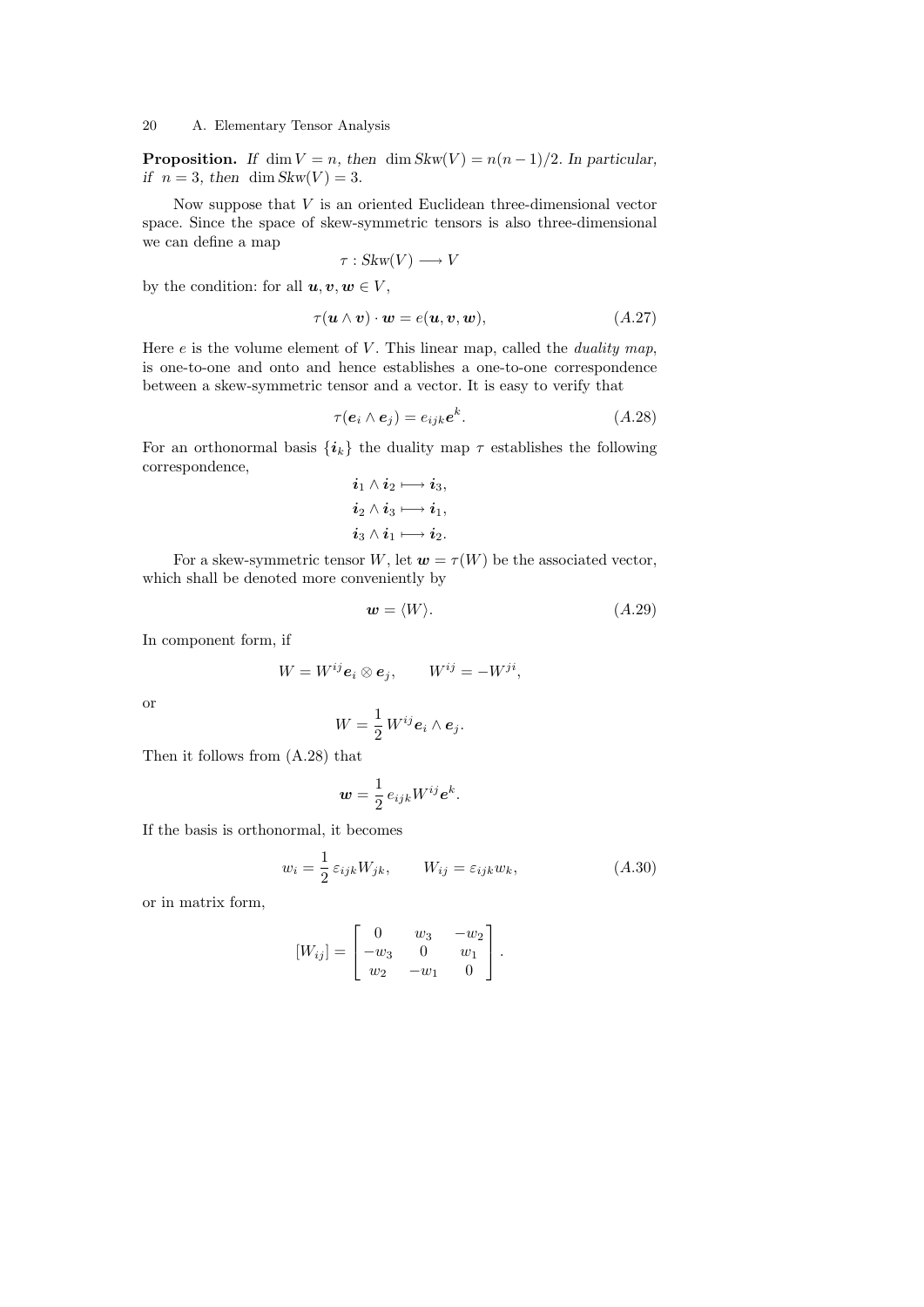**Proposition.** *If* $\dim V = n$, *then* $\dim Skw(V) = n(n-1)/2$. *In particular, if* $n = 3$, *then* $\dim Skw(V) = 3$.

Now suppose that $V$ is an oriented Euclidean three-dimensional vector space. Since the space of skew-symmetric tensors is also three-dimensional we can define a map

$$\tau : Skw(V) \longrightarrow V$$

by the condition: for all $\boldsymbol{u}, \boldsymbol{v}, \boldsymbol{w} \in V$,

$$\tau(\boldsymbol{u} \wedge \boldsymbol{v}) \cdot \boldsymbol{w} = e(\boldsymbol{u}, \boldsymbol{v}, \boldsymbol{w}), \tag{A.27}$$

Here $e$ is the volume element of $V$. This linear map, called the *duality map*, is one-to-one and onto and hence establishes a one-to-one correspondence between a skew-symmetric tensor and a vector. It is easy to verify that

$$\tau(\boldsymbol{e}_i \wedge \boldsymbol{e}_j) = e_{ijk} \boldsymbol{e}^k. \tag{A.28}$$

For an orthonormal basis $\{\boldsymbol{i}_k\}$ the duality map $\tau$ establishes the following correspondence,

$$\begin{aligned}
\boldsymbol{i}_1 \wedge \boldsymbol{i}_2 &\longmapsto \boldsymbol{i}_3, \\
\boldsymbol{i}_2 \wedge \boldsymbol{i}_3 &\longmapsto \boldsymbol{i}_1, \\
\boldsymbol{i}_3 \wedge \boldsymbol{i}_1 &\longmapsto \boldsymbol{i}_2.
\end{aligned}$$

For a skew-symmetric tensor $W$, let $\boldsymbol{w} = \tau(W)$ be the associated vector, which shall be denoted more conveniently by

$$\boldsymbol{w} = \langle W \rangle. \tag{A.29}$$

In component form, if

$$W = W^{ij} \boldsymbol{e}_i \otimes \boldsymbol{e}_j, \qquad W^{ij} = -W^{ji},$$

or

$$W = \frac{1}{2} W^{ij} \boldsymbol{e}_i \wedge \boldsymbol{e}_j.$$

Then it follows from (A.28) that

$$\boldsymbol{w} = \frac{1}{2} e_{ijk} W^{ij} \boldsymbol{e}^k.$$

If the basis is orthonormal, it becomes

$$w_i = \frac{1}{2} \varepsilon_{ijk} W_{jk}, \qquad W_{ij} = \varepsilon_{ijk} w_k, \tag{A.30}$$

or in matrix form,

$$[W_{ij}] = \begin{bmatrix} 0 & w_3 & -w_2 \\ -w_3 & 0 & w_1 \\ w_2 & -w_1 & 0 \end{bmatrix}.$$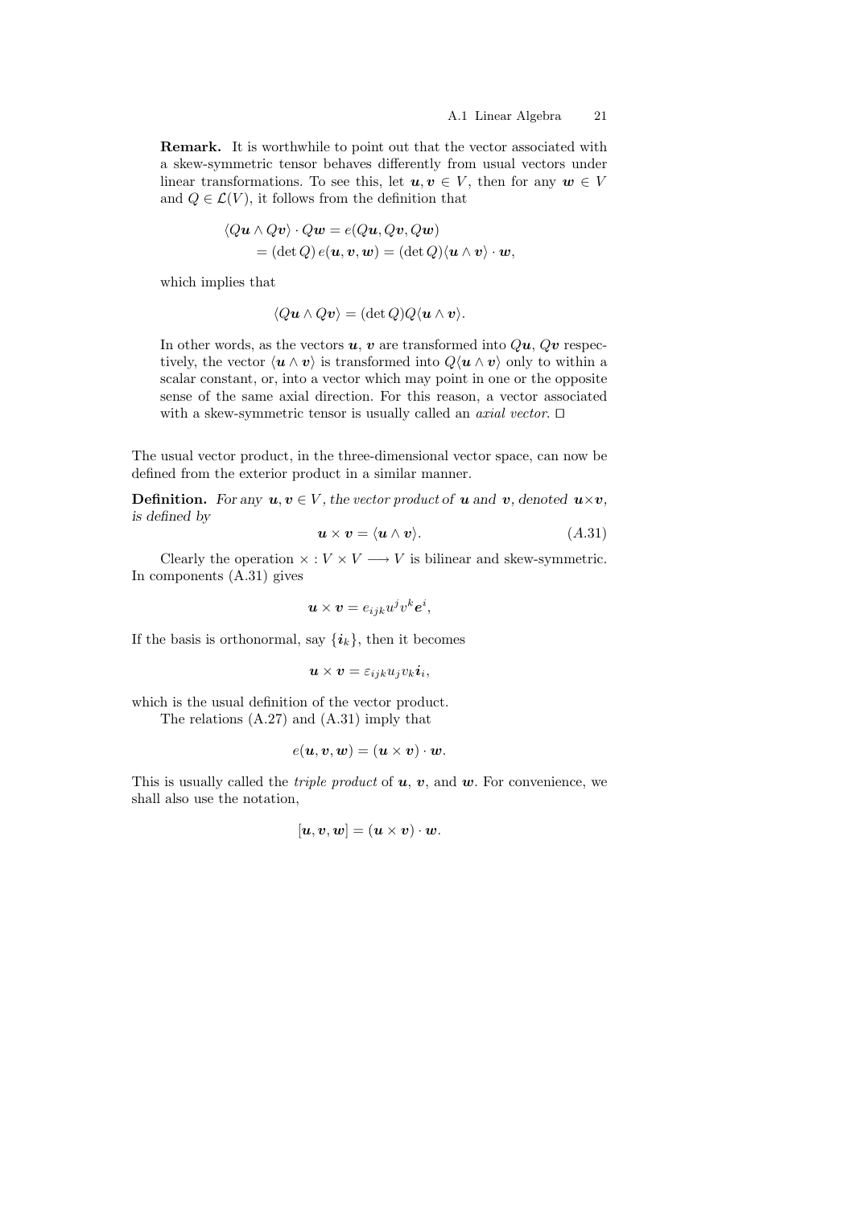**Remark.** It is worthwhile to point out that the vector associated with a skew-symmetric tensor behaves differently from usual vectors under linear transformations. To see this, let $\boldsymbol{u}, \boldsymbol{v} \in V$, then for any $\boldsymbol{w} \in V$ and $Q \in \mathcal{L}(V)$, it follows from the definition that

$$
\begin{aligned}
\langle Q\boldsymbol{u} \wedge Q\boldsymbol{v}\rangle \cdot Q\boldsymbol{w} &= e(Q\boldsymbol{u}, Q\boldsymbol{v}, Q\boldsymbol{w}) \\
&= (\det Q)\, e(\boldsymbol{u}, \boldsymbol{v}, \boldsymbol{w}) = (\det Q)\langle \boldsymbol{u} \wedge \boldsymbol{v}\rangle \cdot \boldsymbol{w},
\end{aligned}
$$

which implies that

$$
\langle Q\boldsymbol{u} \wedge Q\boldsymbol{v}\rangle = (\det Q) Q \langle \boldsymbol{u} \wedge \boldsymbol{v}\rangle.
$$

In other words, as the vectors $\boldsymbol{u}$, $\boldsymbol{v}$ are transformed into $Q\boldsymbol{u}$, $Q\boldsymbol{v}$ respectively, the vector $\langle \boldsymbol{u} \wedge \boldsymbol{v}\rangle$ is transformed into $Q\langle \boldsymbol{u} \wedge \boldsymbol{v}\rangle$ only to within a scalar constant, or, into a vector which may point in one or the opposite sense of the same axial direction. For this reason, a vector associated with a skew-symmetric tensor is usually called an *axial vector*. □

The usual vector product, in the three-dimensional vector space, can now be defined from the exterior product in a similar manner.

**Definition.** *For any $\boldsymbol{u}, \boldsymbol{v} \in V$, the vector product of $\boldsymbol{u}$ and $\boldsymbol{v}$, denoted $\boldsymbol{u} \times \boldsymbol{v}$, is defined by*

$$
\boldsymbol{u} \times \boldsymbol{v} = \langle \boldsymbol{u} \wedge \boldsymbol{v}\rangle. \tag{A.31}
$$

Clearly the operation $\times : V \times V \longrightarrow V$ is bilinear and skew-symmetric. In components (A.31) gives

$$
\boldsymbol{u} \times \boldsymbol{v} = e_{ijk} u^j v^k \boldsymbol{e}^i,
$$

If the basis is orthonormal, say $\{\boldsymbol{i}_k\}$, then it becomes

$$
\boldsymbol{u} \times \boldsymbol{v} = \varepsilon_{ijk} u_j v_k \boldsymbol{i}_i,
$$

which is the usual definition of the vector product.

The relations (A.27) and (A.31) imply that

$$
e(\boldsymbol{u}, \boldsymbol{v}, \boldsymbol{w}) = (\boldsymbol{u} \times \boldsymbol{v}) \cdot \boldsymbol{w}.
$$

This is usually called the *triple product* of $\boldsymbol{u}$, $\boldsymbol{v}$, and $\boldsymbol{w}$. For convenience, we shall also use the notation,

$$
[\boldsymbol{u}, \boldsymbol{v}, \boldsymbol{w}] = (\boldsymbol{u} \times \boldsymbol{v}) \cdot \boldsymbol{w}.
$$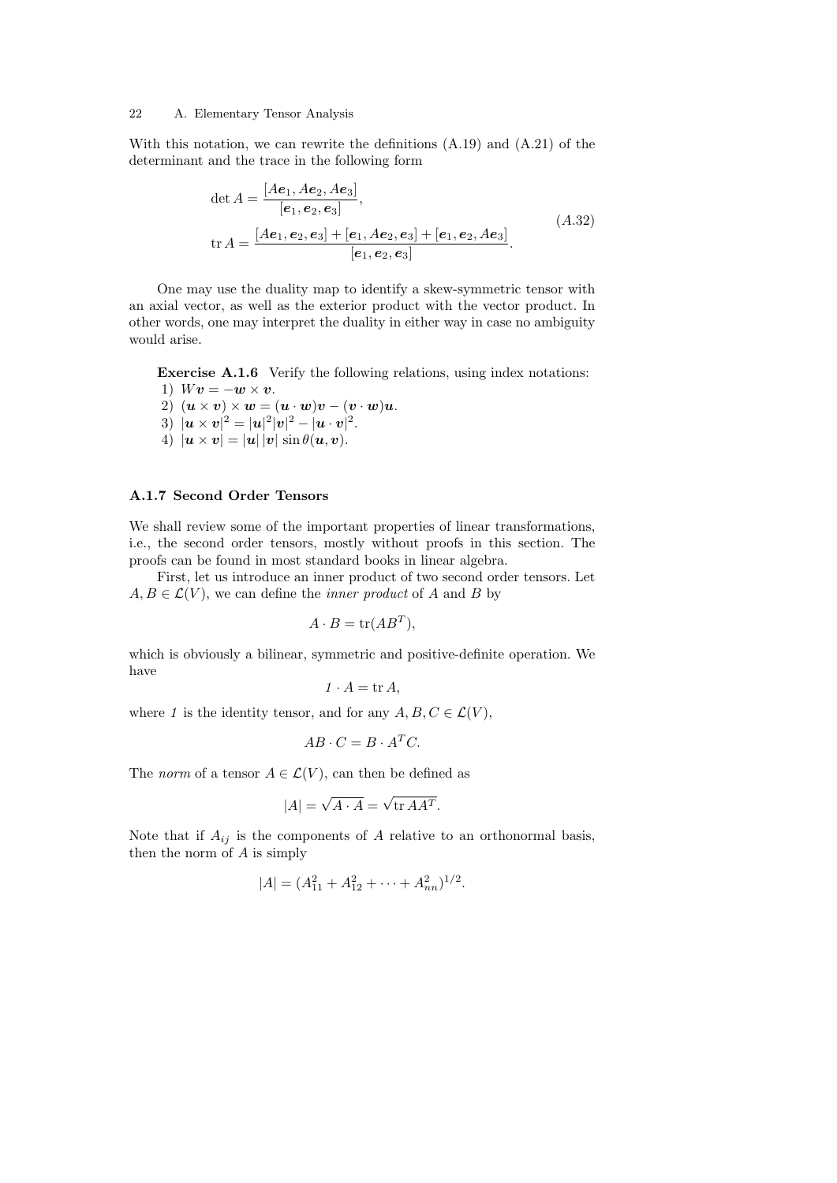With this notation, we can rewrite the definitions (A.19) and (A.21) of the determinant and the trace in the following form

$$
\begin{aligned}
\det A &= \frac{[A\boldsymbol{e}_1, A\boldsymbol{e}_2, A\boldsymbol{e}_3]}{[\boldsymbol{e}_1, \boldsymbol{e}_2, \boldsymbol{e}_3]}, \\
\operatorname{tr} A &= \frac{[A\boldsymbol{e}_1, \boldsymbol{e}_2, \boldsymbol{e}_3] + [\boldsymbol{e}_1, A\boldsymbol{e}_2, \boldsymbol{e}_3] + [\boldsymbol{e}_1, \boldsymbol{e}_2, A\boldsymbol{e}_3]}{[\boldsymbol{e}_1, \boldsymbol{e}_2, \boldsymbol{e}_3]}.
\end{aligned}
\tag{A.32}
$$

One may use the duality map to identify a skew-symmetric tensor with an axial vector, as well as the exterior product with the vector product. In other words, one may interpret the duality in either way in case no ambiguity would arise.

**Exercise A.1.6** Verify the following relations, using index notations:
1) $W\boldsymbol{v} = -\boldsymbol{w} \times \boldsymbol{v}$.
2) $(\boldsymbol{u} \times \boldsymbol{v}) \times \boldsymbol{w} = (\boldsymbol{u} \cdot \boldsymbol{w})\boldsymbol{v} - (\boldsymbol{v} \cdot \boldsymbol{w})\boldsymbol{u}$.
3) $|\boldsymbol{u} \times \boldsymbol{v}|^2 = |\boldsymbol{u}|^2 |\boldsymbol{v}|^2 - |\boldsymbol{u} \cdot \boldsymbol{v}|^2$.
4) $|\boldsymbol{u} \times \boldsymbol{v}| = |\boldsymbol{u}|\,|\boldsymbol{v}| \sin\theta(\boldsymbol{u}, \boldsymbol{v})$.

### A.1.7 Second Order Tensors

We shall review some of the important properties of linear transformations, i.e., the second order tensors, mostly without proofs in this section. The proofs can be found in most standard books in linear algebra.

First, let us introduce an inner product of two second order tensors. Let $A, B \in \mathcal{L}(V)$, we can define the *inner product* of $A$ and $B$ by

$$A \cdot B = \operatorname{tr}(AB^T),$$

which is obviously a bilinear, symmetric and positive-definite operation. We have

$$1 \cdot A = \operatorname{tr} A,$$

where $1$ is the identity tensor, and for any $A, B, C \in \mathcal{L}(V)$,

$$AB \cdot C = B \cdot A^T C.$$

The *norm* of a tensor $A \in \mathcal{L}(V)$, can then be defined as

$$|A| = \sqrt{A \cdot A} = \sqrt{\operatorname{tr} AA^T}.$$

Note that if $A_{ij}$ is the components of $A$ relative to an orthonormal basis, then the norm of $A$ is simply

$$|A| = (A_{11}^2 + A_{12}^2 + \cdots + A_{nn}^2)^{1/2}.$$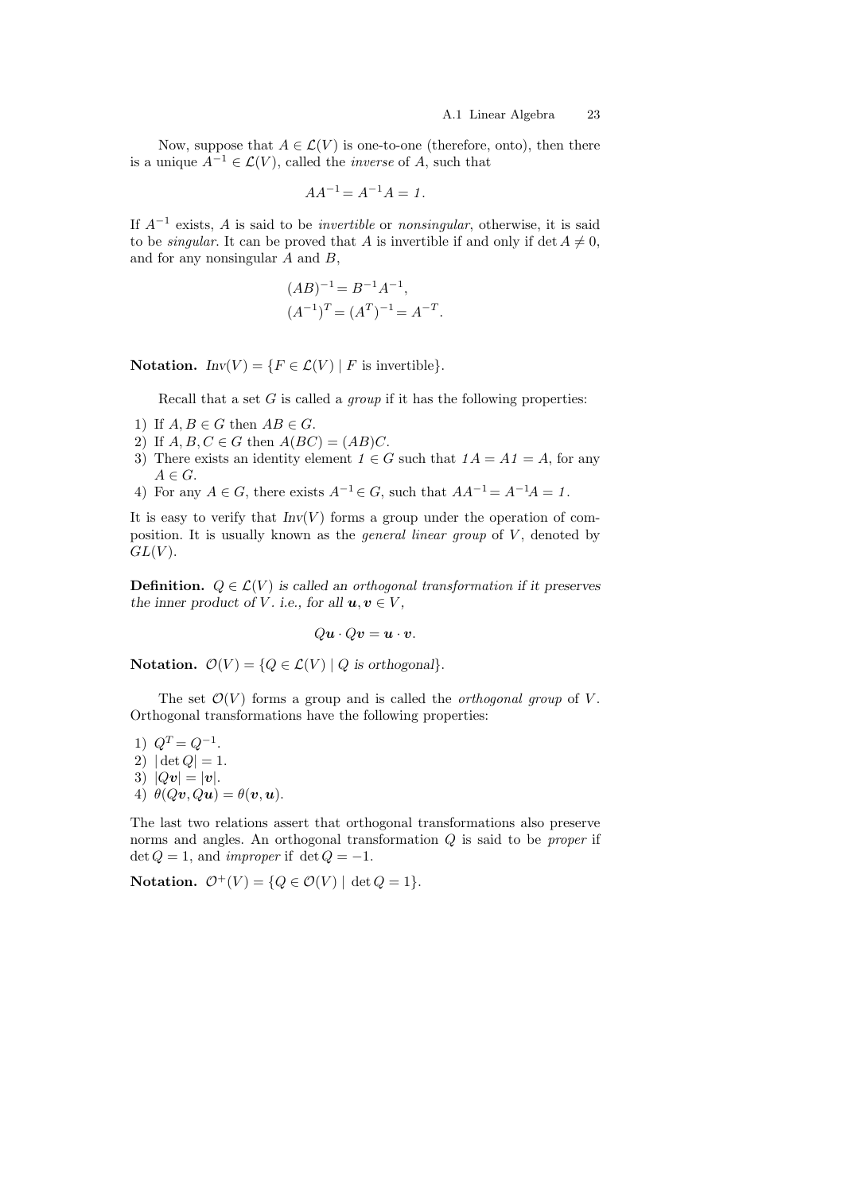Now, suppose that $A \in \mathcal{L}(V)$ is one-to-one (therefore, onto), then there is a unique $A^{-1} \in \mathcal{L}(V)$, called the *inverse* of $A$, such that

$$AA^{-1} = A^{-1}A = 1.$$

If $A^{-1}$ exists, $A$ is said to be *invertible* or *nonsingular*, otherwise, it is said to be *singular*. It can be proved that $A$ is invertible if and only if $\det A \neq 0$, and for any nonsingular $A$ and $B$,

$$(AB)^{-1} = B^{-1}A^{-1},$$
$$(A^{-1})^T = (A^T)^{-1} = A^{-T}.$$

**Notation.** $Inv(V) = \{F \in \mathcal{L}(V) \mid F \text{ is invertible}\}$.

Recall that a set $G$ is called a *group* if it has the following properties:

1) If $A, B \in G$ then $AB \in G$.
2) If $A, B, C \in G$ then $A(BC) = (AB)C$.
3) There exists an identity element $1 \in G$ such that $1A = A1 = A$, for any $A \in G$.
4) For any $A \in G$, there exists $A^{-1} \in G$, such that $AA^{-1} = A^{-1}A = 1$.

It is easy to verify that $Inv(V)$ forms a group under the operation of composition. It is usually known as the *general linear group* of $V$, denoted by $GL(V)$.

**Definition.** *$Q \in \mathcal{L}(V)$ is called an orthogonal transformation if it preserves the inner product of $V$. i.e., for all $\boldsymbol{u}, \boldsymbol{v} \in V$,*

$$Q\boldsymbol{u} \cdot Q\boldsymbol{v} = \boldsymbol{u} \cdot \boldsymbol{v}.$$

**Notation.** $\mathcal{O}(V) = \{Q \in \mathcal{L}(V) \mid Q \text{ is orthogonal}\}$.

The set $\mathcal{O}(V)$ forms a group and is called the *orthogonal group* of $V$. Orthogonal transformations have the following properties:

1) $Q^T = Q^{-1}$.
2) $|\det Q| = 1$.
3) $|Q\boldsymbol{v}| = |\boldsymbol{v}|$.
4) $\theta(Q\boldsymbol{v}, Q\boldsymbol{u}) = \theta(\boldsymbol{v}, \boldsymbol{u})$.

The last two relations assert that orthogonal transformations also preserve norms and angles. An orthogonal transformation $Q$ is said to be *proper* if $\det Q = 1$, and *improper* if $\det Q = -1$.

**Notation.** $\mathcal{O}^+(V) = \{Q \in \mathcal{O}(V) \mid \det Q = 1\}$.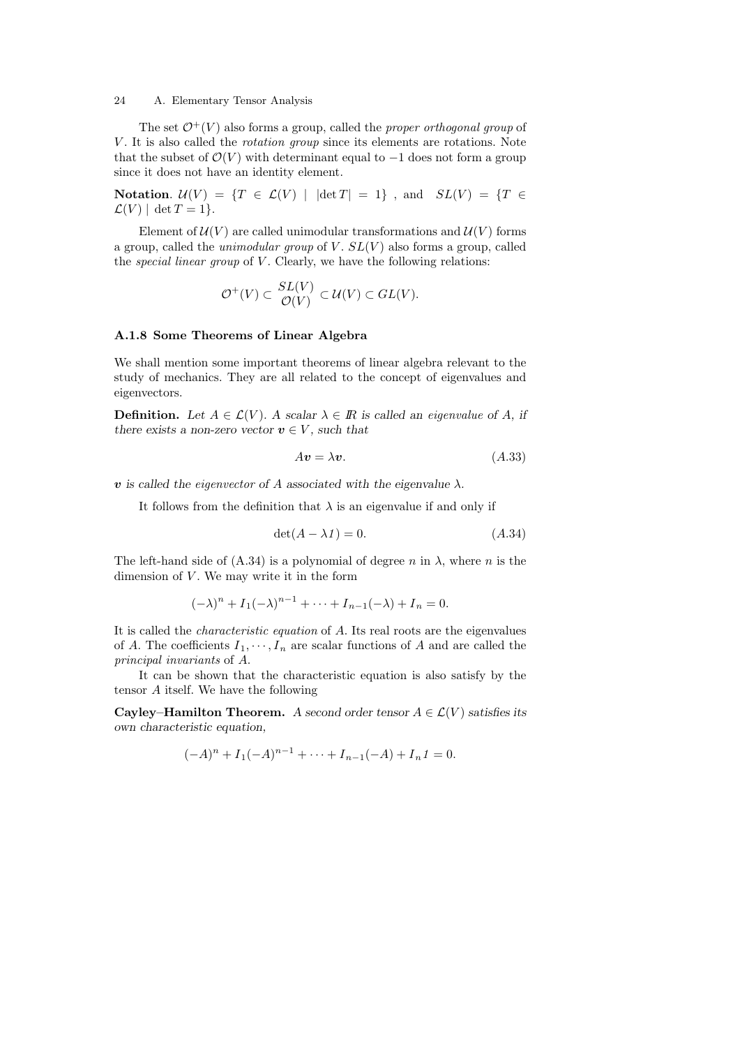The set $\mathcal{O}^+(V)$ also forms a group, called the *proper orthogonal group* of $V$. It is also called the *rotation group* since its elements are rotations. Note that the subset of $\mathcal{O}(V)$ with determinant equal to $-1$ does not form a group since it does not have an identity element.

**Notation**. $\mathcal{U}(V) = \{T \in \mathcal{L}(V) \mid |\det T| = 1\}$ , and $SL(V) = \{T \in \mathcal{L}(V) \mid \det T = 1\}$.

Element of $\mathcal{U}(V)$ are called unimodular transformations and $\mathcal{U}(V)$ forms a group, called the *unimodular group* of $V$. $SL(V)$ also forms a group, called the *special linear group* of $V$. Clearly, we have the following relations:

$$\mathcal{O}^+(V) \subset \begin{array}{c} SL(V) \\ \mathcal{O}(V) \end{array} \subset \mathcal{U}(V) \subset GL(V).$$

### A.1.8 Some Theorems of Linear Algebra

We shall mention some important theorems of linear algebra relevant to the study of mechanics. They are all related to the concept of eigenvalues and eigenvectors.

**Definition.** *Let $A \in \mathcal{L}(V)$. A scalar $\lambda \in \mathbb{R}$ is called an eigenvalue of $A$, if there exists a non-zero vector $\boldsymbol{v} \in V$, such that*

$$A\boldsymbol{v} = \lambda \boldsymbol{v}. \tag{A.33}$$

*$\boldsymbol{v}$ is called the eigenvector of $A$ associated with the eigenvalue $\lambda$.*

It follows from the definition that $\lambda$ is an eigenvalue if and only if

$$\det(A - \lambda 1) = 0. \tag{A.34}$$

The left-hand side of (A.34) is a polynomial of degree $n$ in $\lambda$, where $n$ is the dimension of $V$. We may write it in the form

$$(-\lambda)^n + I_1(-\lambda)^{n-1} + \cdots + I_{n-1}(-\lambda) + I_n = 0.$$

It is called the *characteristic equation* of $A$. Its real roots are the eigenvalues of $A$. The coefficients $I_1, \cdots, I_n$ are scalar functions of $A$ and are called the *principal invariants* of $A$.

It can be shown that the characteristic equation is also satisfy by the tensor $A$ itself. We have the following

**Cayley–Hamilton Theorem.** *A second order tensor $A \in \mathcal{L}(V)$ satisfies its own characteristic equation,*

$$(-A)^n + I_1(-A)^{n-1} + \cdots + I_{n-1}(-A) + I_n 1 = 0.$$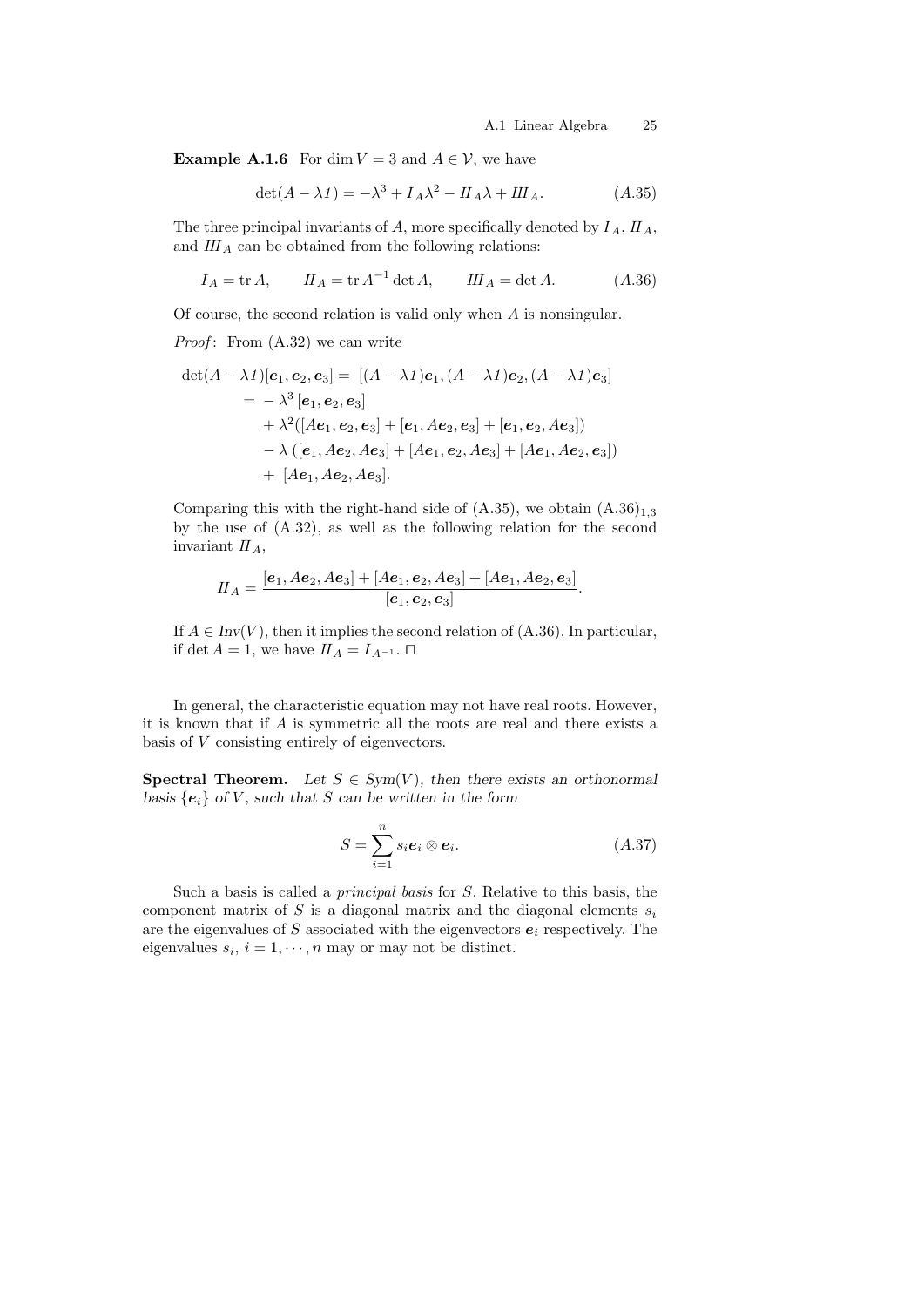**Example A.1.6** For $\dim V = 3$ and $A \in \mathcal{V}$, we have

$$\det(A - \lambda 1) = -\lambda^3 + I_A \lambda^2 - II_A \lambda + III_A. \qquad (A.35)$$

The three principal invariants of $A$, more specifically denoted by $I_A$, $II_A$, and $III_A$ can be obtained from the following relations:

$$I_A = \operatorname{tr} A, \qquad II_A = \operatorname{tr} A^{-1} \det A, \qquad III_A = \det A. \qquad (A.36)$$

Of course, the second relation is valid only when $A$ is nonsingular.

*Proof*: From (A.32) we can write

$$\begin{aligned}
\det(A - \lambda 1)[\boldsymbol{e}_1, \boldsymbol{e}_2, \boldsymbol{e}_3] =\ & [(A - \lambda 1)\boldsymbol{e}_1, (A - \lambda 1)\boldsymbol{e}_2, (A - \lambda 1)\boldsymbol{e}_3] \\
=\ & -\lambda^3 [\boldsymbol{e}_1, \boldsymbol{e}_2, \boldsymbol{e}_3] \\
& + \lambda^2([A\boldsymbol{e}_1, \boldsymbol{e}_2, \boldsymbol{e}_3] + [\boldsymbol{e}_1, A\boldsymbol{e}_2, \boldsymbol{e}_3] + [\boldsymbol{e}_1, \boldsymbol{e}_2, A\boldsymbol{e}_3]) \\
& - \lambda\,([\boldsymbol{e}_1, A\boldsymbol{e}_2, A\boldsymbol{e}_3] + [A\boldsymbol{e}_1, \boldsymbol{e}_2, A\boldsymbol{e}_3] + [A\boldsymbol{e}_1, A\boldsymbol{e}_2, \boldsymbol{e}_3]) \\
& + [A\boldsymbol{e}_1, A\boldsymbol{e}_2, A\boldsymbol{e}_3].
\end{aligned}$$

Comparing this with the right-hand side of (A.35), we obtain $(A.36)_{1,3}$ by the use of (A.32), as well as the following relation for the second invariant $II_A$,

$$II_A = \frac{[\boldsymbol{e}_1, A\boldsymbol{e}_2, A\boldsymbol{e}_3] + [A\boldsymbol{e}_1, \boldsymbol{e}_2, A\boldsymbol{e}_3] + [A\boldsymbol{e}_1, A\boldsymbol{e}_2, \boldsymbol{e}_3]}{[\boldsymbol{e}_1, \boldsymbol{e}_2, \boldsymbol{e}_3]}.$$

If $A \in \mathit{Inv}(V)$, then it implies the second relation of (A.36). In particular, if $\det A = 1$, we have $II_A = I_{A^{-1}}$. □

In general, the characteristic equation may not have real roots. However, it is known that if $A$ is symmetric all the roots are real and there exists a basis of $V$ consisting entirely of eigenvectors.

**Spectral Theorem.** *Let $S \in \mathit{Sym}(V)$, then there exists an orthonormal basis $\{\boldsymbol{e}_i\}$ of $V$, such that $S$ can be written in the form*

$$S = \sum_{i=1}^{n} s_i \boldsymbol{e}_i \otimes \boldsymbol{e}_i. \qquad (A.37)$$

Such a basis is called a *principal basis* for $S$. Relative to this basis, the component matrix of $S$ is a diagonal matrix and the diagonal elements $s_i$ are the eigenvalues of $S$ associated with the eigenvectors $\boldsymbol{e}_i$ respectively. The eigenvalues $s_i$, $i = 1, \cdots, n$ may or may not be distinct.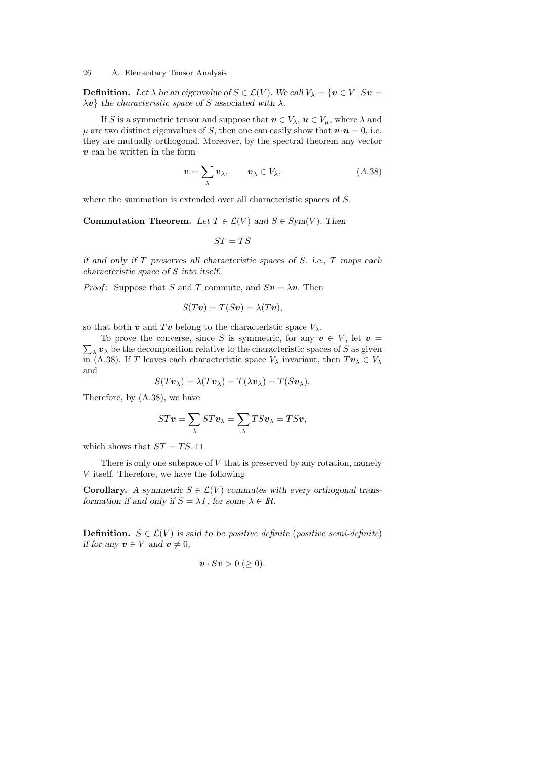**Definition.** *Let $\lambda$ be an eigenvalue of $S \in \mathcal{L}(V)$. We call $V_\lambda = \{\boldsymbol{v} \in V \mid S\boldsymbol{v} = \lambda\boldsymbol{v}\}$ the characteristic space of $S$ associated with $\lambda$.*

If $S$ is a symmetric tensor and suppose that $\boldsymbol{v} \in V_\lambda$, $\boldsymbol{u} \in V_\mu$, where $\lambda$ and $\mu$ are two distinct eigenvalues of $S$, then one can easily show that $\boldsymbol{v} \cdot \boldsymbol{u} = 0$, i.e. they are mutually orthogonal. Moreover, by the spectral theorem any vector $\boldsymbol{v}$ can be written in the form

$$\boldsymbol{v} = \sum_\lambda \boldsymbol{v}_\lambda, \qquad \boldsymbol{v}_\lambda \in V_\lambda, \tag{A.38}$$

where the summation is extended over all characteristic spaces of $S$.

**Commutation Theorem.** *Let $T \in \mathcal{L}(V)$ and $S \in Sym(V)$. Then*

$$ST = TS$$

*if and only if $T$ preserves all characteristic spaces of $S$. i.e., $T$ maps each characteristic space of $S$ into itself.*

*Proof*: Suppose that $S$ and $T$ commute, and $S\boldsymbol{v} = \lambda\boldsymbol{v}$. Then

$$S(T\boldsymbol{v}) = T(S\boldsymbol{v}) = \lambda(T\boldsymbol{v}),$$

so that both $\boldsymbol{v}$ and $T\boldsymbol{v}$ belong to the characteristic space $V_\lambda$.

To prove the converse, since $S$ is symmetric, for any $\boldsymbol{v} \in V$, let $\boldsymbol{v} = \sum_\lambda \boldsymbol{v}_\lambda$ be the decomposition relative to the characteristic spaces of $S$ as given in (A.38). If $T$ leaves each characteristic space $V_\lambda$ invariant, then $T\boldsymbol{v}_\lambda \in V_\lambda$ and

$$S(T\boldsymbol{v}_\lambda) = \lambda(T\boldsymbol{v}_\lambda) = T(\lambda\boldsymbol{v}_\lambda) = T(S\boldsymbol{v}_\lambda).$$

Therefore, by (A.38), we have

$$ST\boldsymbol{v} = \sum_\lambda ST\boldsymbol{v}_\lambda = \sum_\lambda TS\boldsymbol{v}_\lambda = TS\boldsymbol{v},$$

which shows that $ST = TS$. □

There is only one subspace of $V$ that is preserved by any rotation, namely $V$ itself. Therefore, we have the following

**Corollary.** *A symmetric $S \in \mathcal{L}(V)$ commutes with every orthogonal transformation if and only if $S = \lambda 1$, for some $\lambda \in I\!R$.*

**Definition.** *$S \in \mathcal{L}(V)$ is said to be positive definite (positive semi-definite) if for any $\boldsymbol{v} \in V$ and $\boldsymbol{v} \neq 0$,*

$$\boldsymbol{v} \cdot S\boldsymbol{v} > 0 \ (\geq 0).$$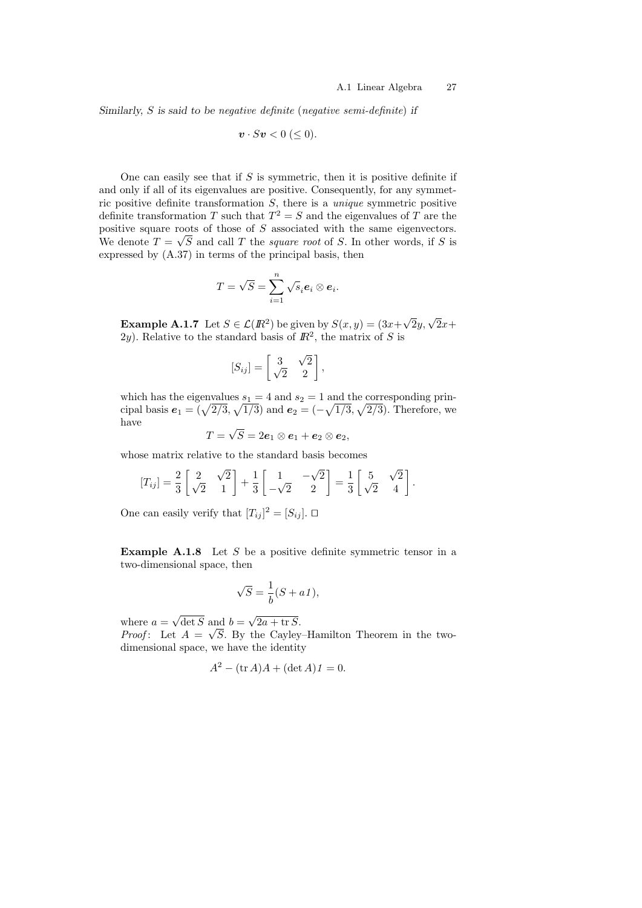*Similarly, $S$ is said to be negative definite (negative semi-definite) if*

$$\boldsymbol{v} \cdot S\boldsymbol{v} < 0 \ (\leq 0).$$

One can easily see that if $S$ is symmetric, then it is positive definite if and only if all of its eigenvalues are positive. Consequently, for any symmetric positive definite transformation $S$, there is a *unique* symmetric positive definite transformation $T$ such that $T^2 = S$ and the eigenvalues of $T$ are the positive square roots of those of $S$ associated with the same eigenvectors. We denote $T = \sqrt{S}$ and call $T$ the *square root* of $S$. In other words, if $S$ is expressed by (A.37) in terms of the principal basis, then

$$T = \sqrt{S} = \sum_{i=1}^{n} \sqrt{s_i}\, \boldsymbol{e}_i \otimes \boldsymbol{e}_i.$$

**Example A.1.7** Let $S \in \mathcal{L}(\mathbb{R}^2)$ be given by $S(x,y) = (3x + \sqrt{2}y, \sqrt{2}x + 2y)$. Relative to the standard basis of $\mathbb{R}^2$, the matrix of $S$ is

$$[S_{ij}] = \begin{bmatrix} 3 & \sqrt{2} \\ \sqrt{2} & 2 \end{bmatrix},$$

which has the eigenvalues $s_1 = 4$ and $s_2 = 1$ and the corresponding principal basis $\boldsymbol{e}_1 = (\sqrt{2/3}, \sqrt{1/3})$ and $\boldsymbol{e}_2 = (-\sqrt{1/3}, \sqrt{2/3})$. Therefore, we have

$$T = \sqrt{S} = 2\boldsymbol{e}_1 \otimes \boldsymbol{e}_1 + \boldsymbol{e}_2 \otimes \boldsymbol{e}_2,$$

whose matrix relative to the standard basis becomes

$$[T_{ij}] = \frac{2}{3}\begin{bmatrix} 2 & \sqrt{2} \\ \sqrt{2} & 1 \end{bmatrix} + \frac{1}{3}\begin{bmatrix} 1 & -\sqrt{2} \\ -\sqrt{2} & 2 \end{bmatrix} = \frac{1}{3}\begin{bmatrix} 5 & \sqrt{2} \\ \sqrt{2} & 4 \end{bmatrix}.$$

One can easily verify that $[T_{ij}]^2 = [S_{ij}]$. □

**Example A.1.8** Let $S$ be a positive definite symmetric tensor in a two-dimensional space, then

$$\sqrt{S} = \frac{1}{b}(S + a\mathit{1}),$$

where $a = \sqrt{\det S}$ and $b = \sqrt{2a + \operatorname{tr} S}$.

*Proof*: Let $A = \sqrt{S}$. By the Cayley–Hamilton Theorem in the two-dimensional space, we have the identity

$$A^2 - (\operatorname{tr} A)A + (\det A)\mathit{1} = 0.$$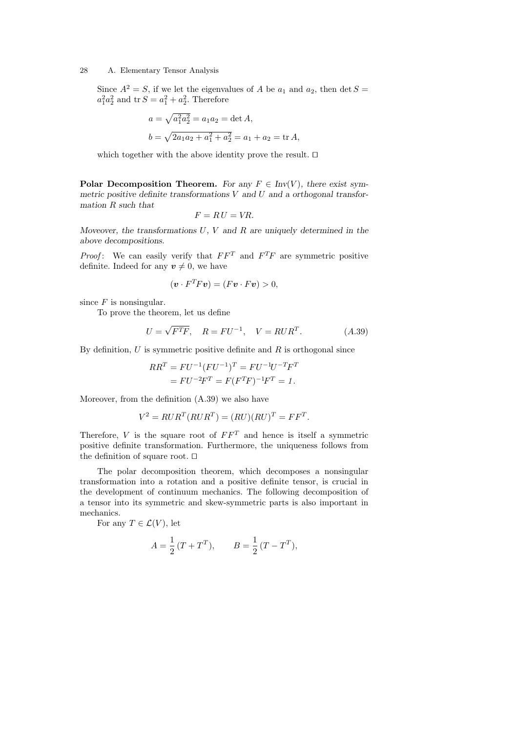Since $A^2 = S$, if we let the eigenvalues of $A$ be $a_1$ and $a_2$, then $\det S = a_1^2 a_2^2$ and $\operatorname{tr} S = a_1^2 + a_2^2$. Therefore

$$a = \sqrt{a_1^2 a_2^2} = a_1 a_2 = \det A,$$

$$b = \sqrt{2a_1 a_2 + a_1^2 + a_2^2} = a_1 + a_2 = \operatorname{tr} A,$$

which together with the above identity prove the result. □

**Polar Decomposition Theorem.** *For any $F \in Inv(V)$, there exist symmetric positive definite transformations $V$ and $U$ and a orthogonal transformation $R$ such that*

$$F = RU = VR.$$

*Moveover, the transformations $U$, $V$ and $R$ are uniquely determined in the above decompositions.*

*Proof*: We can easily verify that $FF^T$ and $F^TF$ are symmetric positive definite. Indeed for any $\boldsymbol{v} \neq 0$, we have

$$(\boldsymbol{v} \cdot F^T F \boldsymbol{v}) = (F\boldsymbol{v} \cdot F\boldsymbol{v}) > 0,$$

since $F$ is nonsingular.

To prove the theorem, let us define

$$U = \sqrt{F^T F}, \quad R = FU^{-1}, \quad V = RUR^T. \tag{A.39}$$

By definition, $U$ is symmetric positive definite and $R$ is orthogonal since

$$\begin{aligned} RR^T &= FU^{-1}(FU^{-1})^T = FU^{-1}U^{-T}F^T \\ &= FU^{-2}F^T = F(F^TF)^{-1}F^T = \mathit{1}. \end{aligned}$$

Moreover, from the definition (A.39) we also have

$$V^2 = RUR^T(RUR^T) = (RU)(RU)^T = FF^T.$$

Therefore, $V$ is the square root of $FF^T$ and hence is itself a symmetric positive definite transformation. Furthermore, the uniqueness follows from the definition of square root. □

The polar decomposition theorem, which decomposes a nonsingular transformation into a rotation and a positive definite tensor, is crucial in the development of continuum mechanics. The following decomposition of a tensor into its symmetric and skew-symmetric parts is also important in mechanics.

For any $T \in \mathcal{L}(V)$, let

$$A = \frac{1}{2}(T + T^T), \qquad B = \frac{1}{2}(T - T^T),$$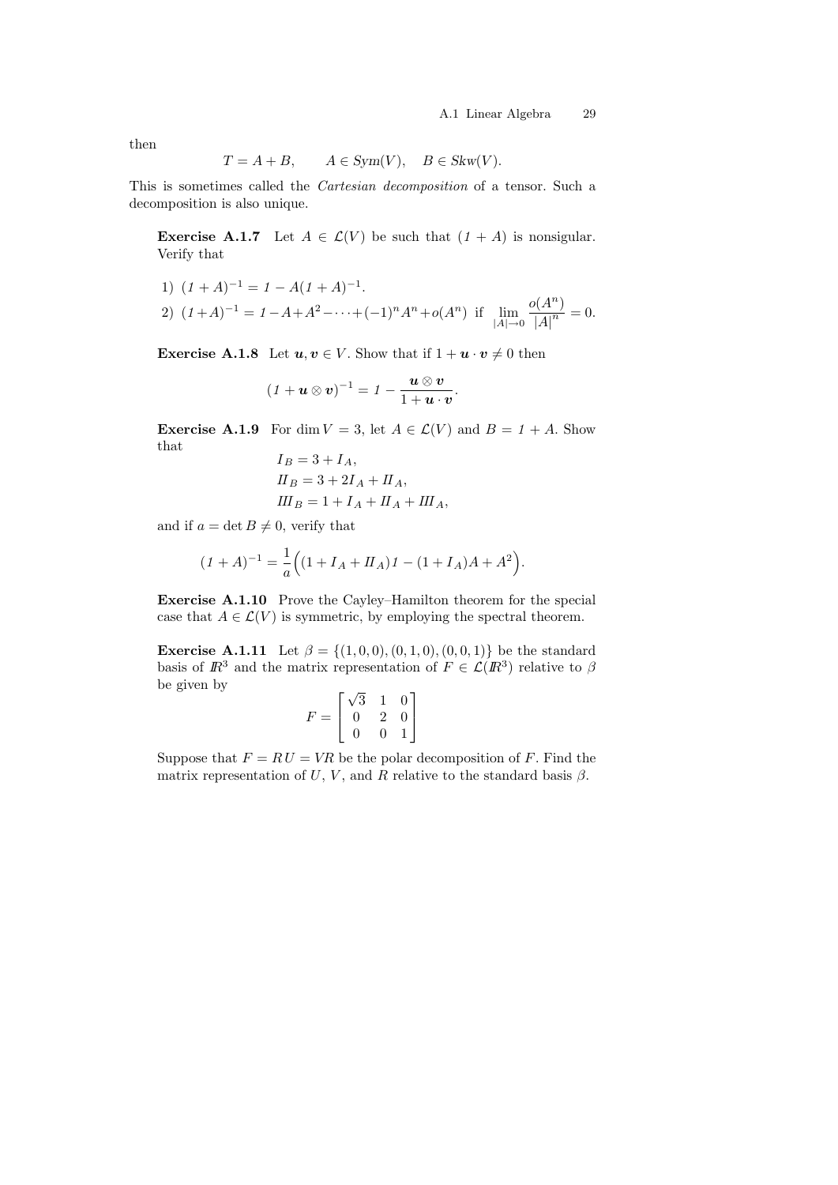then

$$T = A + B, \qquad A \in Sym(V), \quad B \in Skw(V).$$

This is sometimes called the *Cartesian decomposition* of a tensor. Such a decomposition is also unique.

**Exercise A.1.7** Let $A \in \mathcal{L}(V)$ be such that $(1 + A)$ is nonsigular. Verify that

1) $(1 + A)^{-1} = 1 - A(1 + A)^{-1}$.
2) $(1+A)^{-1} = 1 - A + A^2 - \cdots + (-1)^n A^n + o(A^n)$ if $\displaystyle\lim_{|A|\to 0} \frac{o(A^n)}{|A|^n} = 0$.

**Exercise A.1.8** Let $\boldsymbol{u}, \boldsymbol{v} \in V$. Show that if $1 + \boldsymbol{u} \cdot \boldsymbol{v} \neq 0$ then

$$(1 + \boldsymbol{u} \otimes \boldsymbol{v})^{-1} = 1 - \frac{\boldsymbol{u} \otimes \boldsymbol{v}}{1 + \boldsymbol{u} \cdot \boldsymbol{v}}.$$

**Exercise A.1.9** For $\dim V = 3$, let $A \in \mathcal{L}(V)$ and $B = 1 + A$. Show that

$$I_B = 3 + I_A,$$
$$II_B = 3 + 2I_A + II_A,$$
$$III_B = 1 + I_A + II_A + III_A,$$

and if $a = \det B \neq 0$, verify that

$$(1 + A)^{-1} = \frac{1}{a}\Big((1 + I_A + II_A)1 - (1 + I_A)A + A^2\Big).$$

**Exercise A.1.10** Prove the Cayley–Hamilton theorem for the special case that $A \in \mathcal{L}(V)$ is symmetric, by employing the spectral theorem.

**Exercise A.1.11** Let $\beta = \{(1,0,0),(0,1,0),(0,0,1)\}$ be the standard basis of $\mathbb{R}^3$ and the matrix representation of $F \in \mathcal{L}(\mathbb{R}^3)$ relative to $\beta$ be given by

$$F = \begin{bmatrix} \sqrt{3} & 1 & 0 \\ 0 & 2 & 0 \\ 0 & 0 & 1 \end{bmatrix}$$

Suppose that $F = RU = VR$ be the polar decomposition of $F$. Find the matrix representation of $U$, $V$, and $R$ relative to the standard basis $\beta$.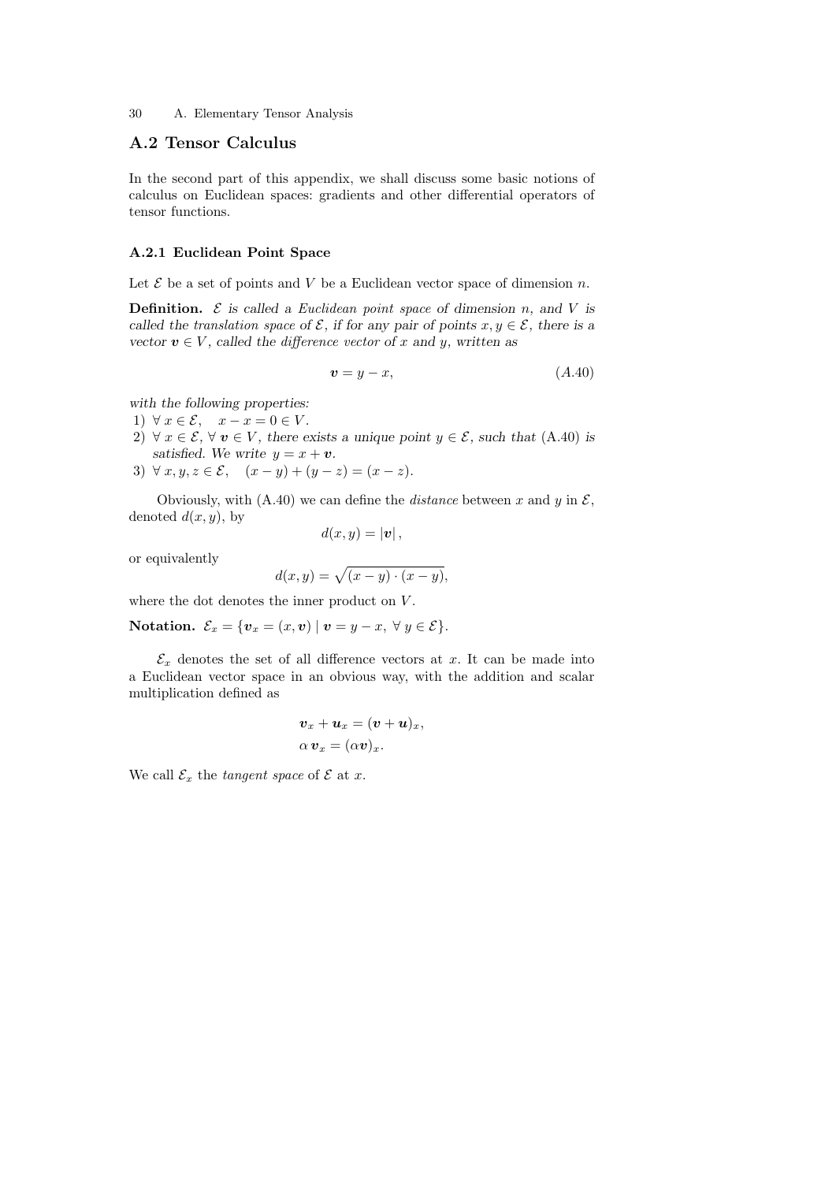## A.2 Tensor Calculus

In the second part of this appendix, we shall discuss some basic notions of calculus on Euclidean spaces: gradients and other differential operators of tensor functions.

### A.2.1 Euclidean Point Space

Let $\mathcal{E}$ be a set of points and $V$ be a Euclidean vector space of dimension $n$.

**Definition.** *$\mathcal{E}$ is called a Euclidean point space of dimension $n$, and $V$ is called the translation space of $\mathcal{E}$, if for any pair of points $x, y \in \mathcal{E}$, there is a vector $\boldsymbol{v} \in V$, called the difference vector of $x$ and $y$, written as*

$$\boldsymbol{v} = y - x, \tag{A.40}$$

*with the following properties:*

1) $\forall\, x \in \mathcal{E}, \quad x - x = 0 \in V.$
2) $\forall\, x \in \mathcal{E}$, $\forall\, \boldsymbol{v} \in V$, *there exists a unique point $y \in \mathcal{E}$, such that* (A.40) *is satisfied. We write $y = x + \boldsymbol{v}$.*
3) $\forall\, x, y, z \in \mathcal{E}, \quad (x - y) + (y - z) = (x - z).$

Obviously, with (A.40) we can define the *distance* between $x$ and $y$ in $\mathcal{E}$, denoted $d(x, y)$, by

$$d(x, y) = |\boldsymbol{v}|\,,$$

or equivalently

$$d(x, y) = \sqrt{(x - y) \cdot (x - y)},$$

where the dot denotes the inner product on $V$.

**Notation.** $\mathcal{E}_x = \{\boldsymbol{v}_x = (x, \boldsymbol{v}) \mid \boldsymbol{v} = y - x,\ \forall\, y \in \mathcal{E}\}.$

$\mathcal{E}_x$ denotes the set of all difference vectors at $x$. It can be made into a Euclidean vector space in an obvious way, with the addition and scalar multiplication defined as

$$\boldsymbol{v}_x + \boldsymbol{u}_x = (\boldsymbol{v} + \boldsymbol{u})_x,$$
$$\alpha\, \boldsymbol{v}_x = (\alpha \boldsymbol{v})_x.$$

We call $\mathcal{E}_x$ the *tangent space* of $\mathcal{E}$ at $x$.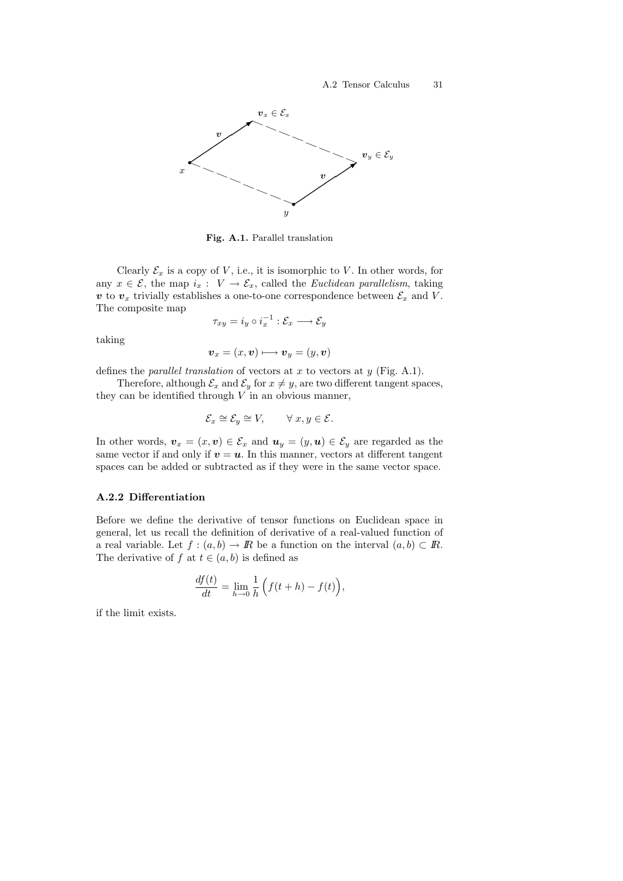Fig. A.1. Parallel translation

Clearly $\mathcal{E}_x$ is a copy of $V$, i.e., it is isomorphic to $V$. In other words, for any $x \in \mathcal{E}$, the map $i_x : V \to \mathcal{E}_x$, called the *Euclidean parallelism*, taking $\boldsymbol{v}$ to $\boldsymbol{v}_x$ trivially establishes a one-to-one correspondence between $\mathcal{E}_x$ and $V$. The composite map

$$\tau_{xy} = i_y \circ i_x^{-1} : \mathcal{E}_x \longrightarrow \mathcal{E}_y$$

taking

$$\boldsymbol{v}_x = (x, \boldsymbol{v}) \longmapsto \boldsymbol{v}_y = (y, \boldsymbol{v})$$

defines the *parallel translation* of vectors at $x$ to vectors at $y$ (Fig. A.1).

Therefore, although $\mathcal{E}_x$ and $\mathcal{E}_y$ for $x \neq y$, are two different tangent spaces, they can be identified through $V$ in an obvious manner,

$$\mathcal{E}_x \cong \mathcal{E}_y \cong V, \qquad \forall\, x, y \in \mathcal{E}.$$

In other words, $\boldsymbol{v}_x = (x, \boldsymbol{v}) \in \mathcal{E}_x$ and $\boldsymbol{u}_y = (y, \boldsymbol{u}) \in \mathcal{E}_y$ are regarded as the same vector if and only if $\boldsymbol{v} = \boldsymbol{u}$. In this manner, vectors at different tangent spaces can be added or subtracted as if they were in the same vector space.

### A.2.2 Differentiation

Before we define the derivative of tensor functions on Euclidean space in general, let us recall the definition of derivative of a real-valued function of a real variable. Let $f : (a, b) \to I\!R$ be a function on the interval $(a, b) \subset I\!R$. The derivative of $f$ at $t \in (a, b)$ is defined as

$$\frac{df(t)}{dt} = \lim_{h \to 0} \frac{1}{h} \Big( f(t + h) - f(t) \Big),$$

if the limit exists.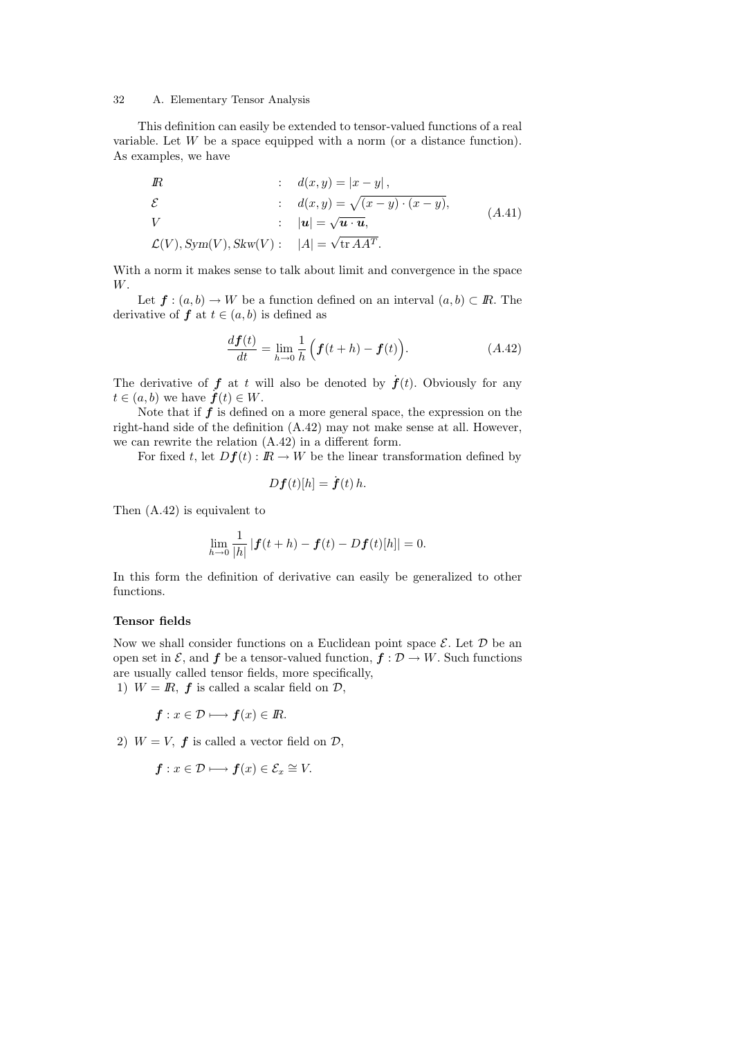This definition can easily be extended to tensor-valued functions of a real variable. Let $W$ be a space equipped with a norm (or a distance function). As examples, we have

$$
\begin{aligned}
&I\!R &&: \quad d(x,y) = |x-y|\,,\\
&\mathcal{E} &&: \quad d(x,y) = \sqrt{(x-y)\cdot(x-y)},\\
&V &&: \quad |\boldsymbol{u}| = \sqrt{\boldsymbol{u}\cdot\boldsymbol{u}},\\
&\mathcal{L}(V), Sym(V), Skw(V) &&: \quad |A| = \sqrt{\operatorname{tr} AA^T}.
\end{aligned}
\tag{A.41}
$$

With a norm it makes sense to talk about limit and convergence in the space $W$.

Let $\boldsymbol{f} : (a,b) \to W$ be a function defined on an interval $(a,b) \subset I\!R$. The derivative of $\boldsymbol{f}$ at $t \in (a,b)$ is defined as

$$
\frac{d\boldsymbol{f}(t)}{dt} = \lim_{h\to 0} \frac{1}{h}\Big(\boldsymbol{f}(t+h) - \boldsymbol{f}(t)\Big). \tag{A.42}
$$

The derivative of $\boldsymbol{f}$ at $t$ will also be denoted by $\dot{\boldsymbol{f}}(t)$. Obviously for any $t \in (a,b)$ we have $\dot{\boldsymbol{f}}(t) \in W$.

Note that if $\boldsymbol{f}$ is defined on a more general space, the expression on the right-hand side of the definition (A.42) may not make sense at all. However, we can rewrite the relation (A.42) in a different form.

For fixed $t$, let $D\boldsymbol{f}(t) : I\!R \to W$ be the linear transformation defined by

$$
D\boldsymbol{f}(t)[h] = \dot{\boldsymbol{f}}(t)\, h.
$$

Then (A.42) is equivalent to

$$
\lim_{h\to 0} \frac{1}{|h|}\, |\boldsymbol{f}(t+h) - \boldsymbol{f}(t) - D\boldsymbol{f}(t)[h]| = 0.
$$

In this form the definition of derivative can easily be generalized to other functions.

### Tensor fields

Now we shall consider functions on a Euclidean point space $\mathcal{E}$. Let $\mathcal{D}$ be an open set in $\mathcal{E}$, and $\boldsymbol{f}$ be a tensor-valued function, $\boldsymbol{f} : \mathcal{D} \to W$. Such functions are usually called tensor fields, more specifically,

1) $W = I\!R$, $\boldsymbol{f}$ is called a scalar field on $\mathcal{D}$,

$$
\boldsymbol{f} : x \in \mathcal{D} \longmapsto \boldsymbol{f}(x) \in I\!R.
$$

2) $W = V$, $\boldsymbol{f}$ is called a vector field on $\mathcal{D}$,

$$
\boldsymbol{f} : x \in \mathcal{D} \longmapsto \boldsymbol{f}(x) \in \mathcal{E}_x \cong V.
$$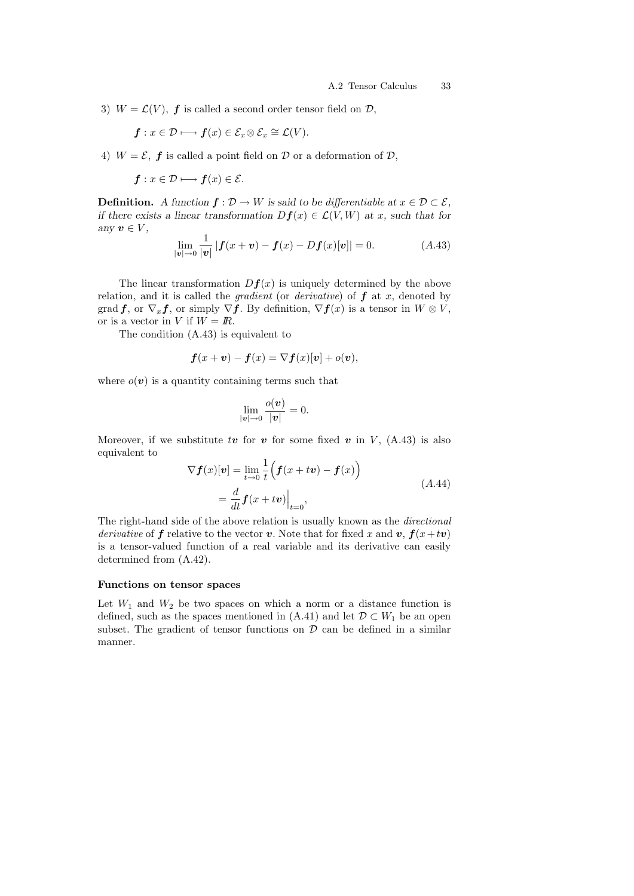3) $W = \mathcal{L}(V)$, $\boldsymbol{f}$ is called a second order tensor field on $\mathcal{D}$,

$$\boldsymbol{f} : x \in \mathcal{D} \longmapsto \boldsymbol{f}(x) \in \mathcal{E}_x \otimes \mathcal{E}_x \cong \mathcal{L}(V).$$

4) $W = \mathcal{E}$, $\boldsymbol{f}$ is called a point field on $\mathcal{D}$ or a deformation of $\mathcal{D}$,

$$\boldsymbol{f} : x \in \mathcal{D} \longmapsto \boldsymbol{f}(x) \in \mathcal{E}.$$

**Definition.** *A function $\boldsymbol{f} : \mathcal{D} \to W$ is said to be differentiable at $x \in \mathcal{D} \subset \mathcal{E}$, if there exists a linear transformation $D\boldsymbol{f}(x) \in \mathcal{L}(V, W)$ at $x$, such that for any $\boldsymbol{v} \in V$,*

$$\lim_{|\boldsymbol{v}| \to 0} \frac{1}{|\boldsymbol{v}|} \left| \boldsymbol{f}(x + \boldsymbol{v}) - \boldsymbol{f}(x) - D\boldsymbol{f}(x)[\boldsymbol{v}] \right| = 0. \tag{A.43}$$

The linear transformation $D\boldsymbol{f}(x)$ is uniquely determined by the above relation, and it is called the *gradient* (or *derivative*) of $\boldsymbol{f}$ at $x$, denoted by $\operatorname{grad} \boldsymbol{f}$, or $\nabla_x \boldsymbol{f}$, or simply $\nabla \boldsymbol{f}$. By definition, $\nabla \boldsymbol{f}(x)$ is a tensor in $W \otimes V$, or is a vector in $V$ if $W = I\!R$.

The condition (A.43) is equivalent to

$$\boldsymbol{f}(x + \boldsymbol{v}) - \boldsymbol{f}(x) = \nabla \boldsymbol{f}(x)[\boldsymbol{v}] + o(\boldsymbol{v}),$$

where $o(\boldsymbol{v})$ is a quantity containing terms such that

$$\lim_{|\boldsymbol{v}| \to 0} \frac{o(\boldsymbol{v})}{|\boldsymbol{v}|} = 0.$$

Moreover, if we substitute $t\boldsymbol{v}$ for $\boldsymbol{v}$ for some fixed $\boldsymbol{v}$ in $V$, (A.43) is also equivalent to

$$\begin{aligned} \nabla \boldsymbol{f}(x)[\boldsymbol{v}] &= \lim_{t \to 0} \frac{1}{t} \Big( \boldsymbol{f}(x + t\boldsymbol{v}) - \boldsymbol{f}(x) \Big) \\ &= \frac{d}{dt} \boldsymbol{f}(x + t\boldsymbol{v}) \Big|_{t=0}, \end{aligned} \tag{A.44}$$

The right-hand side of the above relation is usually known as the *directional derivative* of $\boldsymbol{f}$ relative to the vector $\boldsymbol{v}$. Note that for fixed $x$ and $\boldsymbol{v}$, $\boldsymbol{f}(x + t\boldsymbol{v})$ is a tensor-valued function of a real variable and its derivative can easily determined from (A.42).

#### Functions on tensor spaces

Let $W_1$ and $W_2$ be two spaces on which a norm or a distance function is defined, such as the spaces mentioned in (A.41) and let $\mathcal{D} \subset W_1$ be an open subset. The gradient of tensor functions on $\mathcal{D}$ can be defined in a similar manner.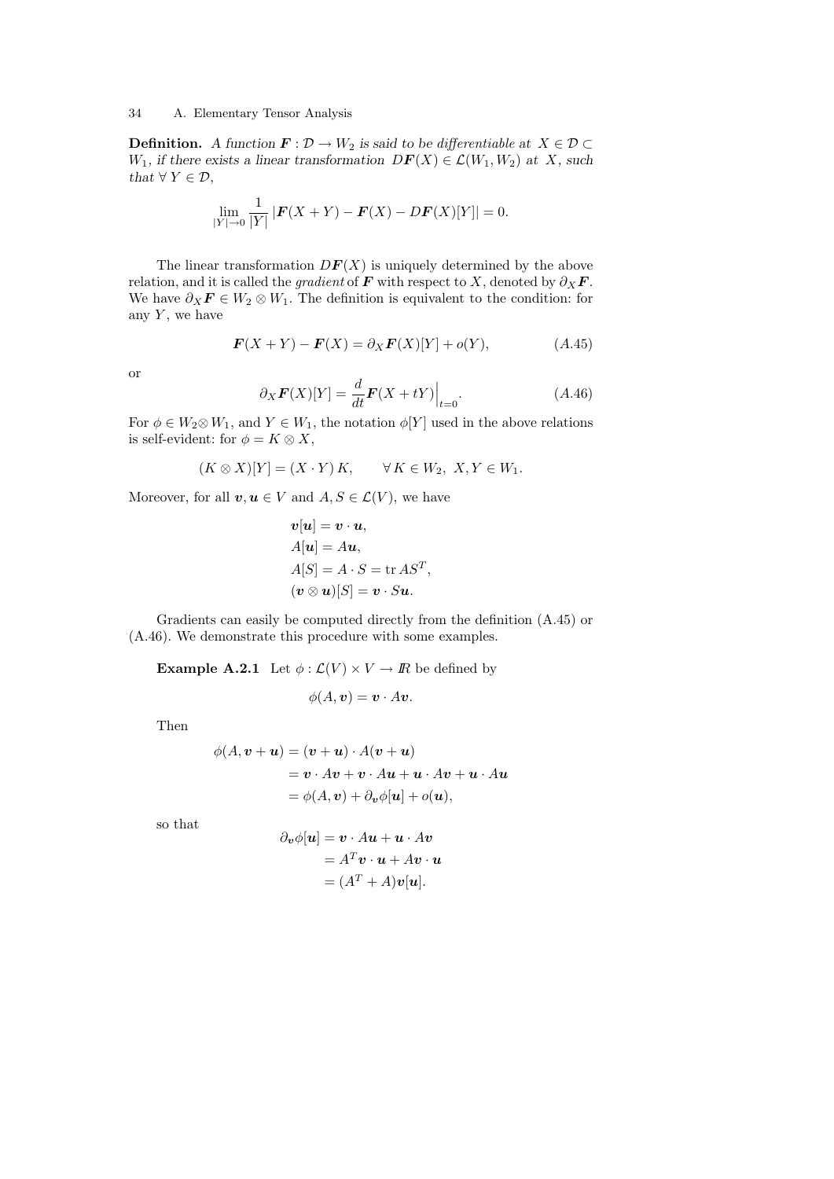**Definition.** *A function $\boldsymbol{F} : \mathcal{D} \to W_2$ is said to be differentiable at $X \in \mathcal{D} \subset W_1$, if there exists a linear transformation $D\boldsymbol{F}(X) \in \mathcal{L}(W_1, W_2)$ at $X$, such that $\forall\, Y \in \mathcal{D}$,*

$$\lim_{|Y| \to 0} \frac{1}{|Y|} \left| \boldsymbol{F}(X+Y) - \boldsymbol{F}(X) - D\boldsymbol{F}(X)[Y] \right| = 0.$$

The linear transformation $D\boldsymbol{F}(X)$ is uniquely determined by the above relation, and it is called the *gradient* of $\boldsymbol{F}$ with respect to $X$, denoted by $\partial_X \boldsymbol{F}$. We have $\partial_X \boldsymbol{F} \in W_2 \otimes W_1$. The definition is equivalent to the condition: for any $Y$, we have

$$\boldsymbol{F}(X+Y) - \boldsymbol{F}(X) = \partial_X \boldsymbol{F}(X)[Y] + o(Y), \tag{A.45}$$

or

$$\partial_X \boldsymbol{F}(X)[Y] = \frac{d}{dt} \boldsymbol{F}(X + tY)\Big|_{t=0}. \tag{A.46}$$

For $\phi \in W_2 \otimes W_1$, and $Y \in W_1$, the notation $\phi[Y]$ used in the above relations is self-evident: for $\phi = K \otimes X$,

$$(K \otimes X)[Y] = (X \cdot Y)\, K, \qquad \forall\, K \in W_2,\ X, Y \in W_1.$$

Moreover, for all $\boldsymbol{v}, \boldsymbol{u} \in V$ and $A, S \in \mathcal{L}(V)$, we have

$$\begin{aligned}
&\boldsymbol{v}[\boldsymbol{u}] = \boldsymbol{v} \cdot \boldsymbol{u}, \\
&A[\boldsymbol{u}] = A\boldsymbol{u}, \\
&A[S] = A \cdot S = \operatorname{tr} AS^T, \\
&(\boldsymbol{v} \otimes \boldsymbol{u})[S] = \boldsymbol{v} \cdot S\boldsymbol{u}.
\end{aligned}$$

Gradients can easily be computed directly from the definition (A.45) or (A.46). We demonstrate this procedure with some examples.

**Example A.2.1** Let $\phi : \mathcal{L}(V) \times V \to I\!R$ be defined by

$$\phi(A, \boldsymbol{v}) = \boldsymbol{v} \cdot A\boldsymbol{v}.$$

Then

$$\begin{aligned}
\phi(A, \boldsymbol{v} + \boldsymbol{u}) &= (\boldsymbol{v} + \boldsymbol{u}) \cdot A(\boldsymbol{v} + \boldsymbol{u}) \\
&= \boldsymbol{v} \cdot A\boldsymbol{v} + \boldsymbol{v} \cdot A\boldsymbol{u} + \boldsymbol{u} \cdot A\boldsymbol{v} + \boldsymbol{u} \cdot A\boldsymbol{u} \\
&= \phi(A, \boldsymbol{v}) + \partial_{\boldsymbol{v}} \phi[\boldsymbol{u}] + o(\boldsymbol{u}),
\end{aligned}$$

so that

$$\begin{aligned}
\partial_{\boldsymbol{v}} \phi[\boldsymbol{u}] &= \boldsymbol{v} \cdot A\boldsymbol{u} + \boldsymbol{u} \cdot A\boldsymbol{v} \\
&= A^T \boldsymbol{v} \cdot \boldsymbol{u} + A\boldsymbol{v} \cdot \boldsymbol{u} \\
&= (A^T + A)\boldsymbol{v}[\boldsymbol{u}].
\end{aligned}$$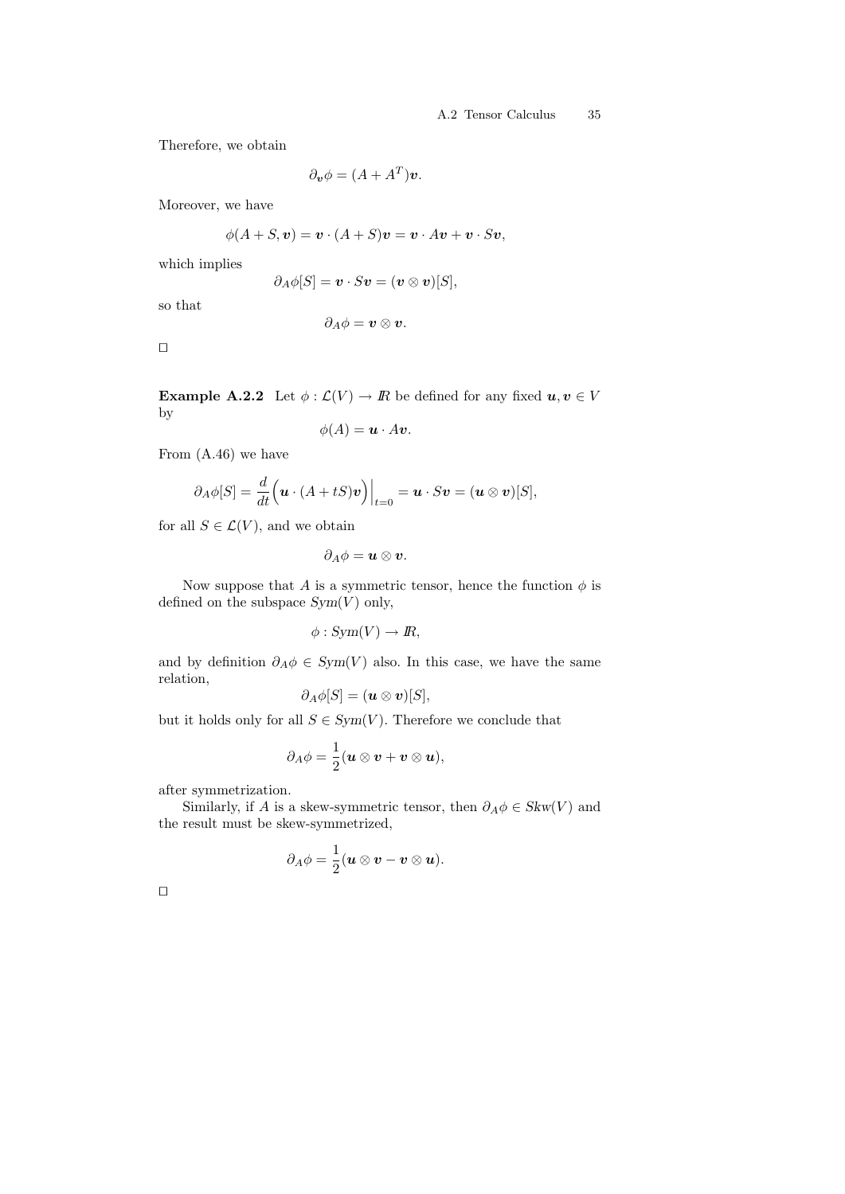Therefore, we obtain

$$\partial_{\boldsymbol{v}}\phi = (A + A^T)\boldsymbol{v}.$$

Moreover, we have

$$\phi(A + S, \boldsymbol{v}) = \boldsymbol{v} \cdot (A + S)\boldsymbol{v} = \boldsymbol{v} \cdot A\boldsymbol{v} + \boldsymbol{v} \cdot S\boldsymbol{v},$$

which implies

$$\partial_A \phi[S] = \boldsymbol{v} \cdot S\boldsymbol{v} = (\boldsymbol{v} \otimes \boldsymbol{v})[S],$$

so that

$$\partial_A \phi = \boldsymbol{v} \otimes \boldsymbol{v}.$$

□

**Example A.2.2** Let $\phi : \mathcal{L}(V) \to I\!R$ be defined for any fixed $\boldsymbol{u}, \boldsymbol{v} \in V$ by

$$\phi(A) = \boldsymbol{u} \cdot A\boldsymbol{v}.$$

From (A.46) we have

$$\partial_A \phi[S] = \frac{d}{dt}\Big(\boldsymbol{u} \cdot (A + tS)\boldsymbol{v}\Big)\Big|_{t=0} = \boldsymbol{u} \cdot S\boldsymbol{v} = (\boldsymbol{u} \otimes \boldsymbol{v})[S],$$

for all $S \in \mathcal{L}(V)$, and we obtain

$$\partial_A \phi = \boldsymbol{u} \otimes \boldsymbol{v}.$$

Now suppose that $A$ is a symmetric tensor, hence the function $\phi$ is defined on the subspace $Sym(V)$ only,

$$\phi : Sym(V) \to I\!R,$$

and by definition $\partial_A \phi \in Sym(V)$ also. In this case, we have the same relation,

$$\partial_A \phi[S] = (\boldsymbol{u} \otimes \boldsymbol{v})[S],$$

but it holds only for all $S \in Sym(V)$. Therefore we conclude that

$$\partial_A \phi = \frac{1}{2}(\boldsymbol{u} \otimes \boldsymbol{v} + \boldsymbol{v} \otimes \boldsymbol{u}),$$

after symmetrization.

Similarly, if $A$ is a skew-symmetric tensor, then $\partial_A \phi \in Skw(V)$ and the result must be skew-symmetrized,

$$\partial_A \phi = \frac{1}{2}(\boldsymbol{u} \otimes \boldsymbol{v} - \boldsymbol{v} \otimes \boldsymbol{u}).$$

□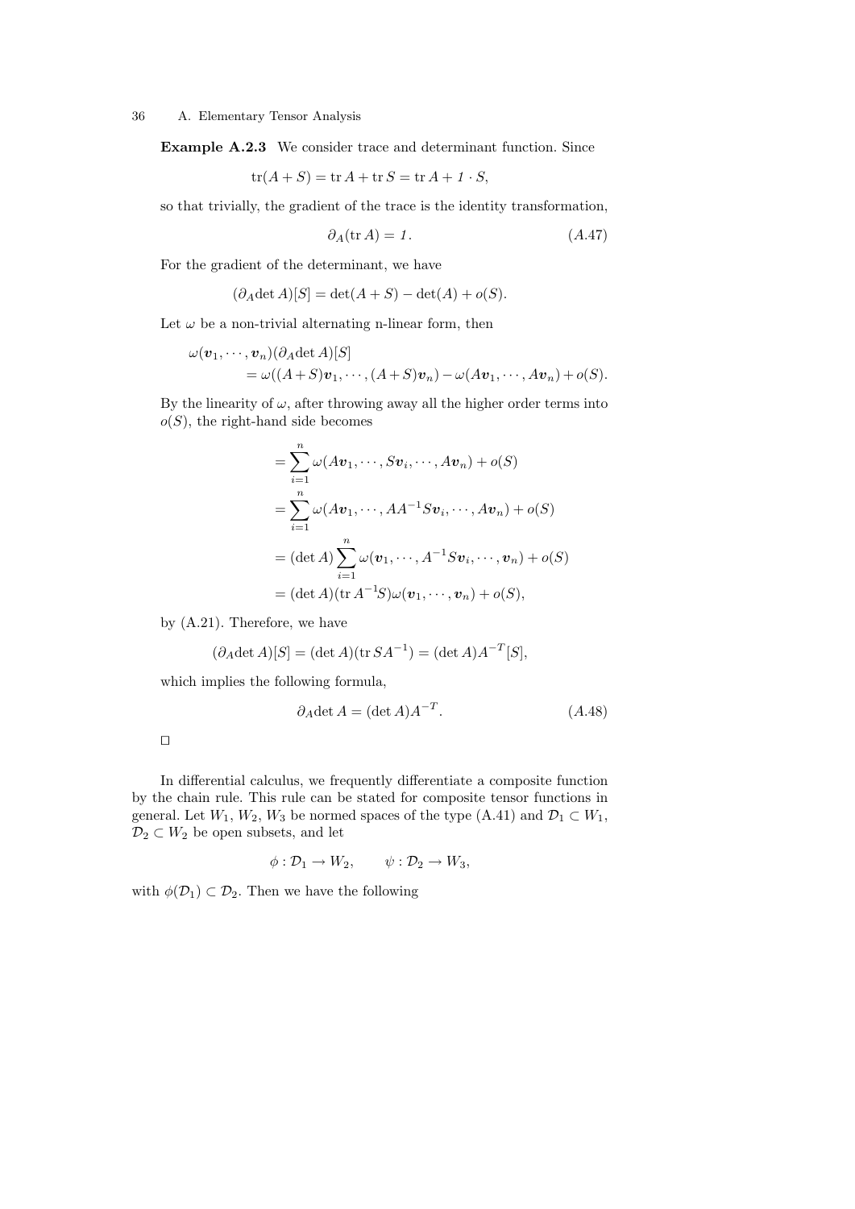**Example A.2.3** We consider trace and determinant function. Since

$$\operatorname{tr}(A+S) = \operatorname{tr} A + \operatorname{tr} S = \operatorname{tr} A + \mathit{1} \cdot S,$$

so that trivially, the gradient of the trace is the identity transformation,

$$\partial_A(\operatorname{tr} A) = \mathit{1}. \tag{A.47}$$

For the gradient of the determinant, we have

$$(\partial_A \det A)[S] = \det(A+S) - \det(A) + o(S).$$

Let $\omega$ be a non-trivial alternating n-linear form, then

$$\begin{aligned}
&\omega(\boldsymbol{v}_1, \cdots, \boldsymbol{v}_n)(\partial_A \det A)[S] \\
&\qquad = \omega((A+S)\boldsymbol{v}_1, \cdots, (A+S)\boldsymbol{v}_n) - \omega(A\boldsymbol{v}_1, \cdots, A\boldsymbol{v}_n) + o(S).
\end{aligned}$$

By the linearity of $\omega$, after throwing away all the higher order terms into $o(S)$, the right-hand side becomes

$$\begin{aligned}
&= \sum_{i=1}^{n} \omega(A\boldsymbol{v}_1, \cdots, S\boldsymbol{v}_i, \cdots, A\boldsymbol{v}_n) + o(S) \\
&= \sum_{i=1}^{n} \omega(A\boldsymbol{v}_1, \cdots, AA^{-1}S\boldsymbol{v}_i, \cdots, A\boldsymbol{v}_n) + o(S) \\
&= (\det A) \sum_{i=1}^{n} \omega(\boldsymbol{v}_1, \cdots, A^{-1}S\boldsymbol{v}_i, \cdots, \boldsymbol{v}_n) + o(S) \\
&= (\det A)(\operatorname{tr} A^{-1}S)\omega(\boldsymbol{v}_1, \cdots, \boldsymbol{v}_n) + o(S),
\end{aligned}$$

by (A.21). Therefore, we have

$$(\partial_A \det A)[S] = (\det A)(\operatorname{tr} SA^{-1}) = (\det A)A^{-T}[S],$$

which implies the following formula,

$$\partial_A \det A = (\det A)A^{-T}. \tag{A.48}$$

□

In differential calculus, we frequently differentiate a composite function by the chain rule. This rule can be stated for composite tensor functions in general. Let $W_1$, $W_2$, $W_3$ be normed spaces of the type (A.41) and $\mathcal{D}_1 \subset W_1$, $\mathcal{D}_2 \subset W_2$ be open subsets, and let

$$\phi : \mathcal{D}_1 \to W_2, \qquad \psi : \mathcal{D}_2 \to W_3,$$

with $\phi(\mathcal{D}_1) \subset \mathcal{D}_2$. Then we have the following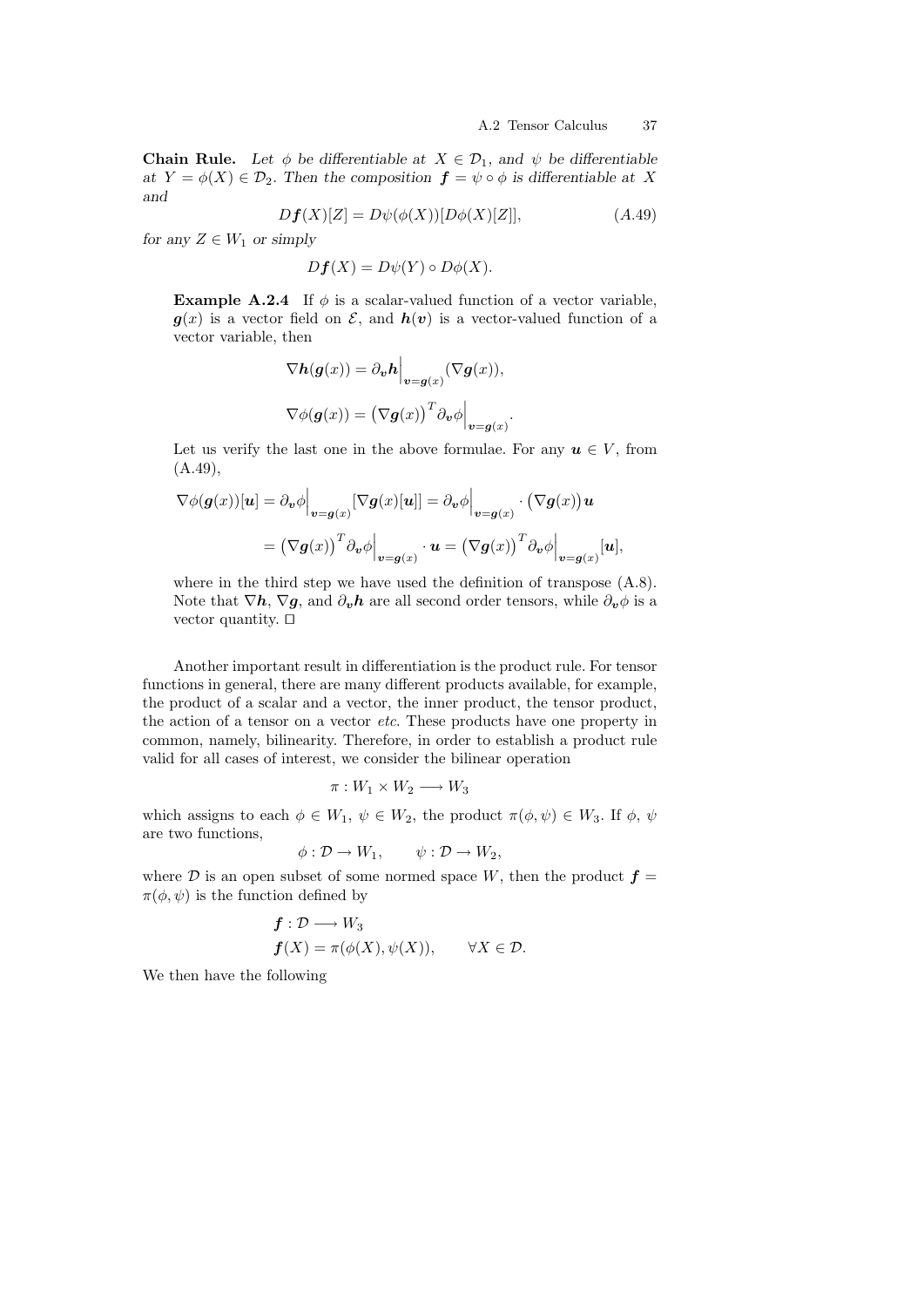**Chain Rule.** *Let $\phi$ be differentiable at $X \in \mathcal{D}_1$, and $\psi$ be differentiable at $Y = \phi(X) \in \mathcal{D}_2$. Then the composition $\boldsymbol{f} = \psi \circ \phi$ is differentiable at $X$ and*

$$D\boldsymbol{f}(X)[Z] = D\psi(\phi(X))[D\phi(X)[Z]], \tag{A.49}$$

*for any $Z \in W_1$ or simply*

$$D\boldsymbol{f}(X) = D\psi(Y) \circ D\phi(X).$$

**Example A.2.4** If $\phi$ is a scalar-valued function of a vector variable, $\boldsymbol{g}(x)$ is a vector field on $\mathcal{E}$, and $\boldsymbol{h}(\boldsymbol{v})$ is a vector-valued function of a vector variable, then

$$\nabla \boldsymbol{h}(\boldsymbol{g}(x)) = \partial_{\boldsymbol{v}} \boldsymbol{h}\Big|_{\boldsymbol{v}=\boldsymbol{g}(x)} (\nabla \boldsymbol{g}(x)),$$

$$\nabla \phi(\boldsymbol{g}(x)) = \big(\nabla \boldsymbol{g}(x)\big)^T \partial_{\boldsymbol{v}} \phi\Big|_{\boldsymbol{v}=\boldsymbol{g}(x)}.$$

Let us verify the last one in the above formulae. For any $\boldsymbol{u} \in V$, from (A.49),

$$\begin{aligned}
\nabla \phi(\boldsymbol{g}(x))[\boldsymbol{u}] &= \partial_{\boldsymbol{v}} \phi\Big|_{\boldsymbol{v}=\boldsymbol{g}(x)} [\nabla \boldsymbol{g}(x)[\boldsymbol{u}]] = \partial_{\boldsymbol{v}} \phi\Big|_{\boldsymbol{v}=\boldsymbol{g}(x)} \cdot \big(\nabla \boldsymbol{g}(x)\big) \boldsymbol{u} \\
&= \big(\nabla \boldsymbol{g}(x)\big)^T \partial_{\boldsymbol{v}} \phi\Big|_{\boldsymbol{v}=\boldsymbol{g}(x)} \cdot \boldsymbol{u} = \big(\nabla \boldsymbol{g}(x)\big)^T \partial_{\boldsymbol{v}} \phi\Big|_{\boldsymbol{v}=\boldsymbol{g}(x)} [\boldsymbol{u}],
\end{aligned}$$

where in the third step we have used the definition of transpose (A.8). Note that $\nabla \boldsymbol{h}$, $\nabla \boldsymbol{g}$, and $\partial_{\boldsymbol{v}} \boldsymbol{h}$ are all second order tensors, while $\partial_{\boldsymbol{v}} \phi$ is a vector quantity. □

Another important result in differentiation is the product rule. For tensor functions in general, there are many different products available, for example, the product of a scalar and a vector, the inner product, the tensor product, the action of a tensor on a vector *etc.* These products have one property in common, namely, bilinearity. Therefore, in order to establish a product rule valid for all cases of interest, we consider the bilinear operation

$$\pi : W_1 \times W_2 \longrightarrow W_3$$

which assigns to each $\phi \in W_1$, $\psi \in W_2$, the product $\pi(\phi, \psi) \in W_3$. If $\phi$, $\psi$ are two functions,

$$\phi : \mathcal{D} \to W_1, \qquad \psi : \mathcal{D} \to W_2,$$

where $\mathcal{D}$ is an open subset of some normed space $W$, then the product $\boldsymbol{f} = \pi(\phi, \psi)$ is the function defined by

$$\begin{aligned}
&\boldsymbol{f} : \mathcal{D} \longrightarrow W_3 \\
&\boldsymbol{f}(X) = \pi(\phi(X), \psi(X)), \qquad \forall X \in \mathcal{D}.
\end{aligned}$$

We then have the following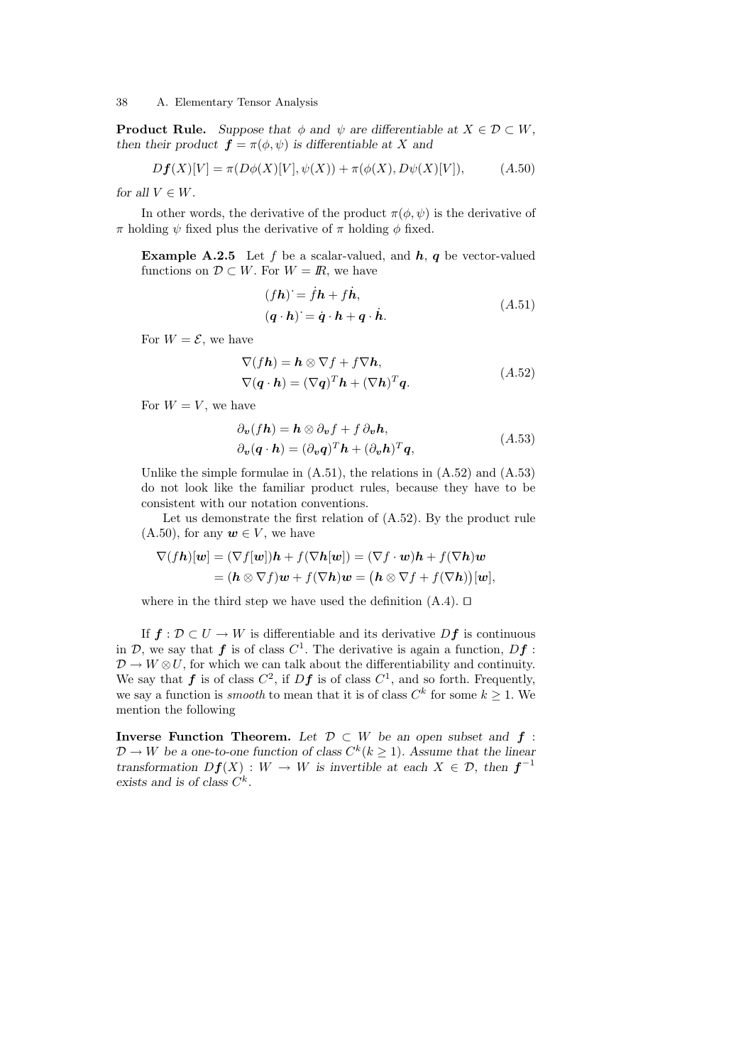**Product Rule.** *Suppose that $\phi$ and $\psi$ are differentiable at $X \in \mathcal{D} \subset W$, then their product $\boldsymbol{f} = \pi(\phi, \psi)$ is differentiable at $X$ and*

$$D\boldsymbol{f}(X)[V] = \pi(D\phi(X)[V], \psi(X)) + \pi(\phi(X), D\psi(X)[V]), \tag{A.50}$$

*for all $V \in W$.*

In other words, the derivative of the product $\pi(\phi, \psi)$ is the derivative of $\pi$ holding $\psi$ fixed plus the derivative of $\pi$ holding $\phi$ fixed.

**Example A.2.5** Let $f$ be a scalar-valued, and $\boldsymbol{h}$, $\boldsymbol{q}$ be vector-valued functions on $\mathcal{D} \subset W$. For $W = I\!R$, we have

$$\begin{aligned} (f\boldsymbol{h})^{\cdot} &= \dot{f}\boldsymbol{h} + f\dot{\boldsymbol{h}}, \\ (\boldsymbol{q} \cdot \boldsymbol{h})^{\cdot} &= \dot{\boldsymbol{q}} \cdot \boldsymbol{h} + \boldsymbol{q} \cdot \dot{\boldsymbol{h}}. \end{aligned} \tag{A.51}$$

For $W = \mathcal{E}$, we have

$$\begin{aligned} \nabla(f\boldsymbol{h}) &= \boldsymbol{h} \otimes \nabla f + f\nabla\boldsymbol{h}, \\ \nabla(\boldsymbol{q} \cdot \boldsymbol{h}) &= (\nabla\boldsymbol{q})^T\boldsymbol{h} + (\nabla\boldsymbol{h})^T\boldsymbol{q}. \end{aligned} \tag{A.52}$$

For $W = V$, we have

$$\begin{aligned} \partial_{\boldsymbol{v}}(f\boldsymbol{h}) &= \boldsymbol{h} \otimes \partial_{\boldsymbol{v}} f + f\,\partial_{\boldsymbol{v}}\boldsymbol{h}, \\ \partial_{\boldsymbol{v}}(\boldsymbol{q} \cdot \boldsymbol{h}) &= (\partial_{\boldsymbol{v}}\boldsymbol{q})^T\boldsymbol{h} + (\partial_{\boldsymbol{v}}\boldsymbol{h})^T\boldsymbol{q}, \end{aligned} \tag{A.53}$$

Unlike the simple formulae in (A.51), the relations in (A.52) and (A.53) do not look like the familiar product rules, because they have to be consistent with our notation conventions.

Let us demonstrate the first relation of (A.52). By the product rule (A.50), for any $\boldsymbol{w} \in V$, we have

$$\begin{aligned} \nabla(f\boldsymbol{h})[\boldsymbol{w}] &= (\nabla f[\boldsymbol{w}])\boldsymbol{h} + f(\nabla\boldsymbol{h}[\boldsymbol{w}]) = (\nabla f \cdot \boldsymbol{w})\boldsymbol{h} + f(\nabla\boldsymbol{h})\boldsymbol{w} \\ &= (\boldsymbol{h} \otimes \nabla f)\boldsymbol{w} + f(\nabla\boldsymbol{h})\boldsymbol{w} = \big(\boldsymbol{h} \otimes \nabla f + f(\nabla\boldsymbol{h})\big)[\boldsymbol{w}], \end{aligned}$$

where in the third step we have used the definition (A.4). □

If $\boldsymbol{f} : \mathcal{D} \subset U \to W$ is differentiable and its derivative $D\boldsymbol{f}$ is continuous in $\mathcal{D}$, we say that $\boldsymbol{f}$ is of class $C^1$. The derivative is again a function, $D\boldsymbol{f} : \mathcal{D} \to W \otimes U$, for which we can talk about the differentiability and continuity. We say that $\boldsymbol{f}$ is of class $C^2$, if $D\boldsymbol{f}$ is of class $C^1$, and so forth. Frequently, we say a function is *smooth* to mean that it is of class $C^k$ for some $k \geq 1$. We mention the following

**Inverse Function Theorem.** *Let $\mathcal{D} \subset W$ be an open subset and $\boldsymbol{f} : \mathcal{D} \to W$ be a one-to-one function of class $C^k (k \geq 1)$. Assume that the linear transformation $D\boldsymbol{f}(X) : W \to W$ is invertible at each $X \in \mathcal{D}$, then $\boldsymbol{f}^{-1}$ exists and is of class $C^k$.*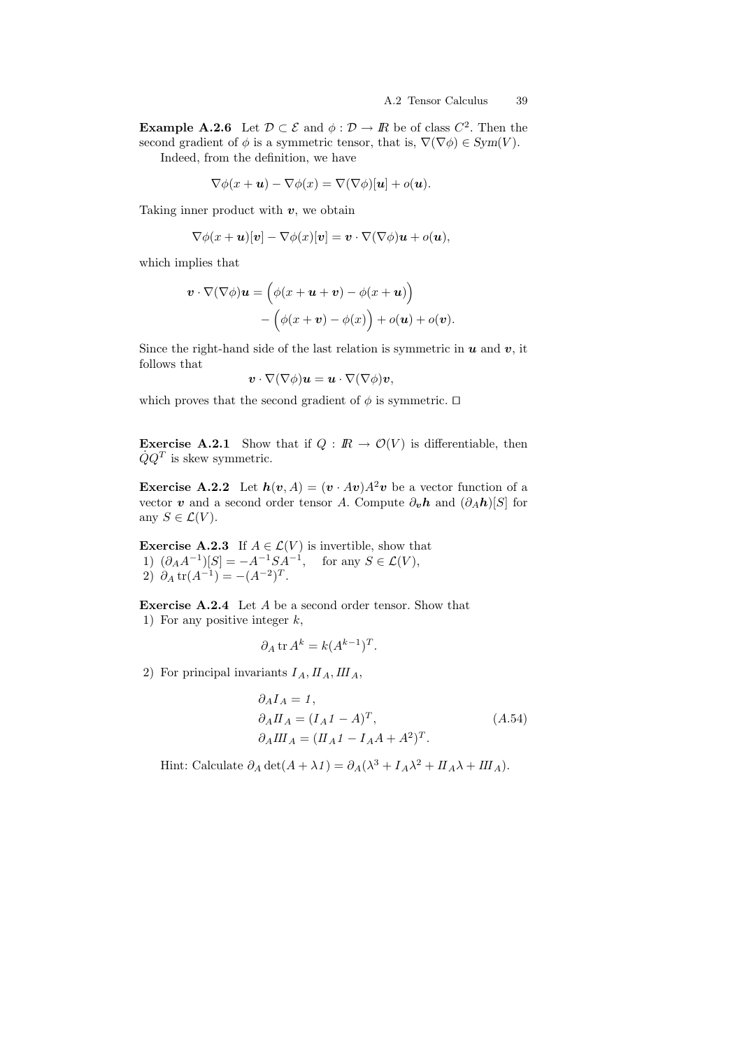**Example A.2.6** Let $\mathcal{D} \subset \mathcal{E}$ and $\phi : \mathcal{D} \to I\!R$ be of class $C^2$. Then the second gradient of $\phi$ is a symmetric tensor, that is, $\nabla(\nabla\phi) \in Sym(V)$.

Indeed, from the definition, we have

$$\nabla\phi(x + \boldsymbol{u}) - \nabla\phi(x) = \nabla(\nabla\phi)[\boldsymbol{u}] + o(\boldsymbol{u}).$$

Taking inner product with $\boldsymbol{v}$, we obtain

$$\nabla\phi(x + \boldsymbol{u})[\boldsymbol{v}] - \nabla\phi(x)[\boldsymbol{v}] = \boldsymbol{v} \cdot \nabla(\nabla\phi)\boldsymbol{u} + o(\boldsymbol{u}),$$

which implies that

$$\begin{aligned}\boldsymbol{v} \cdot \nabla(\nabla\phi)\boldsymbol{u} = \Big(\phi(x + \boldsymbol{u} + \boldsymbol{v}) - \phi(x + \boldsymbol{u})\Big) \\ - \Big(\phi(x + \boldsymbol{v}) - \phi(x)\Big) + o(\boldsymbol{u}) + o(\boldsymbol{v}).\end{aligned}$$

Since the right-hand side of the last relation is symmetric in $\boldsymbol{u}$ and $\boldsymbol{v}$, it follows that

$$\boldsymbol{v} \cdot \nabla(\nabla\phi)\boldsymbol{u} = \boldsymbol{u} \cdot \nabla(\nabla\phi)\boldsymbol{v},$$

which proves that the second gradient of $\phi$ is symmetric. □

**Exercise A.2.1** Show that if $Q : I\!R \to \mathcal{O}(V)$ is differentiable, then $\dot{Q}Q^T$ is skew symmetric.

**Exercise A.2.2** Let $\boldsymbol{h}(\boldsymbol{v}, A) = (\boldsymbol{v} \cdot A\boldsymbol{v})A^2\boldsymbol{v}$ be a vector function of a vector $\boldsymbol{v}$ and a second order tensor $A$. Compute $\partial_{\boldsymbol{v}}\boldsymbol{h}$ and $(\partial_A\boldsymbol{h})[S]$ for any $S \in \mathcal{L}(V)$.

**Exercise A.2.3** If $A \in \mathcal{L}(V)$ is invertible, show that
1) $(\partial_A A^{-1})[S] = -A^{-1}SA^{-1}$, for any $S \in \mathcal{L}(V)$,
2) $\partial_A \operatorname{tr}(A^{-1}) = -(A^{-2})^T$.

**Exercise A.2.4** Let $A$ be a second order tensor. Show that
1) For any positive integer $k$,

$$\partial_A \operatorname{tr} A^k = k(A^{k-1})^T.$$

2) For principal invariants $I_A, II_A, III_A$,

$$\begin{aligned}&\partial_A I_A = 1,\\ &\partial_A II_A = (I_A 1 - A)^T, \qquad\qquad (A.54)\\ &\partial_A III_A = (II_A 1 - I_A A + A^2)^T.\end{aligned}$$

Hint: Calculate $\partial_A \det(A + \lambda 1) = \partial_A(\lambda^3 + I_A\lambda^2 + II_A\lambda + III_A)$.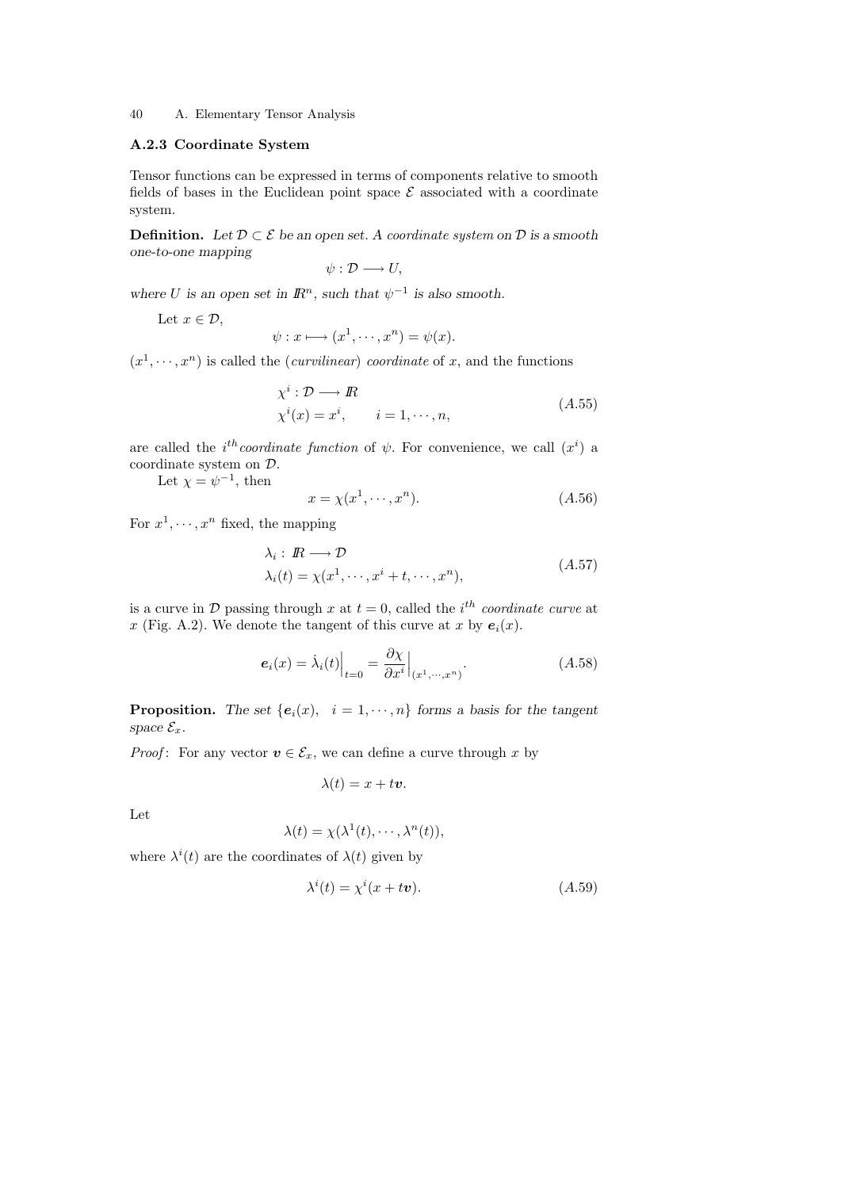### A.2.3 Coordinate System

Tensor functions can be expressed in terms of components relative to smooth fields of bases in the Euclidean point space $\mathcal{E}$ associated with a coordinate system.

**Definition.** *Let $\mathcal{D} \subset \mathcal{E}$ be an open set. A coordinate system on $\mathcal{D}$ is a smooth one-to-one mapping*

$$\psi : \mathcal{D} \longrightarrow U,$$

*where $U$ is an open set in $I\!R^n$, such that $\psi^{-1}$ is also smooth.*

Let $x \in \mathcal{D}$,

$$\psi : x \longmapsto (x^1, \cdots, x^n) = \psi(x).$$

$(x^1, \cdots, x^n)$ is called the (*curvilinear*) *coordinate* of $x$, and the functions

$$\begin{aligned} &\chi^i : \mathcal{D} \longrightarrow I\!R \\ &\chi^i(x) = x^i, \qquad i = 1, \cdots, n, \end{aligned} \tag{A.55}$$

are called the $i^{th}$ *coordinate function* of $\psi$. For convenience, we call $(x^i)$ a coordinate system on $\mathcal{D}$.

Let $\chi = \psi^{-1}$, then

$$x = \chi(x^1, \cdots, x^n). \tag{A.56}$$

For $x^1, \cdots, x^n$ fixed, the mapping

$$\begin{aligned} &\lambda_i : I\!R \longrightarrow \mathcal{D} \\ &\lambda_i(t) = \chi(x^1, \cdots, x^i + t, \cdots, x^n), \end{aligned} \tag{A.57}$$

is a curve in $\mathcal{D}$ passing through $x$ at $t = 0$, called the $i^{th}$ *coordinate curve* at $x$ (Fig. A.2). We denote the tangent of this curve at $x$ by $\boldsymbol{e}_i(x)$.

$$\boldsymbol{e}_i(x) = \dot{\lambda}_i(t)\Big|_{t=0} = \frac{\partial \chi}{\partial x^i}\Big|_{(x^1, \cdots, x^n)}. \tag{A.58}$$

**Proposition.** *The set $\{\boldsymbol{e}_i(x), \ \ i = 1, \cdots, n\}$ forms a basis for the tangent space $\mathcal{E}_x$.*

*Proof*: For any vector $\boldsymbol{v} \in \mathcal{E}_x$, we can define a curve through $x$ by

$$\lambda(t) = x + t\boldsymbol{v}.$$

Let

$$\lambda(t) = \chi(\lambda^1(t), \cdots, \lambda^n(t)),$$

where $\lambda^i(t)$ are the coordinates of $\lambda(t)$ given by

$$\lambda^i(t) = \chi^i(x + t\boldsymbol{v}). \tag{A.59}$$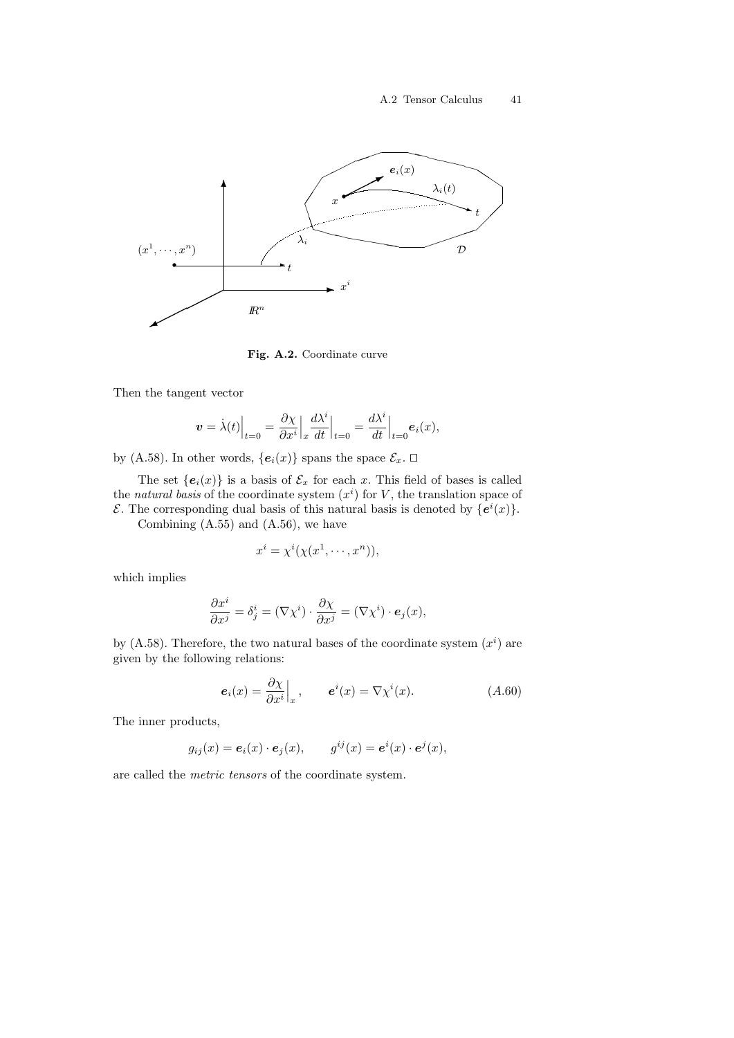**Fig. A.2.** Coordinate curve

Then the tangent vector

$$\boldsymbol{v} = \dot{\lambda}(t)\Big|_{t=0} = \frac{\partial \chi}{\partial x^i}\Big|_x \frac{d\lambda^i}{dt}\Big|_{t=0} = \frac{d\lambda^i}{dt}\Big|_{t=0} \boldsymbol{e}_i(x),$$

by (A.58). In other words, $\{\boldsymbol{e}_i(x)\}$ spans the space $\mathcal{E}_x$. □

The set $\{\boldsymbol{e}_i(x)\}$ is a basis of $\mathcal{E}_x$ for each $x$. This field of bases is called the *natural basis* of the coordinate system $(x^i)$ for $V$, the translation space of $\mathcal{E}$. The corresponding dual basis of this natural basis is denoted by $\{\boldsymbol{e}^i(x)\}$.

Combining (A.55) and (A.56), we have

$$x^i = \chi^i(\chi(x^1, \cdots, x^n)),$$

which implies

$$\frac{\partial x^i}{\partial x^j} = \delta^i_j = (\nabla \chi^i) \cdot \frac{\partial \chi}{\partial x^j} = (\nabla \chi^i) \cdot \boldsymbol{e}_j(x),$$

by (A.58). Therefore, the two natural bases of the coordinate system $(x^i)$ are given by the following relations:

$$\boldsymbol{e}_i(x) = \frac{\partial \chi}{\partial x^i}\Big|_x, \qquad \boldsymbol{e}^i(x) = \nabla \chi^i(x). \tag{A.60}$$

The inner products,

$$g_{ij}(x) = \boldsymbol{e}_i(x) \cdot \boldsymbol{e}_j(x), \qquad g^{ij}(x) = \boldsymbol{e}^i(x) \cdot \boldsymbol{e}^j(x),$$

are called the *metric tensors* of the coordinate system.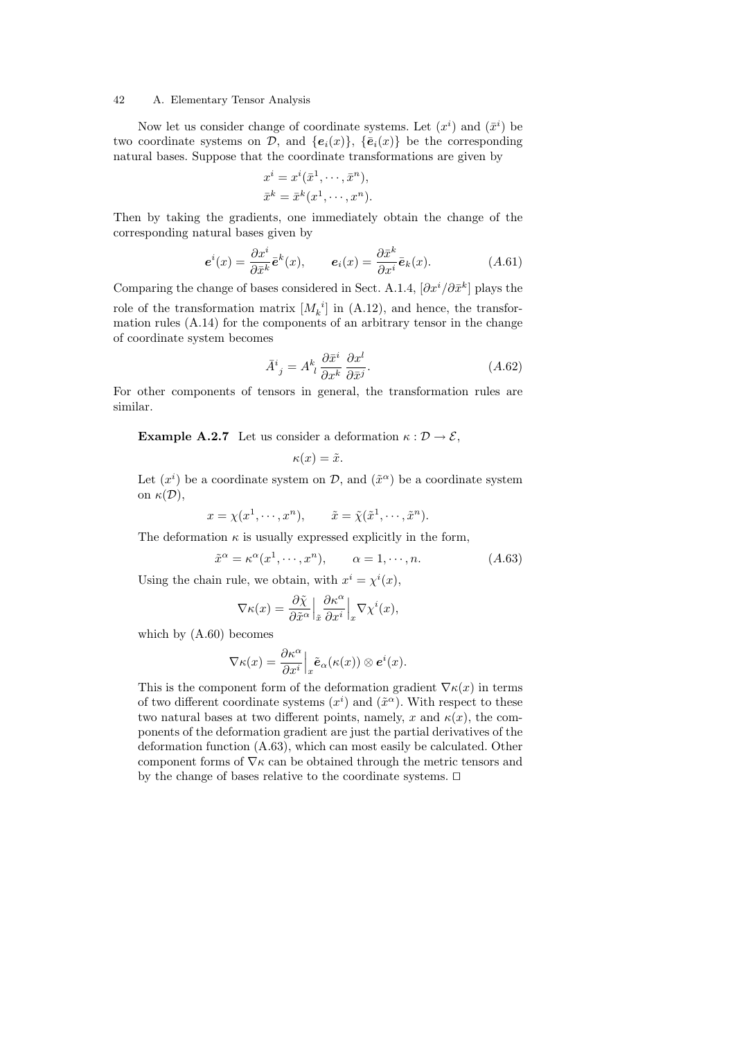Now let us consider change of coordinate systems. Let $(x^i)$ and $(\bar{x}^i)$ be two coordinate systems on $\mathcal{D}$, and $\{\boldsymbol{e}_i(x)\}$, $\{\bar{\boldsymbol{e}}_i(x)\}$ be the corresponding natural bases. Suppose that the coordinate transformations are given by

$$
\begin{aligned}
x^i &= x^i(\bar{x}^1, \cdots, \bar{x}^n), \\
\bar{x}^k &= \bar{x}^k(x^1, \cdots, x^n).
\end{aligned}
$$

Then by taking the gradients, one immediately obtain the change of the corresponding natural bases given by

$$
\boldsymbol{e}^i(x) = \frac{\partial x^i}{\partial \bar{x}^k} \bar{\boldsymbol{e}}^k(x), \qquad \boldsymbol{e}_i(x) = \frac{\partial \bar{x}^k}{\partial x^i} \bar{\boldsymbol{e}}_k(x). \tag{A.61}
$$

Comparing the change of bases considered in Sect. A.1.4, $[\partial x^i / \partial \bar{x}^k]$ plays the role of the transformation matrix $[M_k{}^i]$ in (A.12), and hence, the transformation rules (A.14) for the components of an arbitrary tensor in the change of coordinate system becomes

$$
\bar{A}^i{}_j = A^k{}_l \frac{\partial \bar{x}^i}{\partial x^k} \frac{\partial x^l}{\partial \bar{x}^j}. \tag{A.62}
$$

For other components of tensors in general, the transformation rules are similar.

**Example A.2.7** Let us consider a deformation $\kappa : \mathcal{D} \to \mathcal{E}$,

$$
\kappa(x) = \tilde{x}.
$$

Let $(x^i)$ be a coordinate system on $\mathcal{D}$, and $(\tilde{x}^\alpha)$ be a coordinate system on $\kappa(\mathcal{D})$,

$$
x = \chi(x^1, \cdots, x^n), \qquad \tilde{x} = \tilde{\chi}(\tilde{x}^1, \cdots, \tilde{x}^n).
$$

The deformation $\kappa$ is usually expressed explicitly in the form,

$$
\tilde{x}^\alpha = \kappa^\alpha(x^1, \cdots, x^n), \qquad \alpha = 1, \cdots, n. \tag{A.63}
$$

Using the chain rule, we obtain, with $x^i = \chi^i(x)$,

$$
\nabla \kappa(x) = \frac{\partial \tilde{\chi}}{\partial \tilde{x}^\alpha}\Big|_{\tilde{x}} \frac{\partial \kappa^\alpha}{\partial x^i}\Big|_x \nabla \chi^i(x),
$$

which by (A.60) becomes

$$
\nabla \kappa(x) = \frac{\partial \kappa^\alpha}{\partial x^i}\Big|_x \tilde{\boldsymbol{e}}_\alpha(\kappa(x)) \otimes \boldsymbol{e}^i(x).
$$

This is the component form of the deformation gradient $\nabla \kappa(x)$ in terms of two different coordinate systems $(x^i)$ and $(\tilde{x}^\alpha)$. With respect to these two natural bases at two different points, namely, $x$ and $\kappa(x)$, the components of the deformation gradient are just the partial derivatives of the deformation function (A.63), which can most easily be calculated. Other component forms of $\nabla \kappa$ can be obtained through the metric tensors and by the change of bases relative to the coordinate systems. □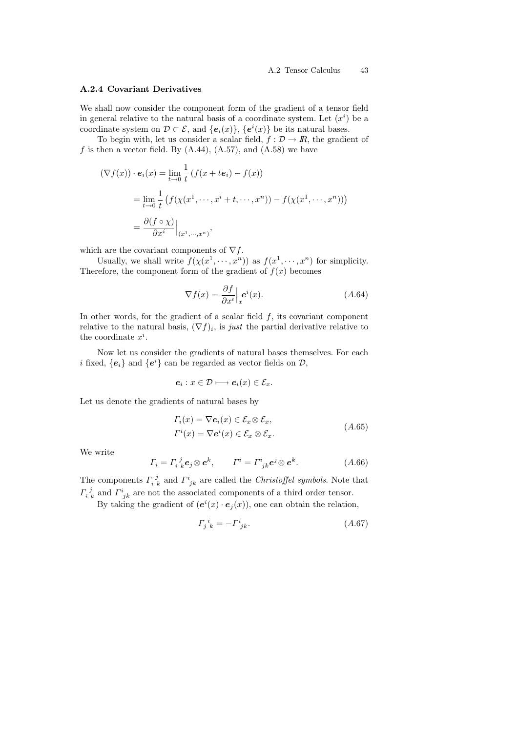### A.2.4 Covariant Derivatives

We shall now consider the component form of the gradient of a tensor field in general relative to the natural basis of a coordinate system. Let $(x^i)$ be a coordinate system on $\mathcal{D} \subset \mathcal{E}$, and $\{\boldsymbol{e}_i(x)\}$, $\{\boldsymbol{e}^i(x)\}$ be its natural bases.

To begin with, let us consider a scalar field, $f : \mathcal{D} \to I\!R$, the gradient of $f$ is then a vector field. By (A.44), (A.57), and (A.58) we have

$$
\begin{aligned}
(\nabla f(x)) \cdot \boldsymbol{e}_i(x) &= \lim_{t \to 0} \frac{1}{t} \left( f(x + t\boldsymbol{e}_i) - f(x) \right) \\
&= \lim_{t \to 0} \frac{1}{t} \left( f(\chi(x^1, \cdots, x^i + t, \cdots, x^n)) - f(\chi(x^1, \cdots, x^n)) \right) \\
&= \frac{\partial (f \circ \chi)}{\partial x^i} \Big|_{(x^1, \cdots, x^n)},
\end{aligned}
$$

which are the covariant components of $\nabla f$.

Usually, we shall write $f(\chi(x^1, \cdots, x^n))$ as $f(x^1, \cdots, x^n)$ for simplicity. Therefore, the component form of the gradient of $f(x)$ becomes

$$
\nabla f(x) = \frac{\partial f}{\partial x^i}\Big|_x \boldsymbol{e}^i(x). \tag{A.64}
$$

In other words, for the gradient of a scalar field $f$, its covariant component relative to the natural basis, $(\nabla f)_i$, is *just* the partial derivative relative to the coordinate $x^i$.

Now let us consider the gradients of natural bases themselves. For each $i$ fixed, $\{\boldsymbol{e}_i\}$ and $\{\boldsymbol{e}^i\}$ can be regarded as vector fields on $\mathcal{D}$,

$$
\boldsymbol{e}_i : x \in \mathcal{D} \longmapsto \boldsymbol{e}_i(x) \in \mathcal{E}_x.
$$

Let us denote the gradients of natural bases by

$$
\begin{aligned}
\Gamma_i(x) &= \nabla \boldsymbol{e}_i(x) \in \mathcal{E}_x \otimes \mathcal{E}_x, \\
\Gamma^i(x) &= \nabla \boldsymbol{e}^i(x) \in \mathcal{E}_x \otimes \mathcal{E}_x.
\end{aligned} \tag{A.65}
$$

We write

$$
\Gamma_i = \Gamma_{i\ k}^{\ j} \boldsymbol{e}_j \otimes \boldsymbol{e}^k, \qquad \Gamma^i = \Gamma^i_{\ jk} \boldsymbol{e}^j \otimes \boldsymbol{e}^k. \tag{A.66}
$$

The components $\Gamma_{i\ k}^{\ j}$ and $\Gamma^i_{\ jk}$ are called the *Christoffel symbols*. Note that $\Gamma_{i\ k}^{\ j}$ and $\Gamma^i_{\ jk}$ are not the associated components of a third order tensor.

By taking the gradient of $(\boldsymbol{e}^i(x) \cdot \boldsymbol{e}_j(x))$, one can obtain the relation,

$$
\Gamma_{j\ k}^{\ i} = -\Gamma^i_{\ jk}. \tag{A.67}
$$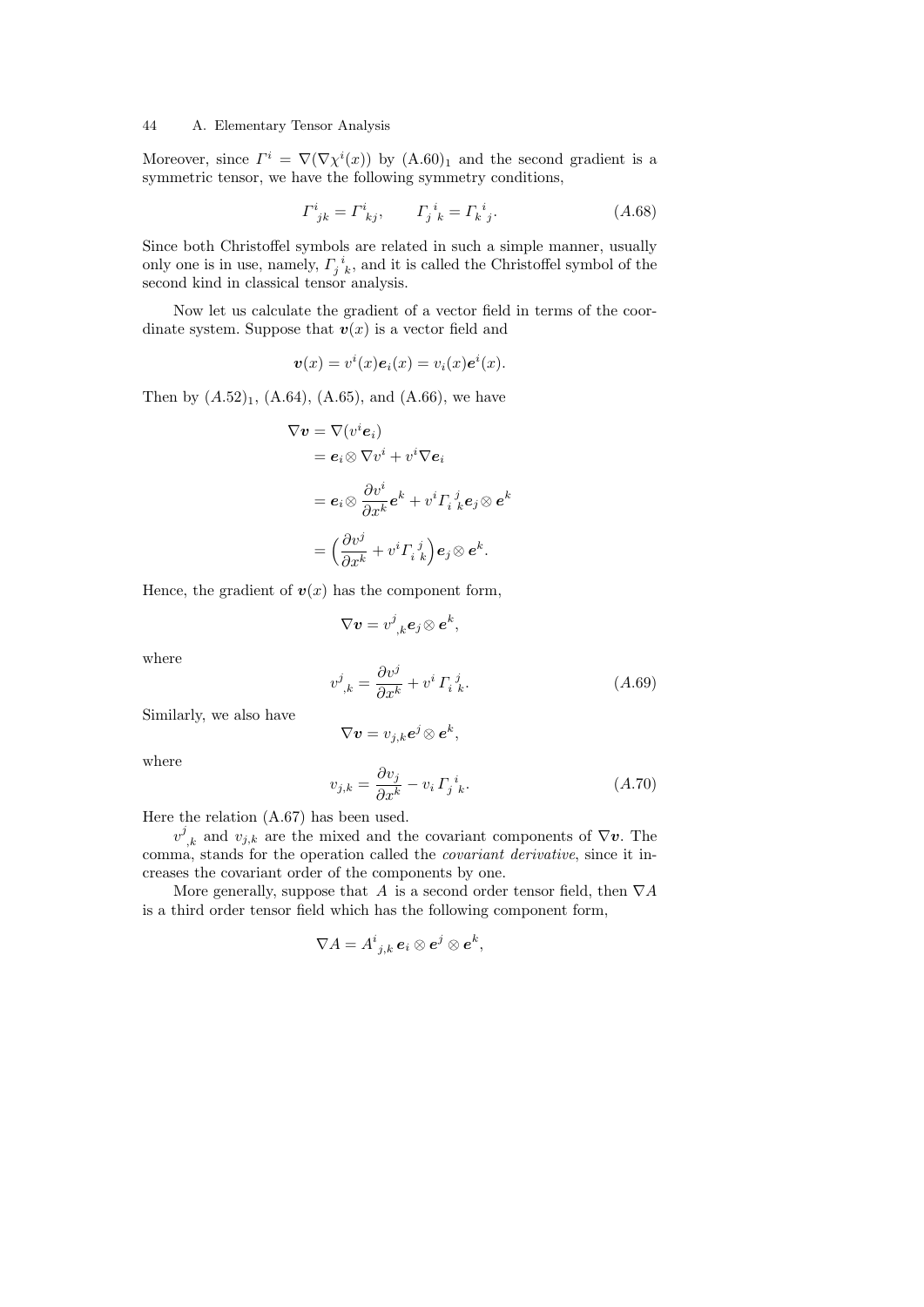Moreover, since $\Gamma^i = \nabla(\nabla\chi^i(x))$ by $(A.60)_1$ and the second gradient is a symmetric tensor, we have the following symmetry conditions,

$$\Gamma^i{}_{jk} = \Gamma^i{}_{kj}, \qquad \Gamma_j{}^i{}_k = \Gamma_k{}^i{}_j. \tag{A.68}$$

Since both Christoffel symbols are related in such a simple manner, usually only one is in use, namely, $\Gamma_j{}^i{}_k$, and it is called the Christoffel symbol of the second kind in classical tensor analysis.

Now let us calculate the gradient of a vector field in terms of the coordinate system. Suppose that $\boldsymbol{v}(x)$ is a vector field and

$$\boldsymbol{v}(x) = v^i(x)\boldsymbol{e}_i(x) = v_i(x)\boldsymbol{e}^i(x).$$

Then by $(A.52)_1$, (A.64), (A.65), and (A.66), we have

$$\begin{aligned}
\nabla\boldsymbol{v} &= \nabla(v^i\boldsymbol{e}_i) \\
&= \boldsymbol{e}_i \otimes \nabla v^i + v^i \nabla\boldsymbol{e}_i \\
&= \boldsymbol{e}_i \otimes \frac{\partial v^i}{\partial x^k}\boldsymbol{e}^k + v^i \Gamma_i{}^j{}_k \boldsymbol{e}_j \otimes \boldsymbol{e}^k \\
&= \Big(\frac{\partial v^j}{\partial x^k} + v^i \Gamma_i{}^j{}_k\Big)\boldsymbol{e}_j \otimes \boldsymbol{e}^k.
\end{aligned}$$

Hence, the gradient of $\boldsymbol{v}(x)$ has the component form,

$$\nabla\boldsymbol{v} = v^j{}_{,k}\boldsymbol{e}_j \otimes \boldsymbol{e}^k,$$

where

$$v^j{}_{,k} = \frac{\partial v^j}{\partial x^k} + v^i\,\Gamma_i{}^j{}_k. \tag{A.69}$$

Similarly, we also have

$$\nabla\boldsymbol{v} = v_{j,k}\boldsymbol{e}^j \otimes \boldsymbol{e}^k,$$

where

$$v_{j,k} = \frac{\partial v_j}{\partial x^k} - v_i\,\Gamma_j{}^i{}_k. \tag{A.70}$$

Here the relation (A.67) has been used.

$v^j{}_{,k}$ and $v_{j,k}$ are the mixed and the covariant components of $\nabla\boldsymbol{v}$. The comma, stands for the operation called the *covariant derivative*, since it increases the covariant order of the components by one.

More generally, suppose that $A$ is a second order tensor field, then $\nabla A$ is a third order tensor field which has the following component form,

$$\nabla A = A^i{}_{j,k}\,\boldsymbol{e}_i \otimes \boldsymbol{e}^j \otimes \boldsymbol{e}^k,$$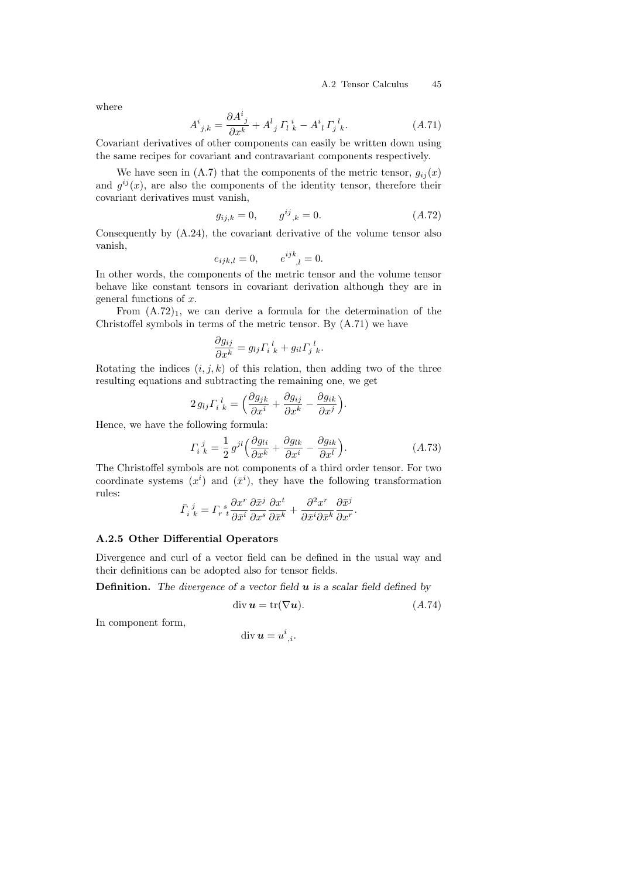where

$$A^i{}_{j,k} = \frac{\partial A^i{}_j}{\partial x^k} + A^l{}_j \, \Gamma_l{}^i{}_k - A^i{}_l \, \Gamma_j{}^l{}_k. \qquad (A.71)$$

Covariant derivatives of other components can easily be written down using the same recipes for covariant and contravariant components respectively.

We have seen in (A.7) that the components of the metric tensor, $g_{ij}(x)$ and $g^{ij}(x)$, are also the components of the identity tensor, therefore their covariant derivatives must vanish,

$$g_{ij,k} = 0, \qquad g^{ij}{}_{,k} = 0. \qquad (A.72)$$

Consequently by (A.24), the covariant derivative of the volume tensor also vanish,

$$e_{ijk,l} = 0, \qquad e^{ijk}{}_{,l} = 0.$$

In other words, the components of the metric tensor and the volume tensor behave like constant tensors in covariant derivation although they are in general functions of $x$.

From $(A.72)_1$, we can derive a formula for the determination of the Christoffel symbols in terms of the metric tensor. By (A.71) we have

$$\frac{\partial g_{ij}}{\partial x^k} = g_{lj} \Gamma_i{}^l{}_k + g_{il} \Gamma_j{}^l{}_k.$$

Rotating the indices $(i, j, k)$ of this relation, then adding two of the three resulting equations and subtracting the remaining one, we get

$$2 \, g_{lj} \Gamma_i{}^l{}_k = \Big( \frac{\partial g_{jk}}{\partial x^i} + \frac{\partial g_{ij}}{\partial x^k} - \frac{\partial g_{ik}}{\partial x^j} \Big).$$

Hence, we have the following formula:

$$\Gamma_i{}^j{}_k = \frac{1}{2} \, g^{jl} \Big( \frac{\partial g_{li}}{\partial x^k} + \frac{\partial g_{lk}}{\partial x^i} - \frac{\partial g_{ik}}{\partial x^l} \Big). \qquad (A.73)$$

The Christoffel symbols are not components of a third order tensor. For two coordinate systems $(x^i)$ and $(\bar{x}^i)$, they have the following transformation rules:

$$\bar{\Gamma}_i{}^j{}_k = \Gamma_r{}^s{}_t \frac{\partial x^r}{\partial \bar{x}^i} \frac{\partial \bar{x}^j}{\partial x^s} \frac{\partial x^t}{\partial \bar{x}^k} + \frac{\partial^2 x^r}{\partial \bar{x}^i \partial \bar{x}^k} \frac{\partial \bar{x}^j}{\partial x^r}.$$

### A.2.5 Other Differential Operators

Divergence and curl of a vector field can be defined in the usual way and their definitions can be adopted also for tensor fields.

**Definition.** *The divergence of a vector field* $\boldsymbol{u}$ *is a scalar field defined by*

$$\operatorname{div} \boldsymbol{u} = \operatorname{tr}(\nabla \boldsymbol{u}). \qquad (A.74)$$

In component form,

$$\operatorname{div} \boldsymbol{u} = u^i{}_{,i}.$$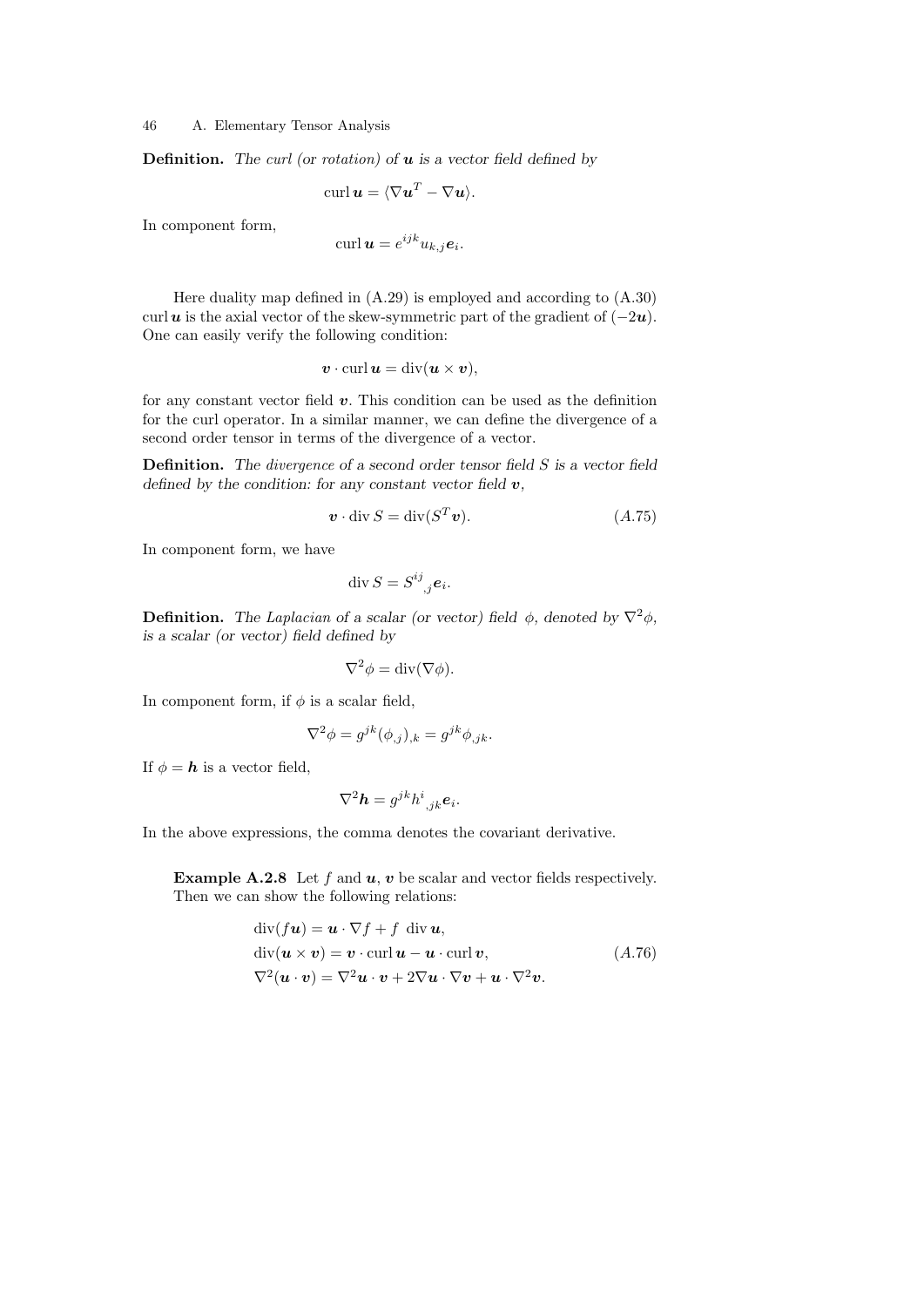**Definition.** *The curl (or rotation) of $\boldsymbol{u}$ is a vector field defined by*

$$\operatorname{curl} \boldsymbol{u} = \langle \nabla \boldsymbol{u}^T - \nabla \boldsymbol{u} \rangle.$$

In component form,

$$\operatorname{curl} \boldsymbol{u} = e^{ijk} u_{k,j} \boldsymbol{e}_i.$$

Here duality map defined in (A.29) is employed and according to (A.30) $\operatorname{curl} \boldsymbol{u}$ is the axial vector of the skew-symmetric part of the gradient of $(-2\boldsymbol{u})$. One can easily verify the following condition:

$$\boldsymbol{v} \cdot \operatorname{curl} \boldsymbol{u} = \operatorname{div}(\boldsymbol{u} \times \boldsymbol{v}),$$

for any constant vector field $\boldsymbol{v}$. This condition can be used as the definition for the curl operator. In a similar manner, we can define the divergence of a second order tensor in terms of the divergence of a vector.

**Definition.** *The divergence of a second order tensor field $S$ is a vector field defined by the condition: for any constant vector field $\boldsymbol{v}$,*

$$\boldsymbol{v} \cdot \operatorname{div} S = \operatorname{div}(S^T \boldsymbol{v}). \tag{A.75}$$

In component form, we have

$$\operatorname{div} S = S^{ij}{}_{,j} \boldsymbol{e}_i.$$

**Definition.** *The Laplacian of a scalar (or vector) field $\phi$, denoted by $\nabla^2 \phi$, is a scalar (or vector) field defined by*

$$\nabla^2 \phi = \operatorname{div}(\nabla \phi).$$

In component form, if $\phi$ is a scalar field,

$$\nabla^2 \phi = g^{jk} (\phi_{,j})_{,k} = g^{jk} \phi_{,jk}.$$

If $\phi = \boldsymbol{h}$ is a vector field,

$$\nabla^2 \boldsymbol{h} = g^{jk} h^i{}_{,jk} \boldsymbol{e}_i.$$

In the above expressions, the comma denotes the covariant derivative.

**Example A.2.8** Let $f$ and $\boldsymbol{u}$, $\boldsymbol{v}$ be scalar and vector fields respectively. Then we can show the following relations:

$$\begin{aligned}
&\operatorname{div}(f\boldsymbol{u}) = \boldsymbol{u} \cdot \nabla f + f \ \operatorname{div} \boldsymbol{u}, \\
&\operatorname{div}(\boldsymbol{u} \times \boldsymbol{v}) = \boldsymbol{v} \cdot \operatorname{curl} \boldsymbol{u} - \boldsymbol{u} \cdot \operatorname{curl} \boldsymbol{v}, \\
&\nabla^2(\boldsymbol{u} \cdot \boldsymbol{v}) = \nabla^2 \boldsymbol{u} \cdot \boldsymbol{v} + 2\nabla \boldsymbol{u} \cdot \nabla \boldsymbol{v} + \boldsymbol{u} \cdot \nabla^2 \boldsymbol{v}.
\end{aligned} \tag{A.76}$$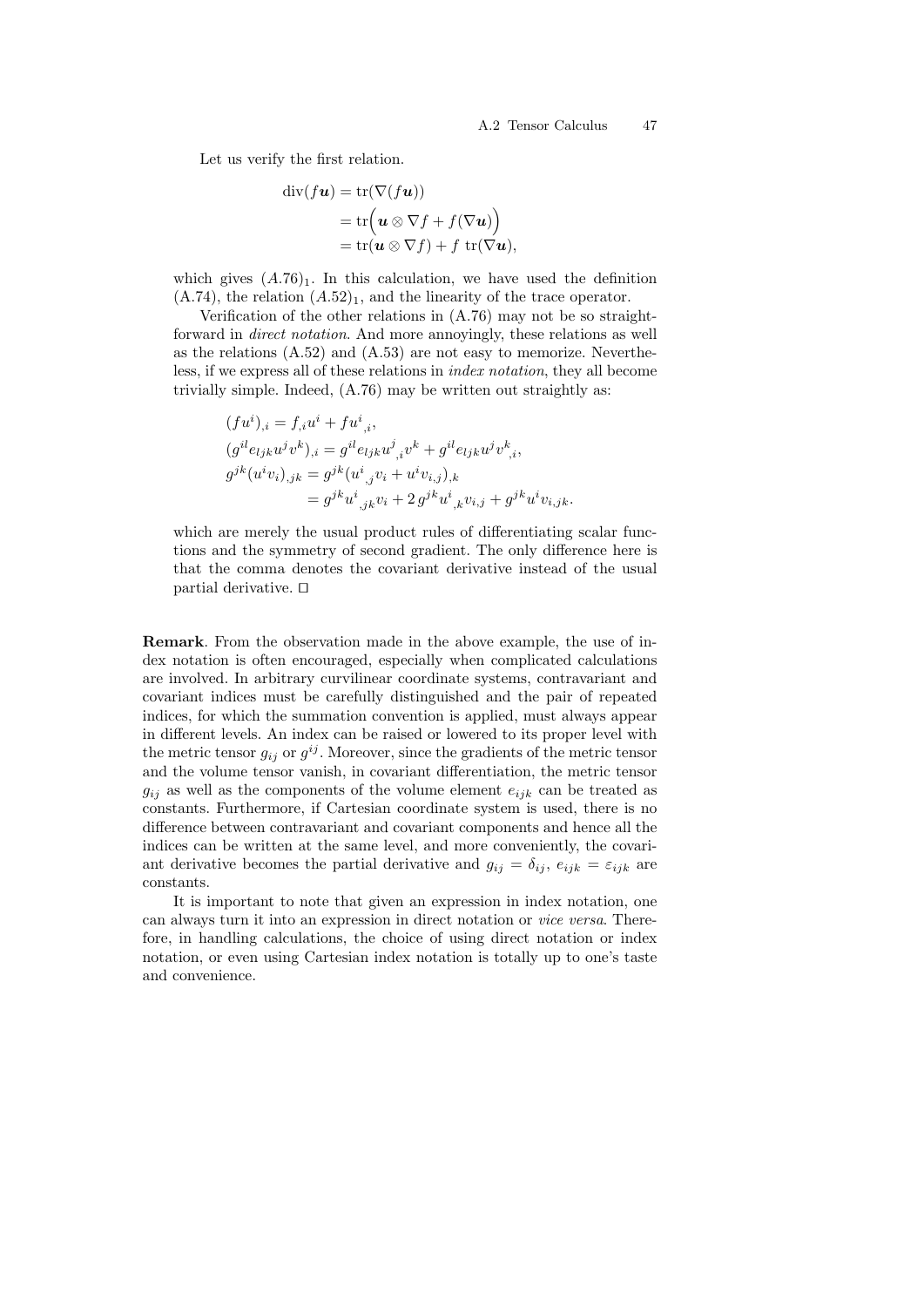Let us verify the first relation.

$$
\begin{aligned}
\operatorname{div}(f\boldsymbol{u}) &= \operatorname{tr}(\nabla(f\boldsymbol{u})) \\
&= \operatorname{tr}\Big(\boldsymbol{u}\otimes\nabla f + f(\nabla\boldsymbol{u})\Big) \\
&= \operatorname{tr}(\boldsymbol{u}\otimes\nabla f) + f\ \operatorname{tr}(\nabla\boldsymbol{u}),
\end{aligned}
$$

which gives $(A.76)_1$. In this calculation, we have used the definition (A.74), the relation $(A.52)_1$, and the linearity of the trace operator.

Verification of the other relations in (A.76) may not be so straightforward in *direct notation*. And more annoyingly, these relations as well as the relations (A.52) and (A.53) are not easy to memorize. Nevertheless, if we express all of these relations in *index notation*, they all become trivially simple. Indeed, (A.76) may be written out straightly as:

$$
\begin{aligned}
&(fu^i)_{,i} = f_{,i}u^i + fu^i{}_{,i}, \\
&(g^{il}e_{ljk}u^jv^k)_{,i} = g^{il}e_{ljk}u^j{}_{,i}v^k + g^{il}e_{ljk}u^jv^k{}_{,i}, \\
&g^{jk}(u^iv_i)_{,jk} = g^{jk}(u^i{}_{,j}v_i + u^iv_{i,j})_{,k} \\
&\qquad\qquad\quad = g^{jk}u^i{}_{,jk}v_i + 2\,g^{jk}u^i{}_{,k}v_{i,j} + g^{jk}u^iv_{i,jk}.
\end{aligned}
$$

which are merely the usual product rules of differentiating scalar functions and the symmetry of second gradient. The only difference here is that the comma denotes the covariant derivative instead of the usual partial derivative. □

**Remark**. From the observation made in the above example, the use of index notation is often encouraged, especially when complicated calculations are involved. In arbitrary curvilinear coordinate systems, contravariant and covariant indices must be carefully distinguished and the pair of repeated indices, for which the summation convention is applied, must always appear in different levels. An index can be raised or lowered to its proper level with the metric tensor $g_{ij}$ or $g^{ij}$. Moreover, since the gradients of the metric tensor and the volume tensor vanish, in covariant differentiation, the metric tensor $g_{ij}$ as well as the components of the volume element $e_{ijk}$ can be treated as constants. Furthermore, if Cartesian coordinate system is used, there is no difference between contravariant and covariant components and hence all the indices can be written at the same level, and more conveniently, the covariant derivative becomes the partial derivative and $g_{ij} = \delta_{ij}$, $e_{ijk} = \varepsilon_{ijk}$ are constants.

It is important to note that given an expression in index notation, one can always turn it into an expression in direct notation or *vice versa*. Therefore, in handling calculations, the choice of using direct notation or index notation, or even using Cartesian index notation is totally up to one's taste and convenience.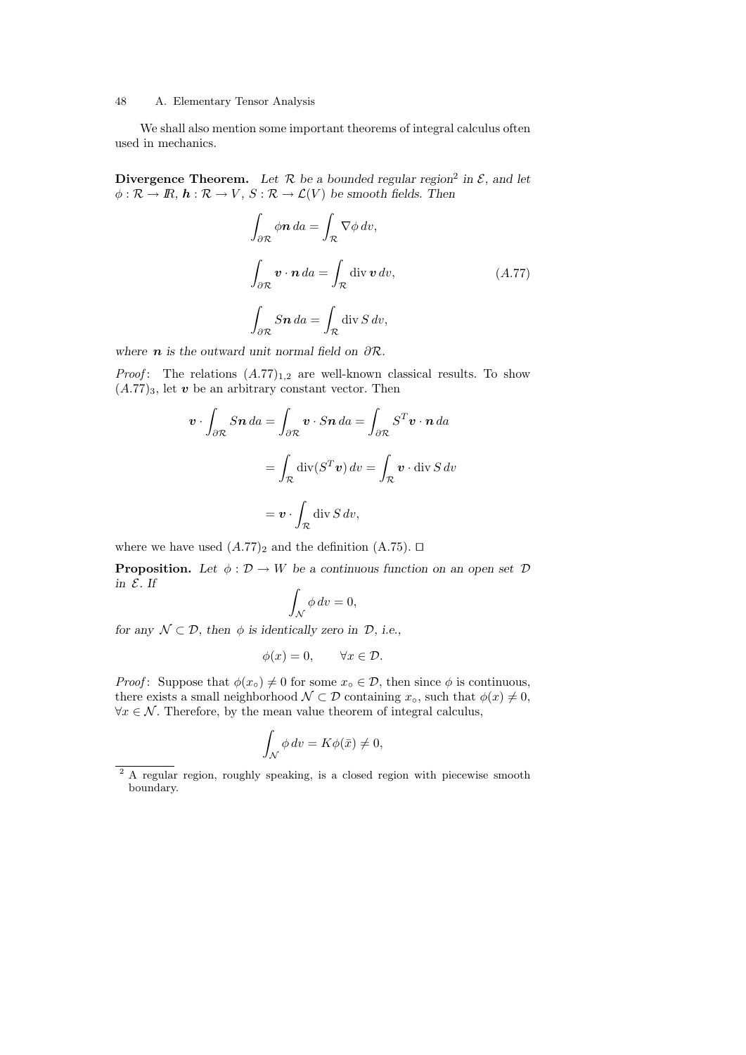We shall also mention some important theorems of integral calculus often used in mechanics.

**Divergence Theorem.** *Let $\mathcal{R}$ be a bounded regular region*[2] *in $\mathcal{E}$, and let $\phi : \mathcal{R} \to I\!R$, $\boldsymbol{h} : \mathcal{R} \to V$, $S : \mathcal{R} \to \mathcal{L}(V)$ be smooth fields. Then*

$$
\begin{aligned}
\int_{\partial\mathcal{R}} \phi \boldsymbol{n}\, da &= \int_{\mathcal{R}} \nabla\phi\, dv, \\
\int_{\partial\mathcal{R}} \boldsymbol{v} \cdot \boldsymbol{n}\, da &= \int_{\mathcal{R}} \operatorname{div} \boldsymbol{v}\, dv, \qquad\qquad (A.77) \\
\int_{\partial\mathcal{R}} S\boldsymbol{n}\, da &= \int_{\mathcal{R}} \operatorname{div} S\, dv,
\end{aligned}
$$

*where $\boldsymbol{n}$ is the outward unit normal field on $\partial\mathcal{R}$.*

*Proof*: The relations $(A.77)_{1,2}$ are well-known classical results. To show $(A.77)_3$, let $\boldsymbol{v}$ be an arbitrary constant vector. Then

$$
\begin{aligned}
\boldsymbol{v} \cdot \int_{\partial\mathcal{R}} S\boldsymbol{n}\, da &= \int_{\partial\mathcal{R}} \boldsymbol{v} \cdot S\boldsymbol{n}\, da = \int_{\partial\mathcal{R}} S^T\boldsymbol{v} \cdot \boldsymbol{n}\, da \\
&= \int_{\mathcal{R}} \operatorname{div}(S^T\boldsymbol{v})\, dv = \int_{\mathcal{R}} \boldsymbol{v} \cdot \operatorname{div} S\, dv \\
&= \boldsymbol{v} \cdot \int_{\mathcal{R}} \operatorname{div} S\, dv,
\end{aligned}
$$

where we have used $(A.77)_2$ and the definition (A.75). □

**Proposition.** *Let $\phi : \mathcal{D} \to W$ be a continuous function on an open set $\mathcal{D}$ in $\mathcal{E}$. If*

$$
\int_{\mathcal{N}} \phi\, dv = 0,
$$

*for any $\mathcal{N} \subset \mathcal{D}$, then $\phi$ is identically zero in $\mathcal{D}$, i.e.,*

$$
\phi(x) = 0, \qquad \forall x \in \mathcal{D}.
$$

*Proof*: Suppose that $\phi(x_\circ) \neq 0$ for some $x_\circ \in \mathcal{D}$, then since $\phi$ is continuous, there exists a small neighborhood $\mathcal{N} \subset \mathcal{D}$ containing $x_\circ$, such that $\phi(x) \neq 0$, $\forall x \in \mathcal{N}$. Therefore, by the mean value theorem of integral calculus,

$$
\int_{\mathcal{N}} \phi\, dv = K\phi(\bar{x}) \neq 0,
$$

[2] A regular region, roughly speaking, is a closed region with piecewise smooth boundary.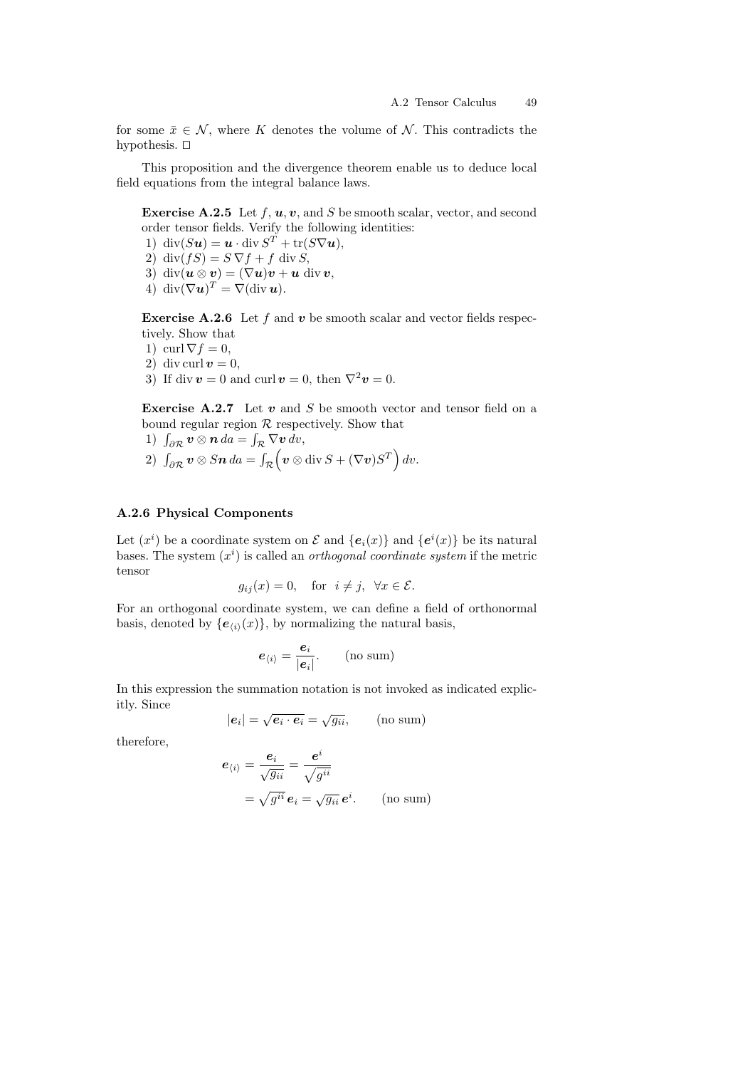for some $\bar{x} \in \mathcal{N}$, where $K$ denotes the volume of $\mathcal{N}$. This contradicts the hypothesis. □

This proposition and the divergence theorem enable us to deduce local field equations from the integral balance laws.

**Exercise A.2.5** Let $f$, $\boldsymbol{u}, \boldsymbol{v}$, and $S$ be smooth scalar, vector, and second order tensor fields. Verify the following identities:
1) $\operatorname{div}(S\boldsymbol{u}) = \boldsymbol{u} \cdot \operatorname{div} S^T + \operatorname{tr}(S\nabla\boldsymbol{u})$,
2) $\operatorname{div}(fS) = S\,\nabla f + f\,\operatorname{div} S$,
3) $\operatorname{div}(\boldsymbol{u} \otimes \boldsymbol{v}) = (\nabla\boldsymbol{u})\boldsymbol{v} + \boldsymbol{u}\,\operatorname{div}\boldsymbol{v}$,
4) $\operatorname{div}(\nabla\boldsymbol{u})^T = \nabla(\operatorname{div}\boldsymbol{u})$.

**Exercise A.2.6** Let $f$ and $\boldsymbol{v}$ be smooth scalar and vector fields respectively. Show that
1) $\operatorname{curl}\nabla f = 0$,
2) $\operatorname{div}\operatorname{curl}\boldsymbol{v} = 0$,
3) If $\operatorname{div}\boldsymbol{v} = 0$ and $\operatorname{curl}\boldsymbol{v} = 0$, then $\nabla^2\boldsymbol{v} = 0$.

**Exercise A.2.7** Let $\boldsymbol{v}$ and $S$ be smooth vector and tensor field on a bound regular region $\mathcal{R}$ respectively. Show that
1) $\int_{\partial\mathcal{R}} \boldsymbol{v} \otimes \boldsymbol{n}\,da = \int_{\mathcal{R}} \nabla\boldsymbol{v}\,dv$,
2) $\int_{\partial\mathcal{R}} \boldsymbol{v} \otimes S\boldsymbol{n}\,da = \int_{\mathcal{R}} \Big(\boldsymbol{v} \otimes \operatorname{div} S + (\nabla\boldsymbol{v})S^T\Big)\,dv$.

### A.2.6 Physical Components

Let $(x^i)$ be a coordinate system on $\mathcal{E}$ and $\{\boldsymbol{e}_i(x)\}$ and $\{\boldsymbol{e}^i(x)\}$ be its natural bases. The system $(x^i)$ is called an *orthogonal coordinate system* if the metric tensor

$$g_{ij}(x) = 0, \quad \text{for} \;\; i \neq j, \;\; \forall x \in \mathcal{E}.$$

For an orthogonal coordinate system, we can define a field of orthonormal basis, denoted by $\{\boldsymbol{e}_{\langle i\rangle}(x)\}$, by normalizing the natural basis,

$$\boldsymbol{e}_{\langle i\rangle} = \frac{\boldsymbol{e}_i}{|\boldsymbol{e}_i|}. \qquad \text{(no sum)}$$

In this expression the summation notation is not invoked as indicated explicitly. Since

$$|\boldsymbol{e}_i| = \sqrt{\boldsymbol{e}_i \cdot \boldsymbol{e}_i} = \sqrt{g_{ii}}, \qquad \text{(no sum)}$$

therefore,

$$\begin{aligned}
\boldsymbol{e}_{\langle i\rangle} &= \frac{\boldsymbol{e}_i}{\sqrt{g_{ii}}} = \frac{\boldsymbol{e}^i}{\sqrt{g^{ii}}} \\
&= \sqrt{g^{ii}}\,\boldsymbol{e}_i = \sqrt{g_{ii}}\,\boldsymbol{e}^i. \qquad \text{(no sum)}
\end{aligned}$$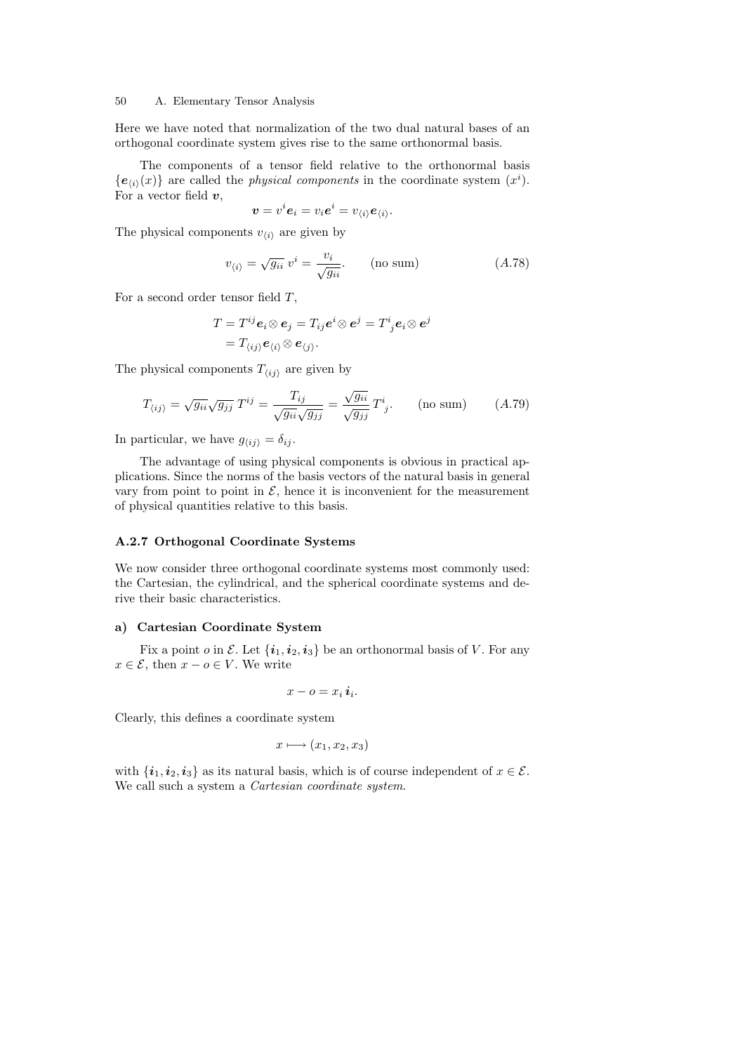Here we have noted that normalization of the two dual natural bases of an orthogonal coordinate system gives rise to the same orthonormal basis.

The components of a tensor field relative to the orthonormal basis $\{\boldsymbol{e}_{\langle i\rangle}(x)\}$ are called the *physical components* in the coordinate system $(x^i)$. For a vector field $\boldsymbol{v}$,

$$\boldsymbol{v} = v^i \boldsymbol{e}_i = v_i \boldsymbol{e}^i = v_{\langle i\rangle} \boldsymbol{e}_{\langle i\rangle}.$$

The physical components $v_{\langle i\rangle}$ are given by

$$v_{\langle i\rangle} = \sqrt{g_{ii}}\; v^i = \frac{v_i}{\sqrt{g_{ii}}}. \qquad \text{(no sum)} \tag{A.78}$$

For a second order tensor field $T$,

$$\begin{aligned} T &= T^{ij} \boldsymbol{e}_i \otimes \boldsymbol{e}_j = T_{ij} \boldsymbol{e}^i \otimes \boldsymbol{e}^j = T^i{}_j \boldsymbol{e}_i \otimes \boldsymbol{e}^j \\ &= T_{\langle ij\rangle} \boldsymbol{e}_{\langle i\rangle} \otimes \boldsymbol{e}_{\langle j\rangle}. \end{aligned}$$

The physical components $T_{\langle ij\rangle}$ are given by

$$T_{\langle ij\rangle} = \sqrt{g_{ii}} \sqrt{g_{jj}}\; T^{ij} = \frac{T_{ij}}{\sqrt{g_{ii}} \sqrt{g_{jj}}} = \frac{\sqrt{g_{ii}}}{\sqrt{g_{jj}}}\, T^i{}_j. \qquad \text{(no sum)} \tag{A.79}$$

In particular, we have $g_{\langle ij\rangle} = \delta_{ij}$.

The advantage of using physical components is obvious in practical applications. Since the norms of the basis vectors of the natural basis in general vary from point to point in $\mathcal{E}$, hence it is inconvenient for the measurement of physical quantities relative to this basis.

### A.2.7 Orthogonal Coordinate Systems

We now consider three orthogonal coordinate systems most commonly used: the Cartesian, the cylindrical, and the spherical coordinate systems and derive their basic characteristics.

#### a) Cartesian Coordinate System

Fix a point $o$ in $\mathcal{E}$. Let $\{\boldsymbol{i}_1, \boldsymbol{i}_2, \boldsymbol{i}_3\}$ be an orthonormal basis of $V$. For any $x \in \mathcal{E}$, then $x - o \in V$. We write

$$x - o = x_i\, \boldsymbol{i}_i.$$

Clearly, this defines a coordinate system

$$x \longmapsto (x_1, x_2, x_3)$$

with $\{\boldsymbol{i}_1, \boldsymbol{i}_2, \boldsymbol{i}_3\}$ as its natural basis, which is of course independent of $x \in \mathcal{E}$. We call such a system a *Cartesian coordinate system*.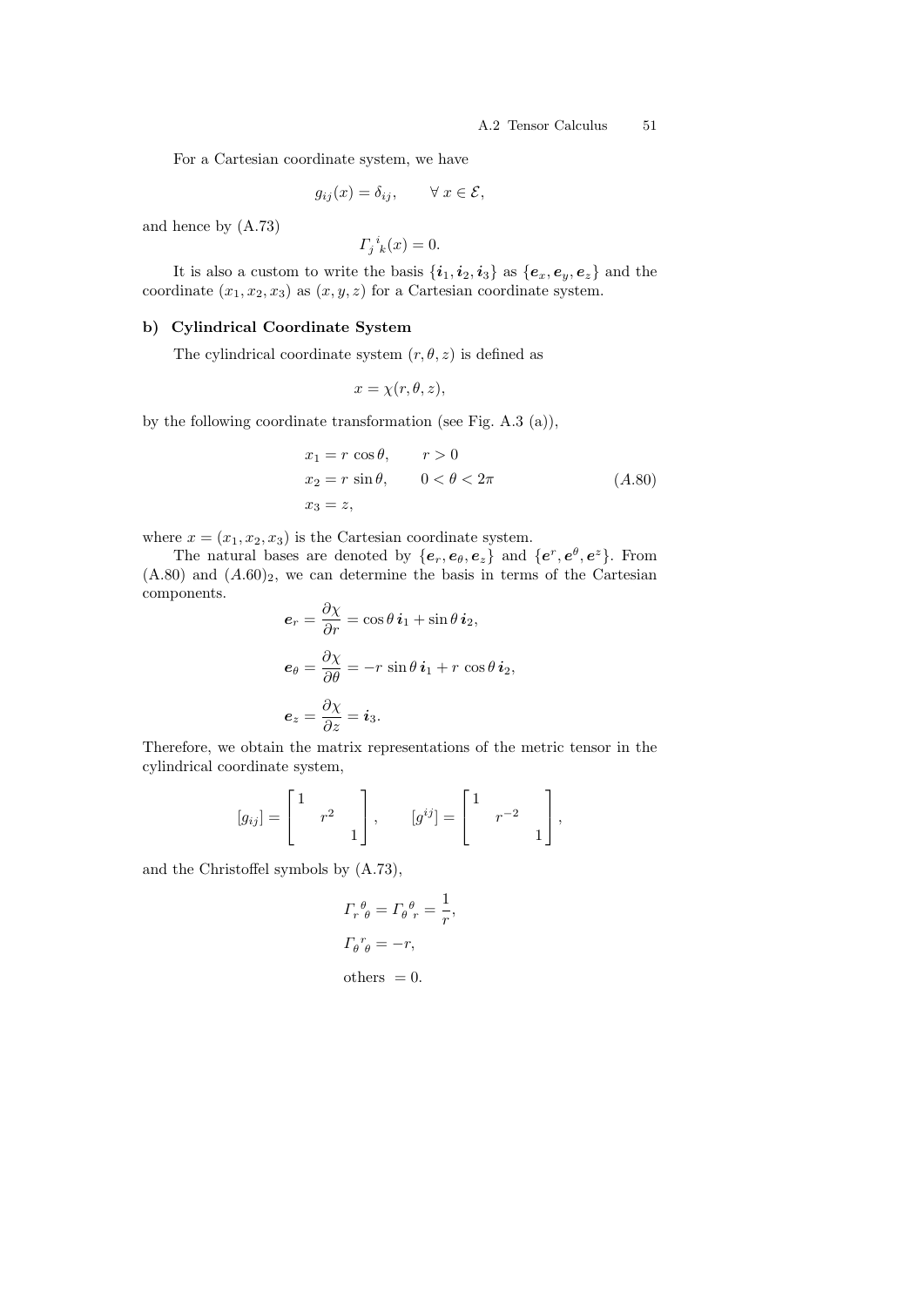For a Cartesian coordinate system, we have

$$g_{ij}(x) = \delta_{ij}, \qquad \forall\, x \in \mathcal{E},$$

and hence by (A.73)

$$\Gamma_j{}^i{}_k(x) = 0.$$

It is also a custom to write the basis $\{\boldsymbol{i}_1, \boldsymbol{i}_2, \boldsymbol{i}_3\}$ as $\{\boldsymbol{e}_x, \boldsymbol{e}_y, \boldsymbol{e}_z\}$ and the coordinate $(x_1, x_2, x_3)$ as $(x, y, z)$ for a Cartesian coordinate system.

### b) Cylindrical Coordinate System

The cylindrical coordinate system $(r, \theta, z)$ is defined as

$$x = \chi(r, \theta, z),$$

by the following coordinate transformation (see Fig. A.3 (a)),

$$\begin{aligned} x_1 &= r\,\cos\theta, \qquad r > 0 \\ x_2 &= r\,\sin\theta, \qquad 0 < \theta < 2\pi \\ x_3 &= z, \end{aligned} \tag{A.80}$$

where $x = (x_1, x_2, x_3)$ is the Cartesian coordinate system.

The natural bases are denoted by $\{\boldsymbol{e}_r, \boldsymbol{e}_\theta, \boldsymbol{e}_z\}$ and $\{\boldsymbol{e}^r, \boldsymbol{e}^\theta, \boldsymbol{e}^z\}$. From (A.80) and $(A.60)_2$, we can determine the basis in terms of the Cartesian components.

$$\begin{aligned} \boldsymbol{e}_r &= \frac{\partial\chi}{\partial r} = \cos\theta\,\boldsymbol{i}_1 + \sin\theta\,\boldsymbol{i}_2, \\ \boldsymbol{e}_\theta &= \frac{\partial\chi}{\partial\theta} = -r\,\sin\theta\,\boldsymbol{i}_1 + r\,\cos\theta\,\boldsymbol{i}_2, \\ \boldsymbol{e}_z &= \frac{\partial\chi}{\partial z} = \boldsymbol{i}_3. \end{aligned}$$

Therefore, we obtain the matrix representations of the metric tensor in the cylindrical coordinate system,

$$[g_{ij}] = \begin{bmatrix} 1 & & \\ & r^2 & \\ & & 1 \end{bmatrix}, \qquad [g^{ij}] = \begin{bmatrix} 1 & & \\ & r^{-2} & \\ & & 1 \end{bmatrix},$$

and the Christoffel symbols by (A.73),

$$\begin{aligned} &\Gamma_r{}^\theta{}_\theta = \Gamma_\theta{}^\theta{}_r = \frac{1}{r}, \\ &\Gamma_\theta{}^r{}_\theta = -r, \\ &\text{others } = 0. \end{aligned}$$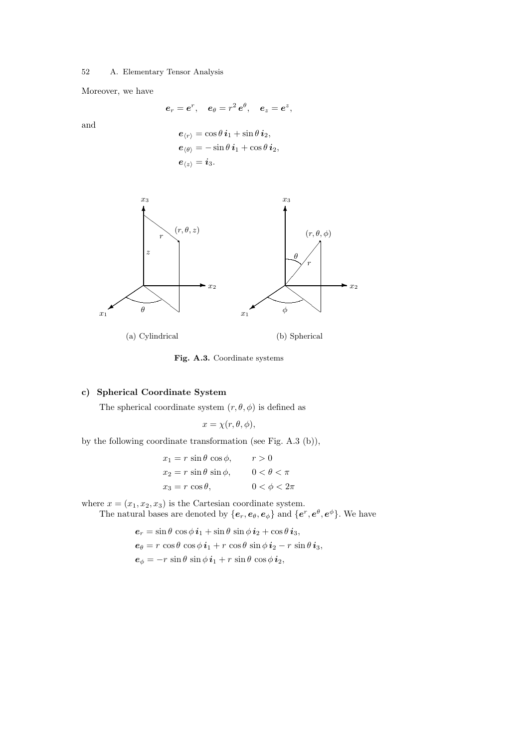Moreover, we have

$$\boldsymbol{e}_r = \boldsymbol{e}^r, \quad \boldsymbol{e}_\theta = r^2\, \boldsymbol{e}^\theta, \quad \boldsymbol{e}_z = \boldsymbol{e}^z,$$

and

$$\begin{aligned}
\boldsymbol{e}_{\langle r \rangle} &= \cos\theta\, \boldsymbol{i}_1 + \sin\theta\, \boldsymbol{i}_2, \\
\boldsymbol{e}_{\langle \theta \rangle} &= -\sin\theta\, \boldsymbol{i}_1 + \cos\theta\, \boldsymbol{i}_2, \\
\boldsymbol{e}_{\langle z \rangle} &= \boldsymbol{i}_3.
\end{aligned}$$

(a) Cylindrical (b) Spherical

**Fig. A.3.** Coordinate systems

### c) Spherical Coordinate System

The spherical coordinate system $(r, \theta, \phi)$ is defined as

$$x = \chi(r, \theta, \phi),$$

by the following coordinate transformation (see Fig. A.3 (b)),

$$\begin{aligned}
x_1 &= r\, \sin\theta\, \cos\phi, & r &> 0 \\
x_2 &= r\, \sin\theta\, \sin\phi, & 0 &< \theta < \pi \\
x_3 &= r\, \cos\theta, & 0 &< \phi < 2\pi
\end{aligned}$$

where $x = (x_1, x_2, x_3)$ is the Cartesian coordinate system.

The natural bases are denoted by $\{\boldsymbol{e}_r, \boldsymbol{e}_\theta, \boldsymbol{e}_\phi\}$ and $\{\boldsymbol{e}^r, \boldsymbol{e}^\theta, \boldsymbol{e}^\phi\}$. We have

$$\begin{aligned}
\boldsymbol{e}_r &= \sin\theta\, \cos\phi\, \boldsymbol{i}_1 + \sin\theta\, \sin\phi\, \boldsymbol{i}_2 + \cos\theta\, \boldsymbol{i}_3, \\
\boldsymbol{e}_\theta &= r\, \cos\theta\, \cos\phi\, \boldsymbol{i}_1 + r\, \cos\theta\, \sin\phi\, \boldsymbol{i}_2 - r\, \sin\theta\, \boldsymbol{i}_3, \\
\boldsymbol{e}_\phi &= -r\, \sin\theta\, \sin\phi\, \boldsymbol{i}_1 + r\, \sin\theta\, \cos\phi\, \boldsymbol{i}_2,
\end{aligned}$$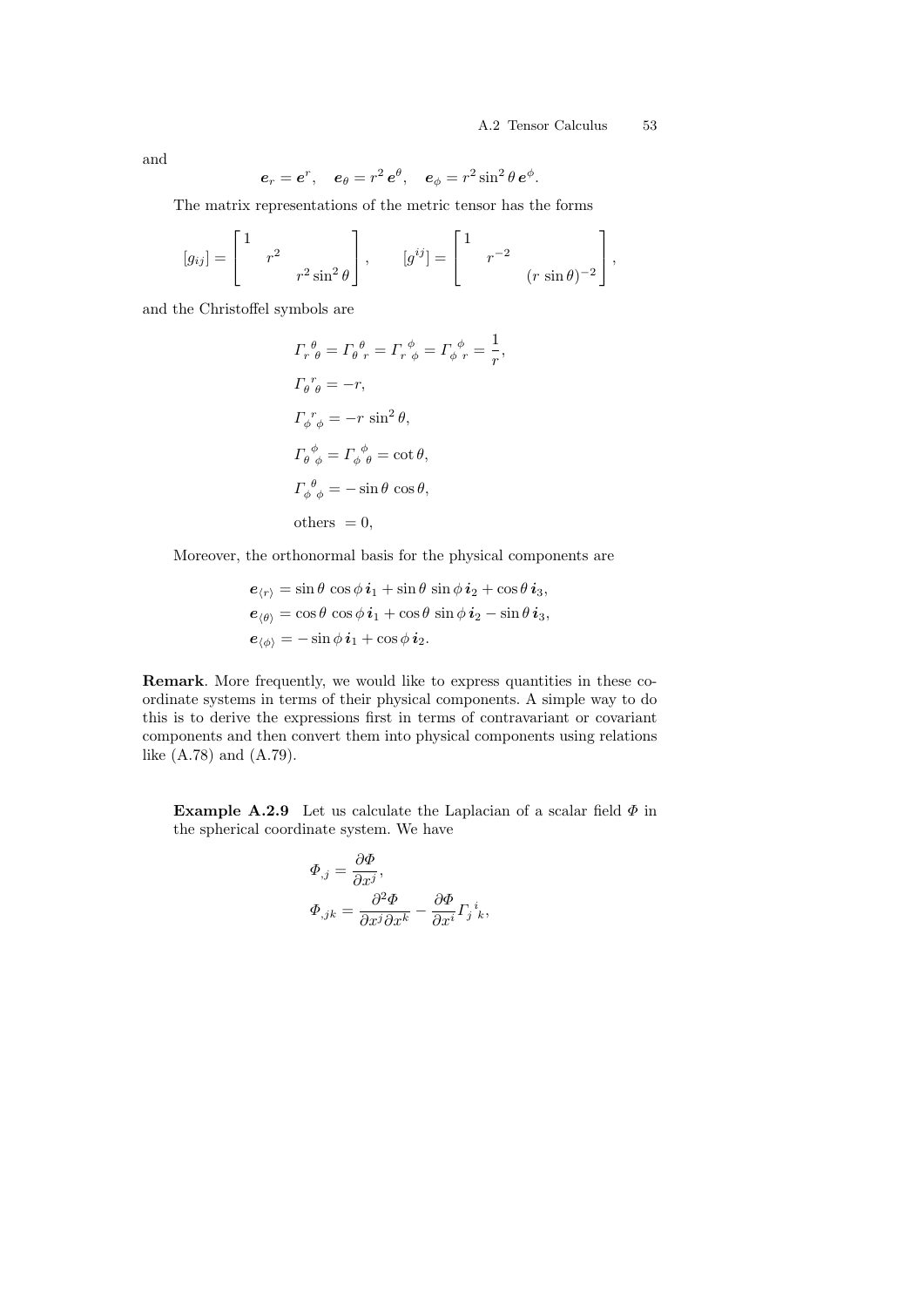and

$$\boldsymbol{e}_r = \boldsymbol{e}^r, \quad \boldsymbol{e}_\theta = r^2\,\boldsymbol{e}^\theta, \quad \boldsymbol{e}_\phi = r^2 \sin^2\theta\,\boldsymbol{e}^\phi.$$

The matrix representations of the metric tensor has the forms

$$[g_{ij}] = \begin{bmatrix} 1 & & \\ & r^2 & \\ & & r^2\sin^2\theta \end{bmatrix}, \qquad [g^{ij}] = \begin{bmatrix} 1 & & \\ & r^{-2} & \\ & & (r\,\sin\theta)^{-2} \end{bmatrix},$$

and the Christoffel symbols are

$$\begin{aligned}
&\Gamma_{r\ \theta}^{\ \theta} = \Gamma_{\theta\ r}^{\ \theta} = \Gamma_{r\ \phi}^{\ \phi} = \Gamma_{\phi\ r}^{\ \phi} = \frac{1}{r},\\
&\Gamma_{\theta\ \theta}^{\ r} = -r,\\
&\Gamma_{\phi\ \phi}^{\ r} = -r\,\sin^2\theta,\\
&\Gamma_{\theta\ \phi}^{\ \phi} = \Gamma_{\phi\ \theta}^{\ \phi} = \cot\theta,\\
&\Gamma_{\phi\ \phi}^{\ \theta} = -\sin\theta\,\cos\theta,\\
&\text{others } = 0,
\end{aligned}$$

Moreover, the orthonormal basis for the physical components are

$$\begin{aligned}
&\boldsymbol{e}_{\langle r\rangle} = \sin\theta\,\cos\phi\,\boldsymbol{i}_1 + \sin\theta\,\sin\phi\,\boldsymbol{i}_2 + \cos\theta\,\boldsymbol{i}_3,\\
&\boldsymbol{e}_{\langle\theta\rangle} = \cos\theta\,\cos\phi\,\boldsymbol{i}_1 + \cos\theta\,\sin\phi\,\boldsymbol{i}_2 - \sin\theta\,\boldsymbol{i}_3,\\
&\boldsymbol{e}_{\langle\phi\rangle} = -\sin\phi\,\boldsymbol{i}_1 + \cos\phi\,\boldsymbol{i}_2.
\end{aligned}$$

**Remark**. More frequently, we would like to express quantities in these coordinate systems in terms of their physical components. A simple way to do this is to derive the expressions first in terms of contravariant or covariant components and then convert them into physical components using relations like (A.78) and (A.79).

**Example A.2.9** Let us calculate the Laplacian of a scalar field $\Phi$ in the spherical coordinate system. We have

$$\begin{aligned}
&\Phi_{,j} = \frac{\partial\Phi}{\partial x^j},\\
&\Phi_{,jk} = \frac{\partial^2\Phi}{\partial x^j\partial x^k} - \frac{\partial\Phi}{\partial x^i}\Gamma_{j\ k}^{\ i},
\end{aligned}$$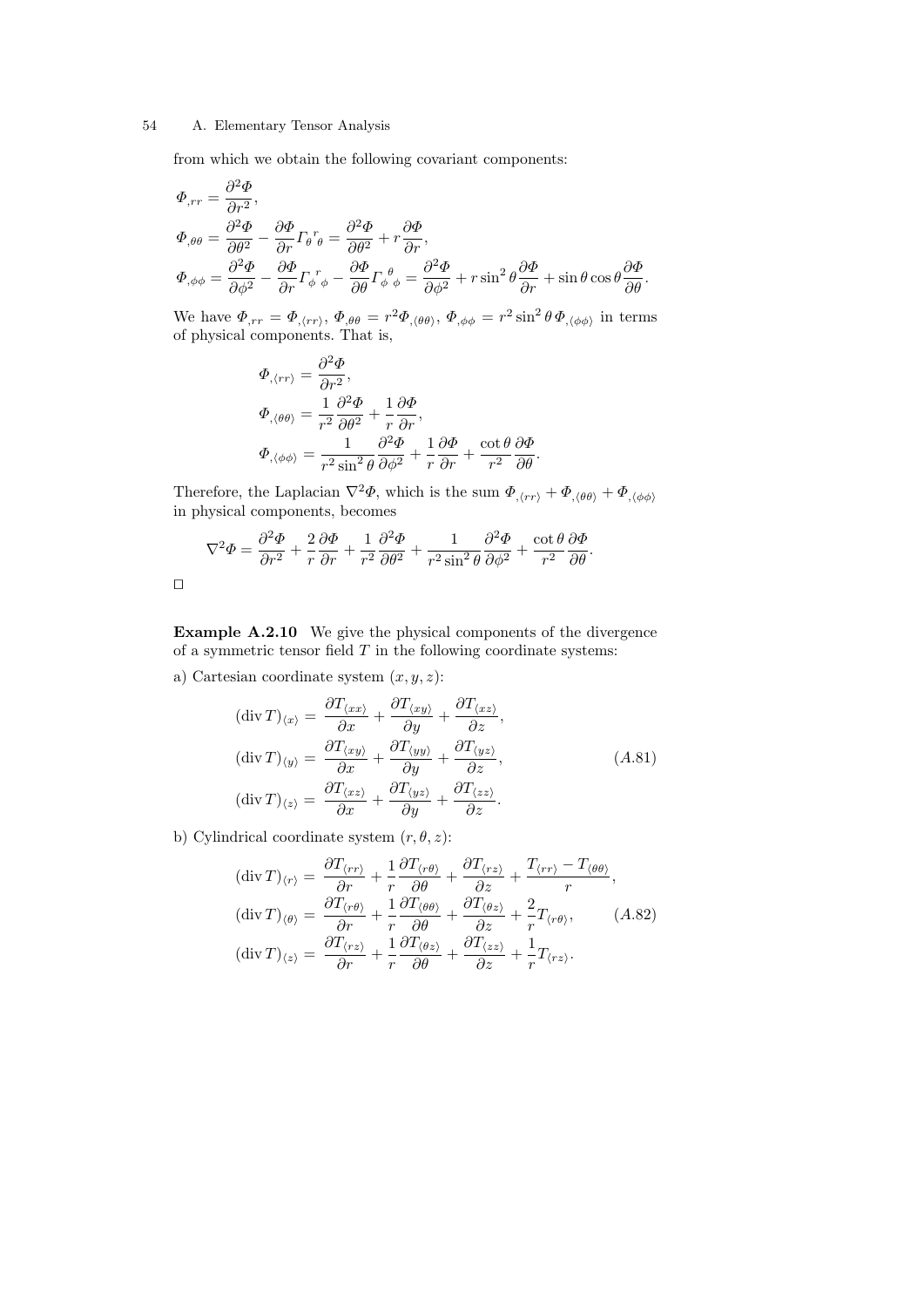from which we obtain the following covariant components:

$$
\begin{aligned}
\Phi_{,rr} &= \frac{\partial^2 \Phi}{\partial r^2}, \\
\Phi_{,\theta\theta} &= \frac{\partial^2 \Phi}{\partial \theta^2} - \frac{\partial \Phi}{\partial r} \Gamma_{\theta}{}^{r}{}_{\theta} = \frac{\partial^2 \Phi}{\partial \theta^2} + r \frac{\partial \Phi}{\partial r}, \\
\Phi_{,\phi\phi} &= \frac{\partial^2 \Phi}{\partial \phi^2} - \frac{\partial \Phi}{\partial r} \Gamma_{\phi}{}^{r}{}_{\phi} - \frac{\partial \Phi}{\partial \theta} \Gamma_{\phi}{}^{\theta}{}_{\phi} = \frac{\partial^2 \Phi}{\partial \phi^2} + r \sin^2\theta \frac{\partial \Phi}{\partial r} + \sin\theta\cos\theta \frac{\partial \Phi}{\partial \theta}.
\end{aligned}
$$

We have $\Phi_{,rr} = \Phi_{,\langle rr\rangle}$, $\Phi_{,\theta\theta} = r^2 \Phi_{,\langle\theta\theta\rangle}$, $\Phi_{,\phi\phi} = r^2 \sin^2\theta \, \Phi_{,\langle\phi\phi\rangle}$ in terms of physical components. That is,

$$
\begin{aligned}
\Phi_{,\langle rr\rangle} &= \frac{\partial^2 \Phi}{\partial r^2}, \\
\Phi_{,\langle\theta\theta\rangle} &= \frac{1}{r^2} \frac{\partial^2 \Phi}{\partial \theta^2} + \frac{1}{r} \frac{\partial \Phi}{\partial r}, \\
\Phi_{,\langle\phi\phi\rangle} &= \frac{1}{r^2 \sin^2\theta} \frac{\partial^2 \Phi}{\partial \phi^2} + \frac{1}{r} \frac{\partial \Phi}{\partial r} + \frac{\cot\theta}{r^2} \frac{\partial \Phi}{\partial \theta}.
\end{aligned}
$$

Therefore, the Laplacian $\nabla^2 \Phi$, which is the sum $\Phi_{,\langle rr\rangle} + \Phi_{,\langle\theta\theta\rangle} + \Phi_{,\langle\phi\phi\rangle}$ in physical components, becomes

$$
\nabla^2 \Phi = \frac{\partial^2 \Phi}{\partial r^2} + \frac{2}{r} \frac{\partial \Phi}{\partial r} + \frac{1}{r^2} \frac{\partial^2 \Phi}{\partial \theta^2} + \frac{1}{r^2 \sin^2\theta} \frac{\partial^2 \Phi}{\partial \phi^2} + \frac{\cot\theta}{r^2} \frac{\partial \Phi}{\partial \theta}.
$$

□

**Example A.2.10** We give the physical components of the divergence of a symmetric tensor field $T$ in the following coordinate systems:

a) Cartesian coordinate system $(x, y, z)$:

$$
\begin{aligned}
(\operatorname{div} T)_{\langle x\rangle} &= \frac{\partial T_{\langle xx\rangle}}{\partial x} + \frac{\partial T_{\langle xy\rangle}}{\partial y} + \frac{\partial T_{\langle xz\rangle}}{\partial z}, \\
(\operatorname{div} T)_{\langle y\rangle} &= \frac{\partial T_{\langle xy\rangle}}{\partial x} + \frac{\partial T_{\langle yy\rangle}}{\partial y} + \frac{\partial T_{\langle yz\rangle}}{\partial z}, \\
(\operatorname{div} T)_{\langle z\rangle} &= \frac{\partial T_{\langle xz\rangle}}{\partial x} + \frac{\partial T_{\langle yz\rangle}}{\partial y} + \frac{\partial T_{\langle zz\rangle}}{\partial z}.
\end{aligned}
\tag{A.81}
$$

b) Cylindrical coordinate system $(r, \theta, z)$:

$$
\begin{aligned}
(\operatorname{div} T)_{\langle r\rangle} &= \frac{\partial T_{\langle rr\rangle}}{\partial r} + \frac{1}{r} \frac{\partial T_{\langle r\theta\rangle}}{\partial \theta} + \frac{\partial T_{\langle rz\rangle}}{\partial z} + \frac{T_{\langle rr\rangle} - T_{\langle\theta\theta\rangle}}{r}, \\
(\operatorname{div} T)_{\langle\theta\rangle} &= \frac{\partial T_{\langle r\theta\rangle}}{\partial r} + \frac{1}{r} \frac{\partial T_{\langle\theta\theta\rangle}}{\partial \theta} + \frac{\partial T_{\langle\theta z\rangle}}{\partial z} + \frac{2}{r} T_{\langle r\theta\rangle}, \\
(\operatorname{div} T)_{\langle z\rangle} &= \frac{\partial T_{\langle rz\rangle}}{\partial r} + \frac{1}{r} \frac{\partial T_{\langle\theta z\rangle}}{\partial \theta} + \frac{\partial T_{\langle zz\rangle}}{\partial z} + \frac{1}{r} T_{\langle rz\rangle}.
\end{aligned}
\tag{A.82}
$$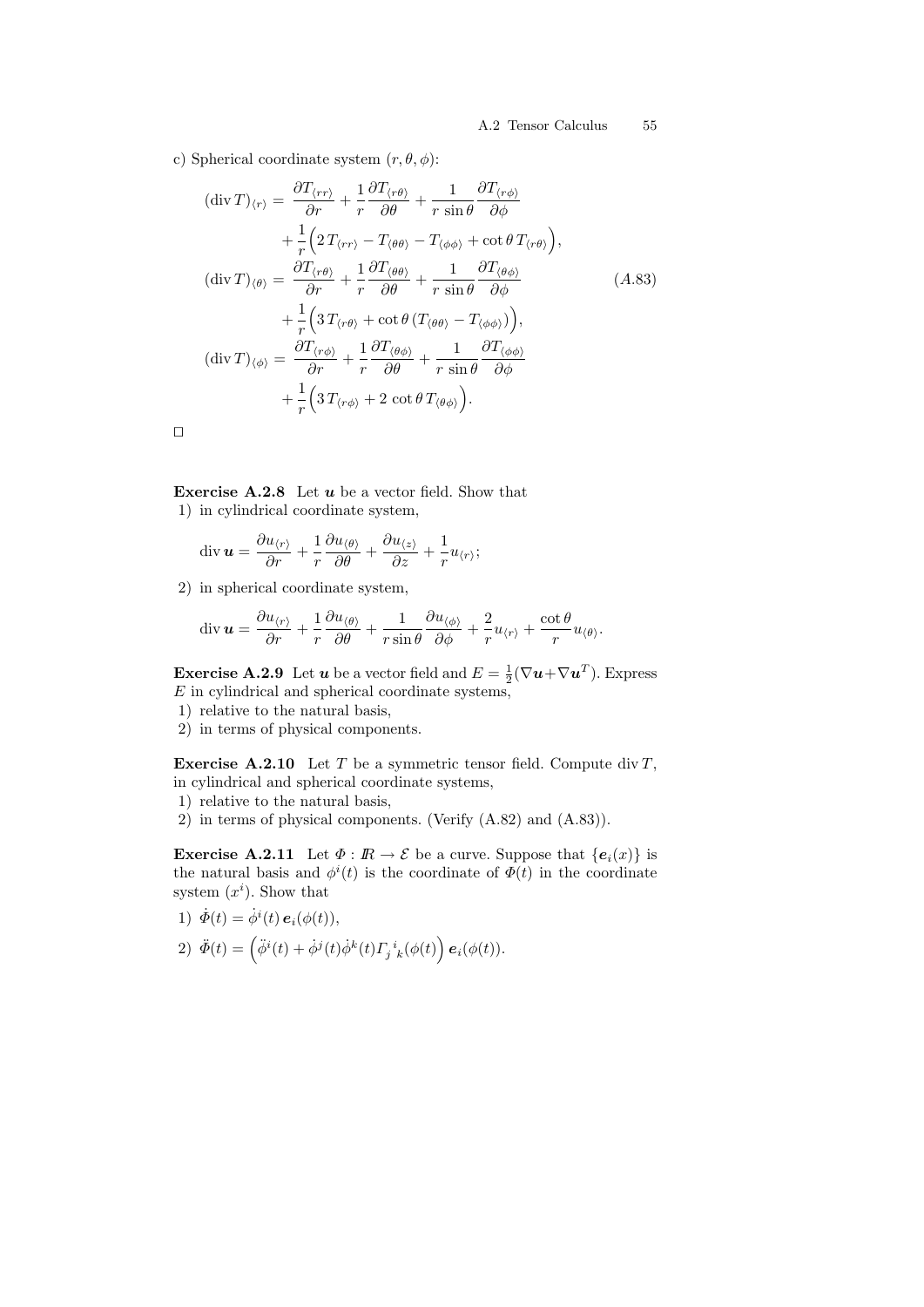c) Spherical coordinate system $(r, \theta, \phi)$:

$$
\begin{aligned}
(\operatorname{div} T)_{\langle r\rangle} = \; & \frac{\partial T_{\langle rr\rangle}}{\partial r} + \frac{1}{r}\frac{\partial T_{\langle r\theta\rangle}}{\partial \theta} + \frac{1}{r\,\sin\theta}\frac{\partial T_{\langle r\phi\rangle}}{\partial \phi} \\
& + \frac{1}{r}\Big(2\,T_{\langle rr\rangle} - T_{\langle \theta\theta\rangle} - T_{\langle \phi\phi\rangle} + \cot\theta\, T_{\langle r\theta\rangle}\Big), \\
(\operatorname{div} T)_{\langle \theta\rangle} = \; & \frac{\partial T_{\langle r\theta\rangle}}{\partial r} + \frac{1}{r}\frac{\partial T_{\langle \theta\theta\rangle}}{\partial \theta} + \frac{1}{r\,\sin\theta}\frac{\partial T_{\langle \theta\phi\rangle}}{\partial \phi} \\
& + \frac{1}{r}\Big(3\,T_{\langle r\theta\rangle} + \cot\theta\,(T_{\langle \theta\theta\rangle} - T_{\langle \phi\phi\rangle})\Big), \\
(\operatorname{div} T)_{\langle \phi\rangle} = \; & \frac{\partial T_{\langle r\phi\rangle}}{\partial r} + \frac{1}{r}\frac{\partial T_{\langle \theta\phi\rangle}}{\partial \theta} + \frac{1}{r\,\sin\theta}\frac{\partial T_{\langle \phi\phi\rangle}}{\partial \phi} \\
& + \frac{1}{r}\Big(3\,T_{\langle r\phi\rangle} + 2\,\cot\theta\, T_{\langle \theta\phi\rangle}\Big).
\end{aligned}
\tag{A.83}
$$

□

**Exercise A.2.8** Let $\boldsymbol{u}$ be a vector field. Show that

1) in cylindrical coordinate system,

$$\operatorname{div}\boldsymbol{u} = \frac{\partial u_{\langle r\rangle}}{\partial r} + \frac{1}{r}\frac{\partial u_{\langle \theta\rangle}}{\partial \theta} + \frac{\partial u_{\langle z\rangle}}{\partial z} + \frac{1}{r}u_{\langle r\rangle};$$

2) in spherical coordinate system,

$$\operatorname{div}\boldsymbol{u} = \frac{\partial u_{\langle r\rangle}}{\partial r} + \frac{1}{r}\frac{\partial u_{\langle \theta\rangle}}{\partial \theta} + \frac{1}{r\sin\theta}\frac{\partial u_{\langle \phi\rangle}}{\partial \phi} + \frac{2}{r}u_{\langle r\rangle} + \frac{\cot\theta}{r}u_{\langle \theta\rangle}.$$

**Exercise A.2.9** Let $\boldsymbol{u}$ be a vector field and $E = \frac{1}{2}(\nabla\boldsymbol{u} + \nabla\boldsymbol{u}^T)$. Express $E$ in cylindrical and spherical coordinate systems,

1) relative to the natural basis,
2) in terms of physical components.

**Exercise A.2.10** Let $T$ be a symmetric tensor field. Compute $\operatorname{div} T$, in cylindrical and spherical coordinate systems,

1) relative to the natural basis,
2) in terms of physical components. (Verify (A.82) and (A.83)).

**Exercise A.2.11** Let $\Phi : I\!R \to \mathcal{E}$ be a curve. Suppose that $\{\boldsymbol{e}_i(x)\}$ is the natural basis and $\phi^i(t)$ is the coordinate of $\Phi(t)$ in the coordinate system $(x^i)$. Show that

1) $\dot{\Phi}(t) = \dot{\phi}^i(t)\,\boldsymbol{e}_i(\phi(t))$,
2) $\ddot{\Phi}(t) = \Big(\ddot{\phi}^i(t) + \dot{\phi}^j(t)\dot{\phi}^k(t)\Gamma_j{}^i{}_k(\phi(t)\Big)\,\boldsymbol{e}_i(\phi(t))$.